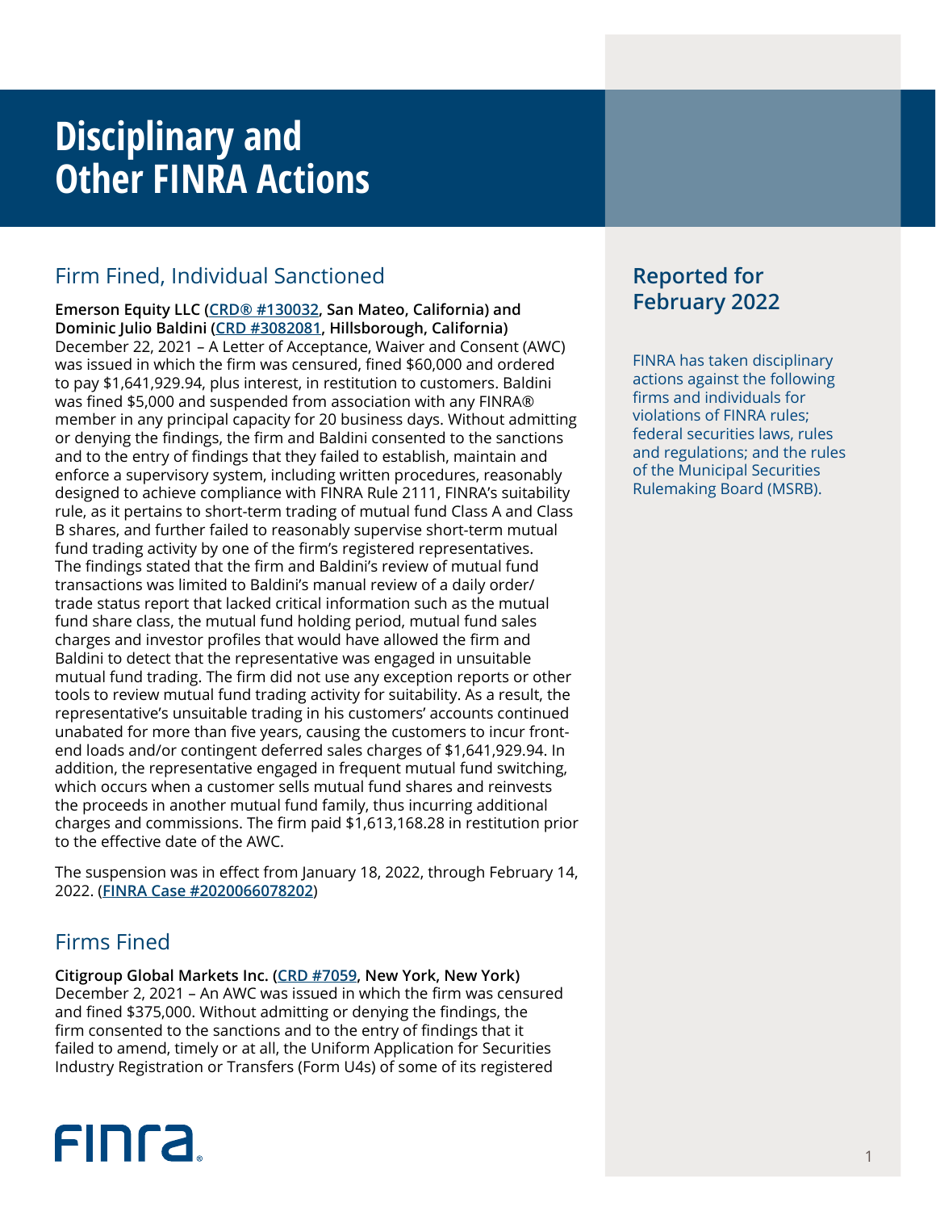# Disciplinary and Other FINRA Actions

## Reported for February 2022

FINRA has taken disciplinary actions against the following firms and individuals for violations of FINRA rules; federal securities laws, rules and regulations; and the rules of the Municipal Securities Rulemaking Board (MSRB).

## Firm Fined, Individual Sanctioned

**Emerson Equity LLC (CRD® #130032, San Mateo, California) and Dominic Julio Baldini (CRD #3082081, Hillsborough, California)**
December 22, 2021 – A Letter of Acceptance, Waiver and Consent (AWC) was issued in which the firm was censured, fined $60,000 and ordered to pay $1,641,929.94, plus interest, in restitution to customers. Baldini was fined $5,000 and suspended from association with any FINRA® member in any principal capacity for 20 business days. Without admitting or denying the findings, the firm and Baldini consented to the sanctions and to the entry of findings that they failed to establish, maintain and enforce a supervisory system, including written procedures, reasonably designed to achieve compliance with FINRA Rule 2111, FINRA's suitability rule, as it pertains to short-term trading of mutual fund Class A and Class B shares, and further failed to reasonably supervise short-term mutual fund trading activity by one of the firm's registered representatives. The findings stated that the firm and Baldini's review of mutual fund transactions was limited to Baldini's manual review of a daily order/trade status report that lacked critical information such as the mutual fund share class, the mutual fund holding period, mutual fund sales charges and investor profiles that would have allowed the firm and Baldini to detect that the representative was engaged in unsuitable mutual fund trading. The firm did not use any exception reports or other tools to review mutual fund trading activity for suitability. As a result, the representative's unsuitable trading in his customers' accounts continued unabated for more than five years, causing the customers to incur front-end loads and/or contingent deferred sales charges of $1,641,929.94. In addition, the representative engaged in frequent mutual fund switching, which occurs when a customer sells mutual fund shares and reinvests the proceeds in another mutual fund family, thus incurring additional charges and commissions. The firm paid $1,613,168.28 in restitution prior to the effective date of the AWC.

The suspension was in effect from January 18, 2022, through February 14, 2022. (**FINRA Case #2020066078202**)

## Firms Fined

**Citigroup Global Markets Inc. (CRD #7059, New York, New York)**
December 2, 2021 – An AWC was issued in which the firm was censured and fined $375,000. Without admitting or denying the findings, the firm consented to the sanctions and to the entry of findings that it failed to amend, timely or at all, the Uniform Application for Securities Industry Registration or Transfers (Form U4s) of some of its registered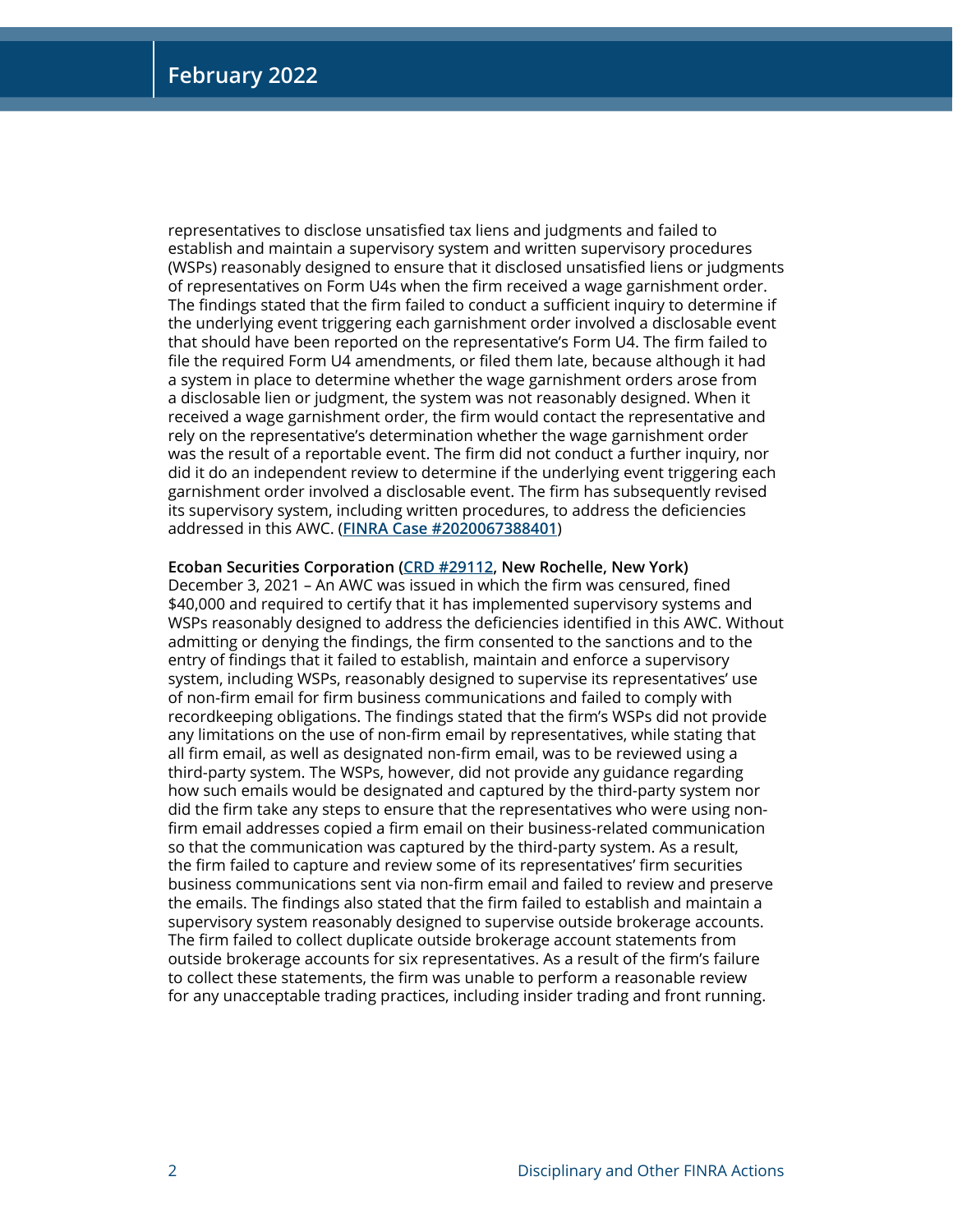representatives to disclose unsatisfied tax liens and judgments and failed to establish and maintain a supervisory system and written supervisory procedures (WSPs) reasonably designed to ensure that it disclosed unsatisfied liens or judgments of representatives on Form U4s when the firm received a wage garnishment order. The findings stated that the firm failed to conduct a sufficient inquiry to determine if the underlying event triggering each garnishment order involved a disclosable event that should have been reported on the representative's Form U4. The firm failed to file the required Form U4 amendments, or filed them late, because although it had a system in place to determine whether the wage garnishment orders arose from a disclosable lien or judgment, the system was not reasonably designed. When it received a wage garnishment order, the firm would contact the representative and rely on the representative's determination whether the wage garnishment order was the result of a reportable event. The firm did not conduct a further inquiry, nor did it do an independent review to determine if the underlying event triggering each garnishment order involved a disclosable event. The firm has subsequently revised its supervisory system, including written procedures, to address the deficiencies addressed in this AWC. (**FINRA Case #2020067388401**)

**Ecoban Securities Corporation (CRD #29112, New Rochelle, New York)**
December 3, 2021 – An AWC was issued in which the firm was censured, fined $40,000 and required to certify that it has implemented supervisory systems and WSPs reasonably designed to address the deficiencies identified in this AWC. Without admitting or denying the findings, the firm consented to the sanctions and to the entry of findings that it failed to establish, maintain and enforce a supervisory system, including WSPs, reasonably designed to supervise its representatives' use of non-firm email for firm business communications and failed to comply with recordkeeping obligations. The findings stated that the firm's WSPs did not provide any limitations on the use of non-firm email by representatives, while stating that all firm email, as well as designated non-firm email, was to be reviewed using a third-party system. The WSPs, however, did not provide any guidance regarding how such emails would be designated and captured by the third-party system nor did the firm take any steps to ensure that the representatives who were using non-firm email addresses copied a firm email on their business-related communication so that the communication was captured by the third-party system. As a result, the firm failed to capture and review some of its representatives' firm securities business communications sent via non-firm email and failed to review and preserve the emails. The findings also stated that the firm failed to establish and maintain a supervisory system reasonably designed to supervise outside brokerage accounts. The firm failed to collect duplicate outside brokerage account statements from outside brokerage accounts for six representatives. As a result of the firm's failure to collect these statements, the firm was unable to perform a reasonable review for any unacceptable trading practices, including insider trading and front running.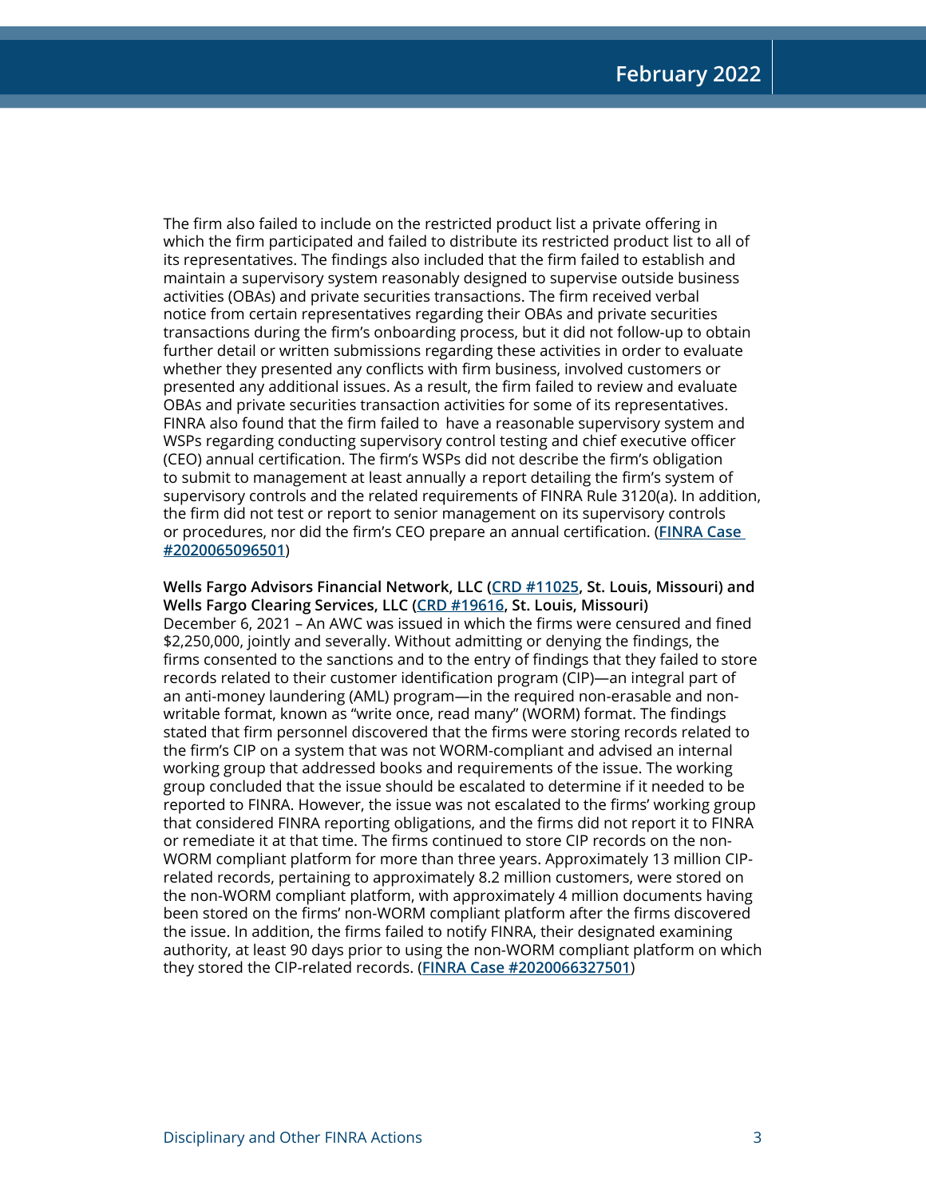The firm also failed to include on the restricted product list a private offering in which the firm participated and failed to distribute its restricted product list to all of its representatives. The findings also included that the firm failed to establish and maintain a supervisory system reasonably designed to supervise outside business activities (OBAs) and private securities transactions. The firm received verbal notice from certain representatives regarding their OBAs and private securities transactions during the firm's onboarding process, but it did not follow-up to obtain further detail or written submissions regarding these activities in order to evaluate whether they presented any conflicts with firm business, involved customers or presented any additional issues. As a result, the firm failed to review and evaluate OBAs and private securities transaction activities for some of its representatives. FINRA also found that the firm failed to have a reasonable supervisory system and WSPs regarding conducting supervisory control testing and chief executive officer (CEO) annual certification. The firm's WSPs did not describe the firm's obligation to submit to management at least annually a report detailing the firm's system of supervisory controls and the related requirements of FINRA Rule 3120(a). In addition, the firm did not test or report to senior management on its supervisory controls or procedures, nor did the firm's CEO prepare an annual certification. (**FINRA Case #2020065096501**)

**Wells Fargo Advisors Financial Network, LLC (CRD #11025, St. Louis, Missouri) and Wells Fargo Clearing Services, LLC (CRD #19616, St. Louis, Missouri)**
December 6, 2021 – An AWC was issued in which the firms were censured and fined $2,250,000, jointly and severally. Without admitting or denying the findings, the firms consented to the sanctions and to the entry of findings that they failed to store records related to their customer identification program (CIP)—an integral part of an anti-money laundering (AML) program—in the required non-erasable and non-writable format, known as "write once, read many" (WORM) format. The findings stated that firm personnel discovered that the firms were storing records related to the firm's CIP on a system that was not WORM-compliant and advised an internal working group that addressed books and requirements of the issue. The working group concluded that the issue should be escalated to determine if it needed to be reported to FINRA. However, the issue was not escalated to the firms' working group that considered FINRA reporting obligations, and the firms did not report it to FINRA or remediate it at that time. The firms continued to store CIP records on the non-WORM compliant platform for more than three years. Approximately 13 million CIP-related records, pertaining to approximately 8.2 million customers, were stored on the non-WORM compliant platform, with approximately 4 million documents having been stored on the firms' non-WORM compliant platform after the firms discovered the issue. In addition, the firms failed to notify FINRA, their designated examining authority, at least 90 days prior to using the non-WORM compliant platform on which they stored the CIP-related records. (**FINRA Case #2020066327501**)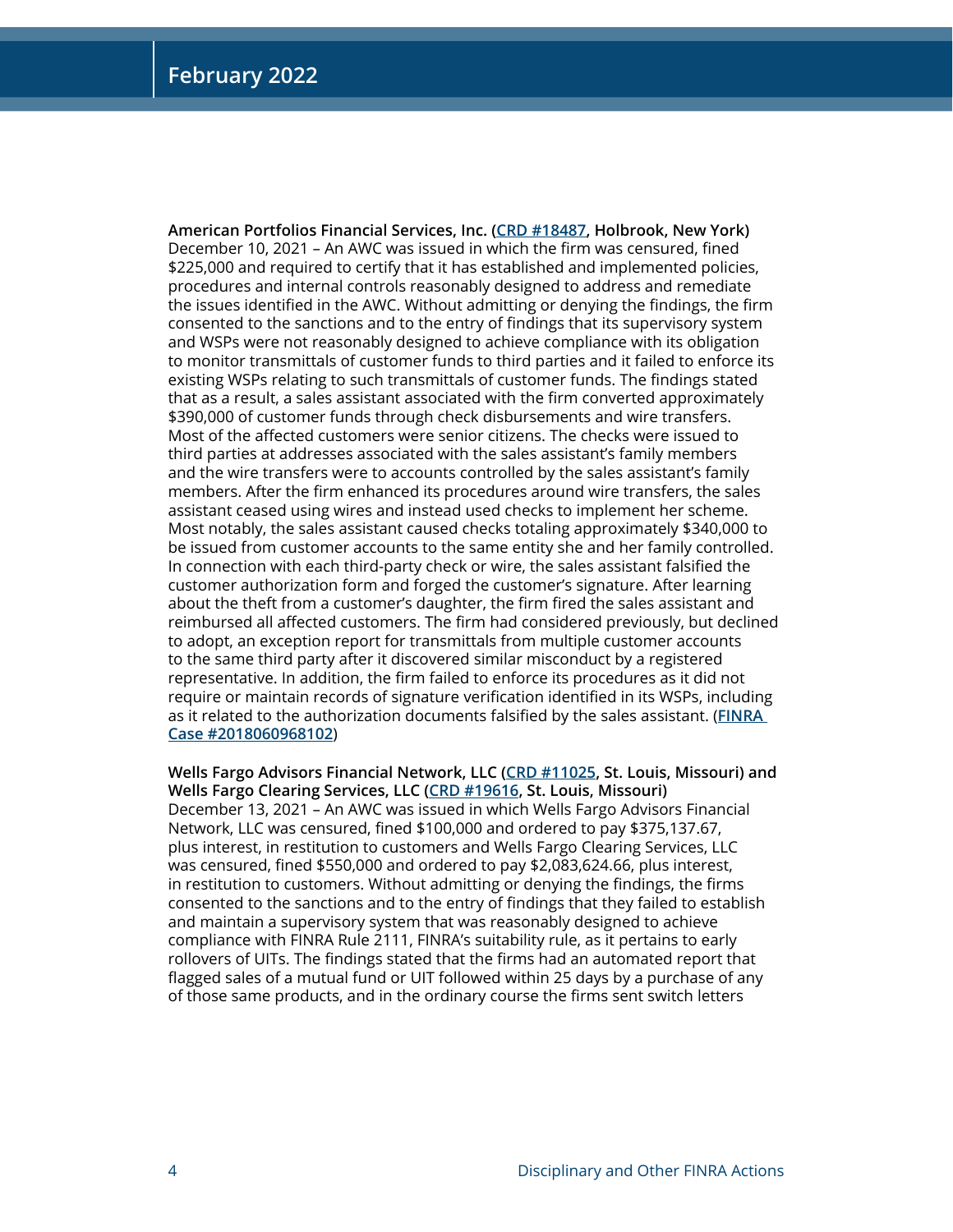**American Portfolios Financial Services, Inc. (CRD #18487, Holbrook, New York)**
December 10, 2021 – An AWC was issued in which the firm was censured, fined $225,000 and required to certify that it has established and implemented policies, procedures and internal controls reasonably designed to address and remediate the issues identified in the AWC. Without admitting or denying the findings, the firm consented to the sanctions and to the entry of findings that its supervisory system and WSPs were not reasonably designed to achieve compliance with its obligation to monitor transmittals of customer funds to third parties and it failed to enforce its existing WSPs relating to such transmittals of customer funds. The findings stated that as a result, a sales assistant associated with the firm converted approximately $390,000 of customer funds through check disbursements and wire transfers. Most of the affected customers were senior citizens. The checks were issued to third parties at addresses associated with the sales assistant's family members and the wire transfers were to accounts controlled by the sales assistant's family members. After the firm enhanced its procedures around wire transfers, the sales assistant ceased using wires and instead used checks to implement her scheme. Most notably, the sales assistant caused checks totaling approximately $340,000 to be issued from customer accounts to the same entity she and her family controlled. In connection with each third-party check or wire, the sales assistant falsified the customer authorization form and forged the customer's signature. After learning about the theft from a customer's daughter, the firm fired the sales assistant and reimbursed all affected customers. The firm had considered previously, but declined to adopt, an exception report for transmittals from multiple customer accounts to the same third party after it discovered similar misconduct by a registered representative. In addition, the firm failed to enforce its procedures as it did not require or maintain records of signature verification identified in its WSPs, including as it related to the authorization documents falsified by the sales assistant. (**FINRA Case #2018060968102**)

**Wells Fargo Advisors Financial Network, LLC (CRD #11025, St. Louis, Missouri) and Wells Fargo Clearing Services, LLC (CRD #19616, St. Louis, Missouri)**
December 13, 2021 – An AWC was issued in which Wells Fargo Advisors Financial Network, LLC was censured, fined $100,000 and ordered to pay $375,137.67, plus interest, in restitution to customers and Wells Fargo Clearing Services, LLC was censured, fined $550,000 and ordered to pay $2,083,624.66, plus interest, in restitution to customers. Without admitting or denying the findings, the firms consented to the sanctions and to the entry of findings that they failed to establish and maintain a supervisory system that was reasonably designed to achieve compliance with FINRA Rule 2111, FINRA's suitability rule, as it pertains to early rollovers of UITs. The findings stated that the firms had an automated report that flagged sales of a mutual fund or UIT followed within 25 days by a purchase of any of those same products, and in the ordinary course the firms sent switch letters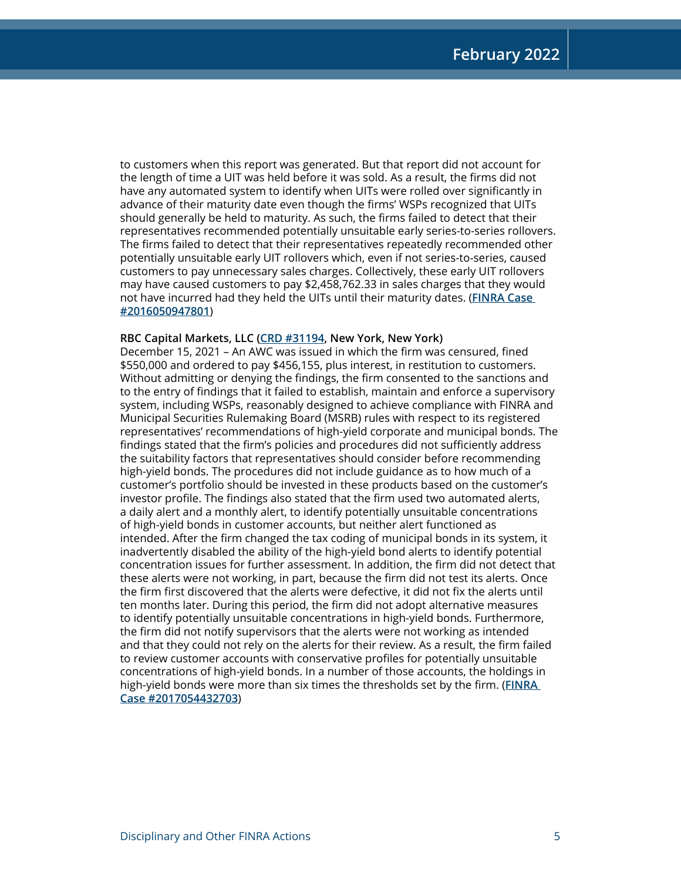to customers when this report was generated. But that report did not account for the length of time a UIT was held before it was sold. As a result, the firms did not have any automated system to identify when UITs were rolled over significantly in advance of their maturity date even though the firms' WSPs recognized that UITs should generally be held to maturity. As such, the firms failed to detect that their representatives recommended potentially unsuitable early series-to-series rollovers. The firms failed to detect that their representatives repeatedly recommended other potentially unsuitable early UIT rollovers which, even if not series-to-series, caused customers to pay unnecessary sales charges. Collectively, these early UIT rollovers may have caused customers to pay $2,458,762.33 in sales charges that they would not have incurred had they held the UITs until their maturity dates. (**FINRA Case #2016050947801**)

**RBC Capital Markets, LLC (CRD #31194, New York, New York)**
December 15, 2021 – An AWC was issued in which the firm was censured, fined $550,000 and ordered to pay $456,155, plus interest, in restitution to customers. Without admitting or denying the findings, the firm consented to the sanctions and to the entry of findings that it failed to establish, maintain and enforce a supervisory system, including WSPs, reasonably designed to achieve compliance with FINRA and Municipal Securities Rulemaking Board (MSRB) rules with respect to its registered representatives' recommendations of high-yield corporate and municipal bonds. The findings stated that the firm's policies and procedures did not sufficiently address the suitability factors that representatives should consider before recommending high-yield bonds. The procedures did not include guidance as to how much of a customer's portfolio should be invested in these products based on the customer's investor profile. The findings also stated that the firm used two automated alerts, a daily alert and a monthly alert, to identify potentially unsuitable concentrations of high-yield bonds in customer accounts, but neither alert functioned as intended. After the firm changed the tax coding of municipal bonds in its system, it inadvertently disabled the ability of the high-yield bond alerts to identify potential concentration issues for further assessment. In addition, the firm did not detect that these alerts were not working, in part, because the firm did not test its alerts. Once the firm first discovered that the alerts were defective, it did not fix the alerts until ten months later. During this period, the firm did not adopt alternative measures to identify potentially unsuitable concentrations in high-yield bonds. Furthermore, the firm did not notify supervisors that the alerts were not working as intended and that they could not rely on the alerts for their review. As a result, the firm failed to review customer accounts with conservative profiles for potentially unsuitable concentrations of high-yield bonds. In a number of those accounts, the holdings in high-yield bonds were more than six times the thresholds set by the firm. (**FINRA Case #2017054432703**)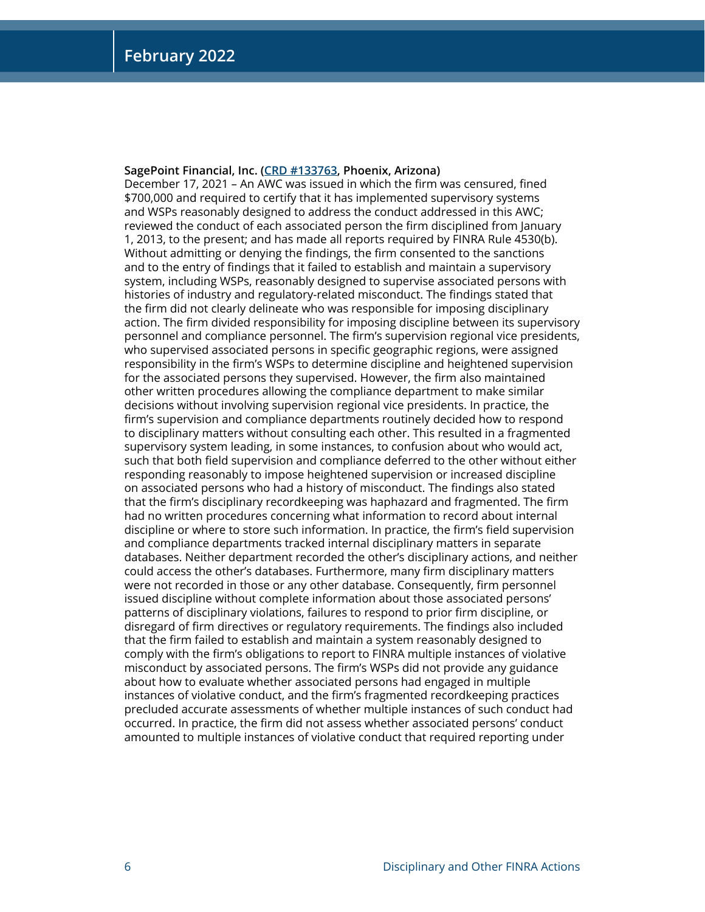**SagePoint Financial, Inc. (CRD #133763, Phoenix, Arizona)**

December 17, 2021 – An AWC was issued in which the firm was censured, fined $700,000 and required to certify that it has implemented supervisory systems and WSPs reasonably designed to address the conduct addressed in this AWC; reviewed the conduct of each associated person the firm disciplined from January 1, 2013, to the present; and has made all reports required by FINRA Rule 4530(b). Without admitting or denying the findings, the firm consented to the sanctions and to the entry of findings that it failed to establish and maintain a supervisory system, including WSPs, reasonably designed to supervise associated persons with histories of industry and regulatory-related misconduct. The findings stated that the firm did not clearly delineate who was responsible for imposing disciplinary action. The firm divided responsibility for imposing discipline between its supervisory personnel and compliance personnel. The firm's supervision regional vice presidents, who supervised associated persons in specific geographic regions, were assigned responsibility in the firm's WSPs to determine discipline and heightened supervision for the associated persons they supervised. However, the firm also maintained other written procedures allowing the compliance department to make similar decisions without involving supervision regional vice presidents. In practice, the firm's supervision and compliance departments routinely decided how to respond to disciplinary matters without consulting each other. This resulted in a fragmented supervisory system leading, in some instances, to confusion about who would act, such that both field supervision and compliance deferred to the other without either responding reasonably to impose heightened supervision or increased discipline on associated persons who had a history of misconduct. The findings also stated that the firm's disciplinary recordkeeping was haphazard and fragmented. The firm had no written procedures concerning what information to record about internal discipline or where to store such information. In practice, the firm's field supervision and compliance departments tracked internal disciplinary matters in separate databases. Neither department recorded the other's disciplinary actions, and neither could access the other's databases. Furthermore, many firm disciplinary matters were not recorded in those or any other database. Consequently, firm personnel issued discipline without complete information about those associated persons' patterns of disciplinary violations, failures to respond to prior firm discipline, or disregard of firm directives or regulatory requirements. The findings also included that the firm failed to establish and maintain a system reasonably designed to comply with the firm's obligations to report to FINRA multiple instances of violative misconduct by associated persons. The firm's WSPs did not provide any guidance about how to evaluate whether associated persons had engaged in multiple instances of violative conduct, and the firm's fragmented recordkeeping practices precluded accurate assessments of whether multiple instances of such conduct had occurred. In practice, the firm did not assess whether associated persons' conduct amounted to multiple instances of violative conduct that required reporting under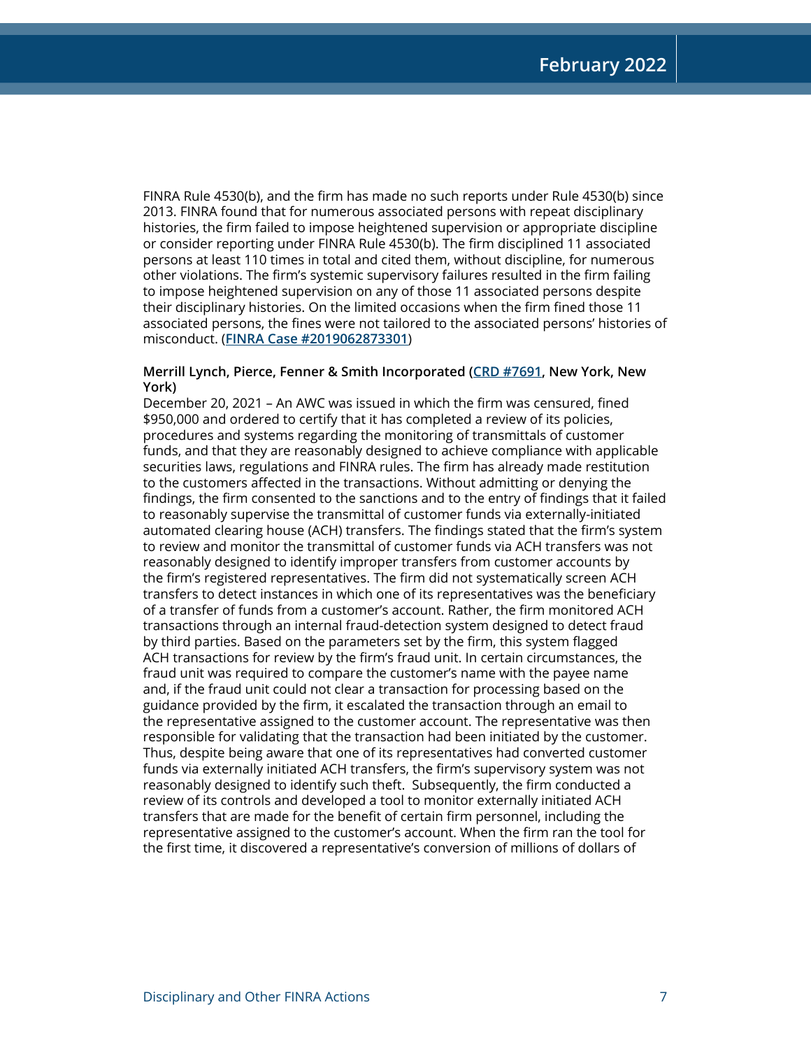FINRA Rule 4530(b), and the firm has made no such reports under Rule 4530(b) since 2013. FINRA found that for numerous associated persons with repeat disciplinary histories, the firm failed to impose heightened supervision or appropriate discipline or consider reporting under FINRA Rule 4530(b). The firm disciplined 11 associated persons at least 110 times in total and cited them, without discipline, for numerous other violations. The firm's systemic supervisory failures resulted in the firm failing to impose heightened supervision on any of those 11 associated persons despite their disciplinary histories. On the limited occasions when the firm fined those 11 associated persons, the fines were not tailored to the associated persons' histories of misconduct. (**FINRA Case #2019062873301**)

**Merrill Lynch, Pierce, Fenner & Smith Incorporated (CRD #7691, New York, New York)**

December 20, 2021 – An AWC was issued in which the firm was censured, fined $950,000 and ordered to certify that it has completed a review of its policies, procedures and systems regarding the monitoring of transmittals of customer funds, and that they are reasonably designed to achieve compliance with applicable securities laws, regulations and FINRA rules. The firm has already made restitution to the customers affected in the transactions. Without admitting or denying the findings, the firm consented to the sanctions and to the entry of findings that it failed to reasonably supervise the transmittal of customer funds via externally-initiated automated clearing house (ACH) transfers. The findings stated that the firm's system to review and monitor the transmittal of customer funds via ACH transfers was not reasonably designed to identify improper transfers from customer accounts by the firm's registered representatives. The firm did not systematically screen ACH transfers to detect instances in which one of its representatives was the beneficiary of a transfer of funds from a customer's account. Rather, the firm monitored ACH transactions through an internal fraud-detection system designed to detect fraud by third parties. Based on the parameters set by the firm, this system flagged ACH transactions for review by the firm's fraud unit. In certain circumstances, the fraud unit was required to compare the customer's name with the payee name and, if the fraud unit could not clear a transaction for processing based on the guidance provided by the firm, it escalated the transaction through an email to the representative assigned to the customer account. The representative was then responsible for validating that the transaction had been initiated by the customer. Thus, despite being aware that one of its representatives had converted customer funds via externally initiated ACH transfers, the firm's supervisory system was not reasonably designed to identify such theft. Subsequently, the firm conducted a review of its controls and developed a tool to monitor externally initiated ACH transfers that are made for the benefit of certain firm personnel, including the representative assigned to the customer's account. When the firm ran the tool for the first time, it discovered a representative's conversion of millions of dollars of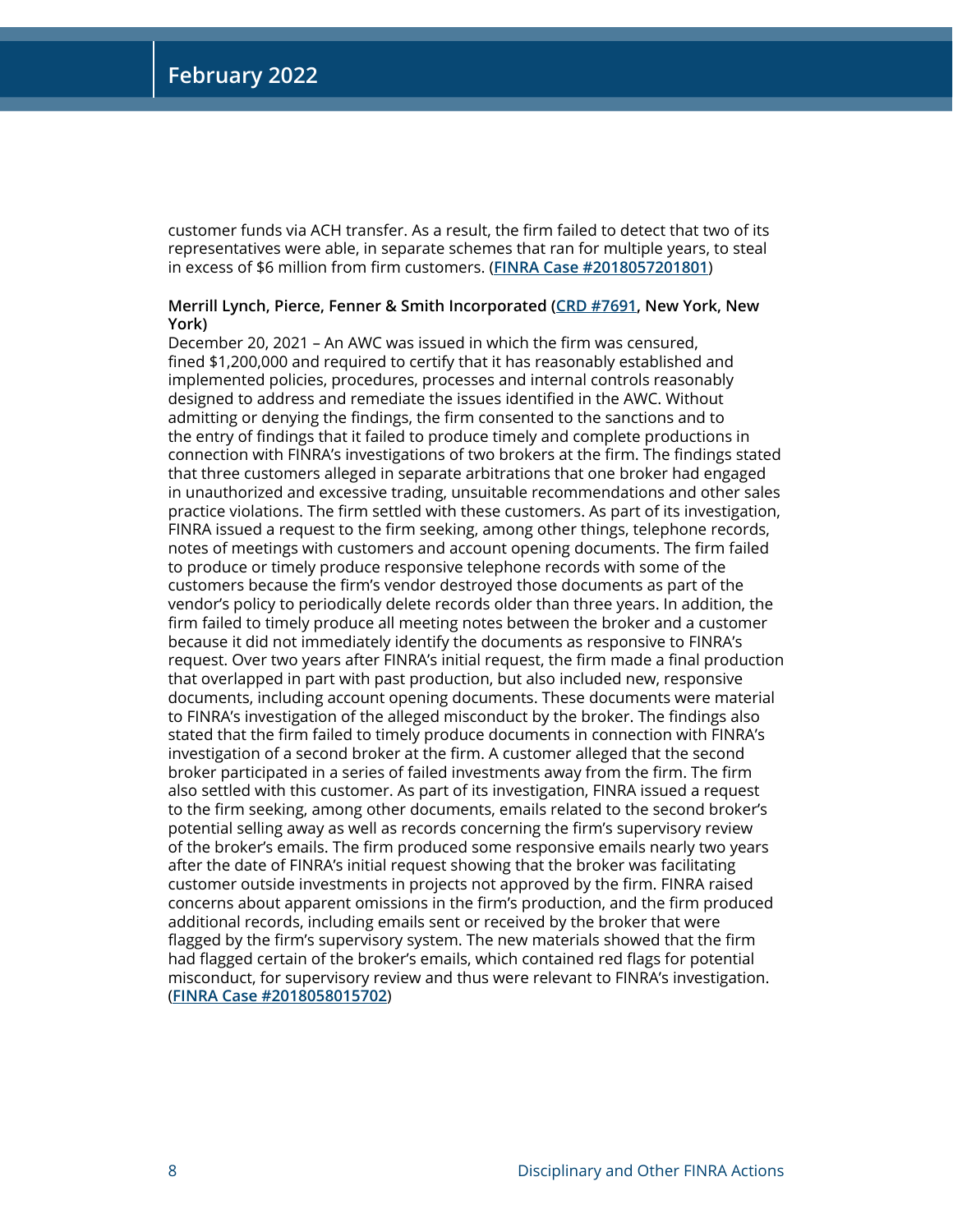customer funds via ACH transfer. As a result, the firm failed to detect that two of its representatives were able, in separate schemes that ran for multiple years, to steal in excess of $6 million from firm customers. (**FINRA Case #2018057201801**)

**Merrill Lynch, Pierce, Fenner & Smith Incorporated (CRD #7691, New York, New York)**

December 20, 2021 – An AWC was issued in which the firm was censured, fined $1,200,000 and required to certify that it has reasonably established and implemented policies, procedures, processes and internal controls reasonably designed to address and remediate the issues identified in the AWC. Without admitting or denying the findings, the firm consented to the sanctions and to the entry of findings that it failed to produce timely and complete productions in connection with FINRA's investigations of two brokers at the firm. The findings stated that three customers alleged in separate arbitrations that one broker had engaged in unauthorized and excessive trading, unsuitable recommendations and other sales practice violations. The firm settled with these customers. As part of its investigation, FINRA issued a request to the firm seeking, among other things, telephone records, notes of meetings with customers and account opening documents. The firm failed to produce or timely produce responsive telephone records with some of the customers because the firm's vendor destroyed those documents as part of the vendor's policy to periodically delete records older than three years. In addition, the firm failed to timely produce all meeting notes between the broker and a customer because it did not immediately identify the documents as responsive to FINRA's request. Over two years after FINRA's initial request, the firm made a final production that overlapped in part with past production, but also included new, responsive documents, including account opening documents. These documents were material to FINRA's investigation of the alleged misconduct by the broker. The findings also stated that the firm failed to timely produce documents in connection with FINRA's investigation of a second broker at the firm. A customer alleged that the second broker participated in a series of failed investments away from the firm. The firm also settled with this customer. As part of its investigation, FINRA issued a request to the firm seeking, among other documents, emails related to the second broker's potential selling away as well as records concerning the firm's supervisory review of the broker's emails. The firm produced some responsive emails nearly two years after the date of FINRA's initial request showing that the broker was facilitating customer outside investments in projects not approved by the firm. FINRA raised concerns about apparent omissions in the firm's production, and the firm produced additional records, including emails sent or received by the broker that were flagged by the firm's supervisory system. The new materials showed that the firm had flagged certain of the broker's emails, which contained red flags for potential misconduct, for supervisory review and thus were relevant to FINRA's investigation. (**FINRA Case #2018058015702**)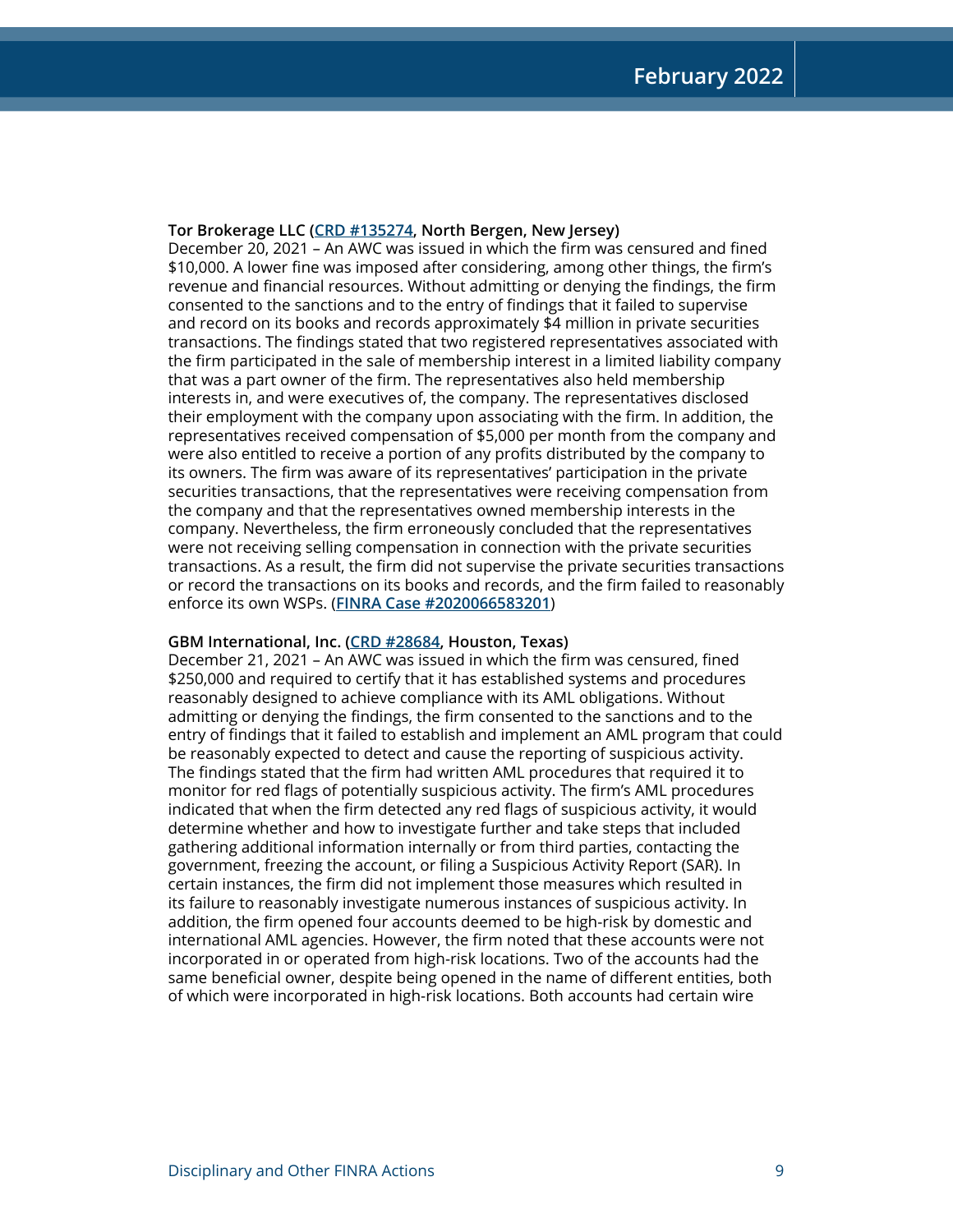**Tor Brokerage LLC (CRD #135274, North Bergen, New Jersey)**
December 20, 2021 – An AWC was issued in which the firm was censured and fined $10,000. A lower fine was imposed after considering, among other things, the firm's revenue and financial resources. Without admitting or denying the findings, the firm consented to the sanctions and to the entry of findings that it failed to supervise and record on its books and records approximately $4 million in private securities transactions. The findings stated that two registered representatives associated with the firm participated in the sale of membership interest in a limited liability company that was a part owner of the firm. The representatives also held membership interests in, and were executives of, the company. The representatives disclosed their employment with the company upon associating with the firm. In addition, the representatives received compensation of $5,000 per month from the company and were also entitled to receive a portion of any profits distributed by the company to its owners. The firm was aware of its representatives' participation in the private securities transactions, that the representatives were receiving compensation from the company and that the representatives owned membership interests in the company. Nevertheless, the firm erroneously concluded that the representatives were not receiving selling compensation in connection with the private securities transactions. As a result, the firm did not supervise the private securities transactions or record the transactions on its books and records, and the firm failed to reasonably enforce its own WSPs. (**FINRA Case #2020066583201**)

**GBM International, Inc. (CRD #28684, Houston, Texas)**
December 21, 2021 – An AWC was issued in which the firm was censured, fined $250,000 and required to certify that it has established systems and procedures reasonably designed to achieve compliance with its AML obligations. Without admitting or denying the findings, the firm consented to the sanctions and to the entry of findings that it failed to establish and implement an AML program that could be reasonably expected to detect and cause the reporting of suspicious activity. The findings stated that the firm had written AML procedures that required it to monitor for red flags of potentially suspicious activity. The firm's AML procedures indicated that when the firm detected any red flags of suspicious activity, it would determine whether and how to investigate further and take steps that included gathering additional information internally or from third parties, contacting the government, freezing the account, or filing a Suspicious Activity Report (SAR). In certain instances, the firm did not implement those measures which resulted in its failure to reasonably investigate numerous instances of suspicious activity. In addition, the firm opened four accounts deemed to be high-risk by domestic and international AML agencies. However, the firm noted that these accounts were not incorporated in or operated from high-risk locations. Two of the accounts had the same beneficial owner, despite being opened in the name of different entities, both of which were incorporated in high-risk locations. Both accounts had certain wire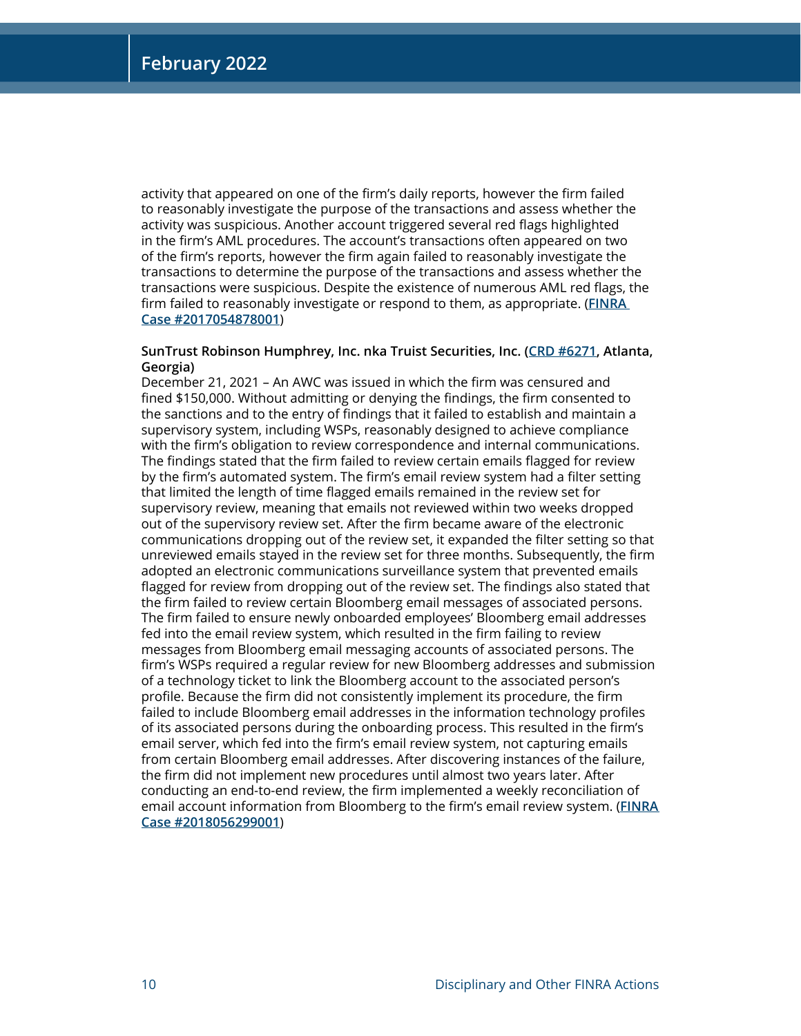activity that appeared on one of the firm's daily reports, however the firm failed to reasonably investigate the purpose of the transactions and assess whether the activity was suspicious. Another account triggered several red flags highlighted in the firm's AML procedures. The account's transactions often appeared on two of the firm's reports, however the firm again failed to reasonably investigate the transactions to determine the purpose of the transactions and assess whether the transactions were suspicious. Despite the existence of numerous AML red flags, the firm failed to reasonably investigate or respond to them, as appropriate. ([FINRA Case #2017054878001](#))

**SunTrust Robinson Humphrey, Inc. nka Truist Securities, Inc. ([CRD #6271](#), Atlanta, Georgia)**

December 21, 2021 – An AWC was issued in which the firm was censured and fined $150,000. Without admitting or denying the findings, the firm consented to the sanctions and to the entry of findings that it failed to establish and maintain a supervisory system, including WSPs, reasonably designed to achieve compliance with the firm's obligation to review correspondence and internal communications. The findings stated that the firm failed to review certain emails flagged for review by the firm's automated system. The firm's email review system had a filter setting that limited the length of time flagged emails remained in the review set for supervisory review, meaning that emails not reviewed within two weeks dropped out of the supervisory review set. After the firm became aware of the electronic communications dropping out of the review set, it expanded the filter setting so that unreviewed emails stayed in the review set for three months. Subsequently, the firm adopted an electronic communications surveillance system that prevented emails flagged for review from dropping out of the review set. The findings also stated that the firm failed to review certain Bloomberg email messages of associated persons. The firm failed to ensure newly onboarded employees' Bloomberg email addresses fed into the email review system, which resulted in the firm failing to review messages from Bloomberg email messaging accounts of associated persons. The firm's WSPs required a regular review for new Bloomberg addresses and submission of a technology ticket to link the Bloomberg account to the associated person's profile. Because the firm did not consistently implement its procedure, the firm failed to include Bloomberg email addresses in the information technology profiles of its associated persons during the onboarding process. This resulted in the firm's email server, which fed into the firm's email review system, not capturing emails from certain Bloomberg email addresses. After discovering instances of the failure, the firm did not implement new procedures until almost two years later. After conducting an end-to-end review, the firm implemented a weekly reconciliation of email account information from Bloomberg to the firm's email review system. ([FINRA Case #2018056299001](#))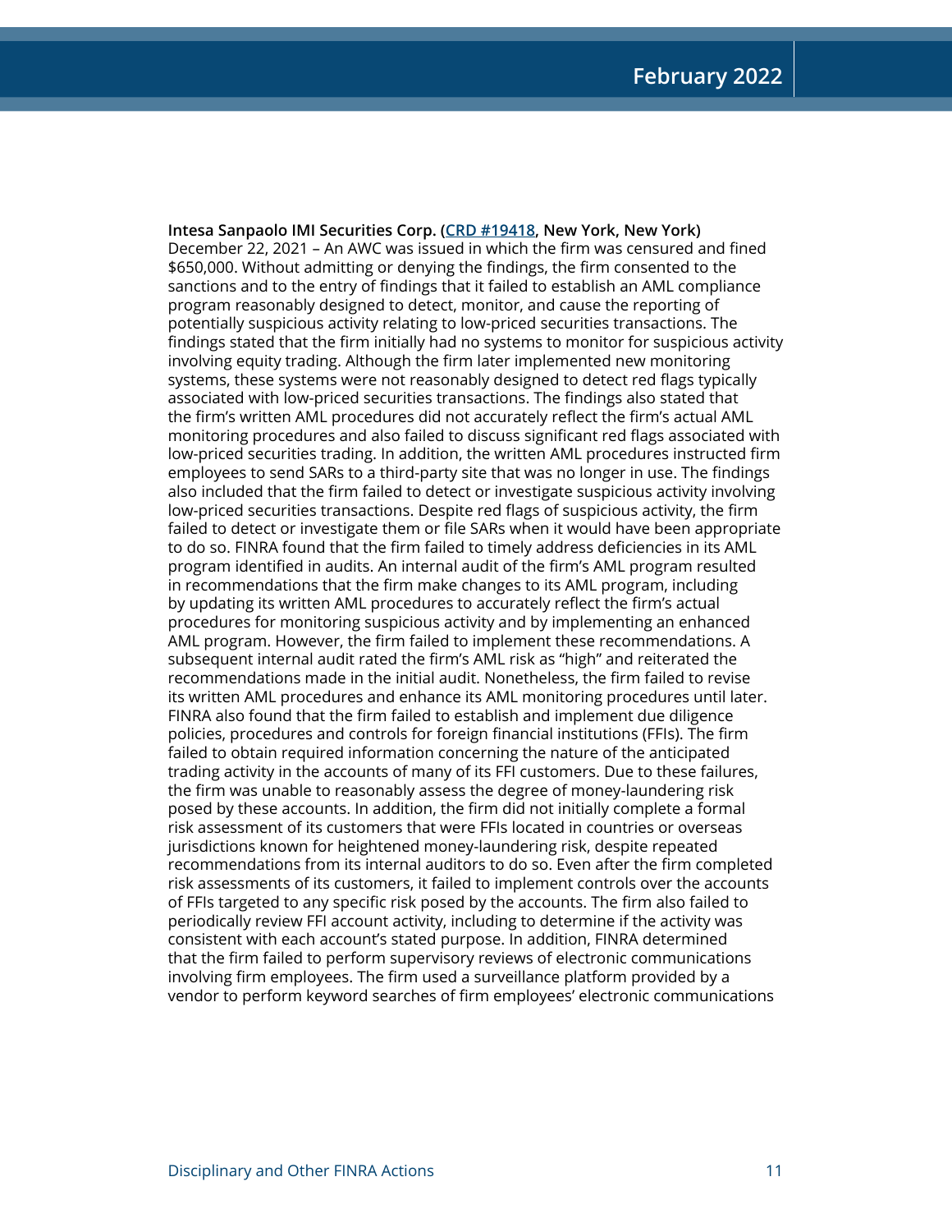**Intesa Sanpaolo IMI Securities Corp. (CRD #19418, New York, New York)**
December 22, 2021 – An AWC was issued in which the firm was censured and fined $650,000. Without admitting or denying the findings, the firm consented to the sanctions and to the entry of findings that it failed to establish an AML compliance program reasonably designed to detect, monitor, and cause the reporting of potentially suspicious activity relating to low-priced securities transactions. The findings stated that the firm initially had no systems to monitor for suspicious activity involving equity trading. Although the firm later implemented new monitoring systems, these systems were not reasonably designed to detect red flags typically associated with low-priced securities transactions. The findings also stated that the firm's written AML procedures did not accurately reflect the firm's actual AML monitoring procedures and also failed to discuss significant red flags associated with low-priced securities trading. In addition, the written AML procedures instructed firm employees to send SARs to a third-party site that was no longer in use. The findings also included that the firm failed to detect or investigate suspicious activity involving low-priced securities transactions. Despite red flags of suspicious activity, the firm failed to detect or investigate them or file SARs when it would have been appropriate to do so. FINRA found that the firm failed to timely address deficiencies in its AML program identified in audits. An internal audit of the firm's AML program resulted in recommendations that the firm make changes to its AML program, including by updating its written AML procedures to accurately reflect the firm's actual procedures for monitoring suspicious activity and by implementing an enhanced AML program. However, the firm failed to implement these recommendations. A subsequent internal audit rated the firm's AML risk as "high" and reiterated the recommendations made in the initial audit. Nonetheless, the firm failed to revise its written AML procedures and enhance its AML monitoring procedures until later. FINRA also found that the firm failed to establish and implement due diligence policies, procedures and controls for foreign financial institutions (FFIs). The firm failed to obtain required information concerning the nature of the anticipated trading activity in the accounts of many of its FFI customers. Due to these failures, the firm was unable to reasonably assess the degree of money-laundering risk posed by these accounts. In addition, the firm did not initially complete a formal risk assessment of its customers that were FFIs located in countries or overseas jurisdictions known for heightened money-laundering risk, despite repeated recommendations from its internal auditors to do so. Even after the firm completed risk assessments of its customers, it failed to implement controls over the accounts of FFIs targeted to any specific risk posed by the accounts. The firm also failed to periodically review FFI account activity, including to determine if the activity was consistent with each account's stated purpose. In addition, FINRA determined that the firm failed to perform supervisory reviews of electronic communications involving firm employees. The firm used a surveillance platform provided by a vendor to perform keyword searches of firm employees' electronic communications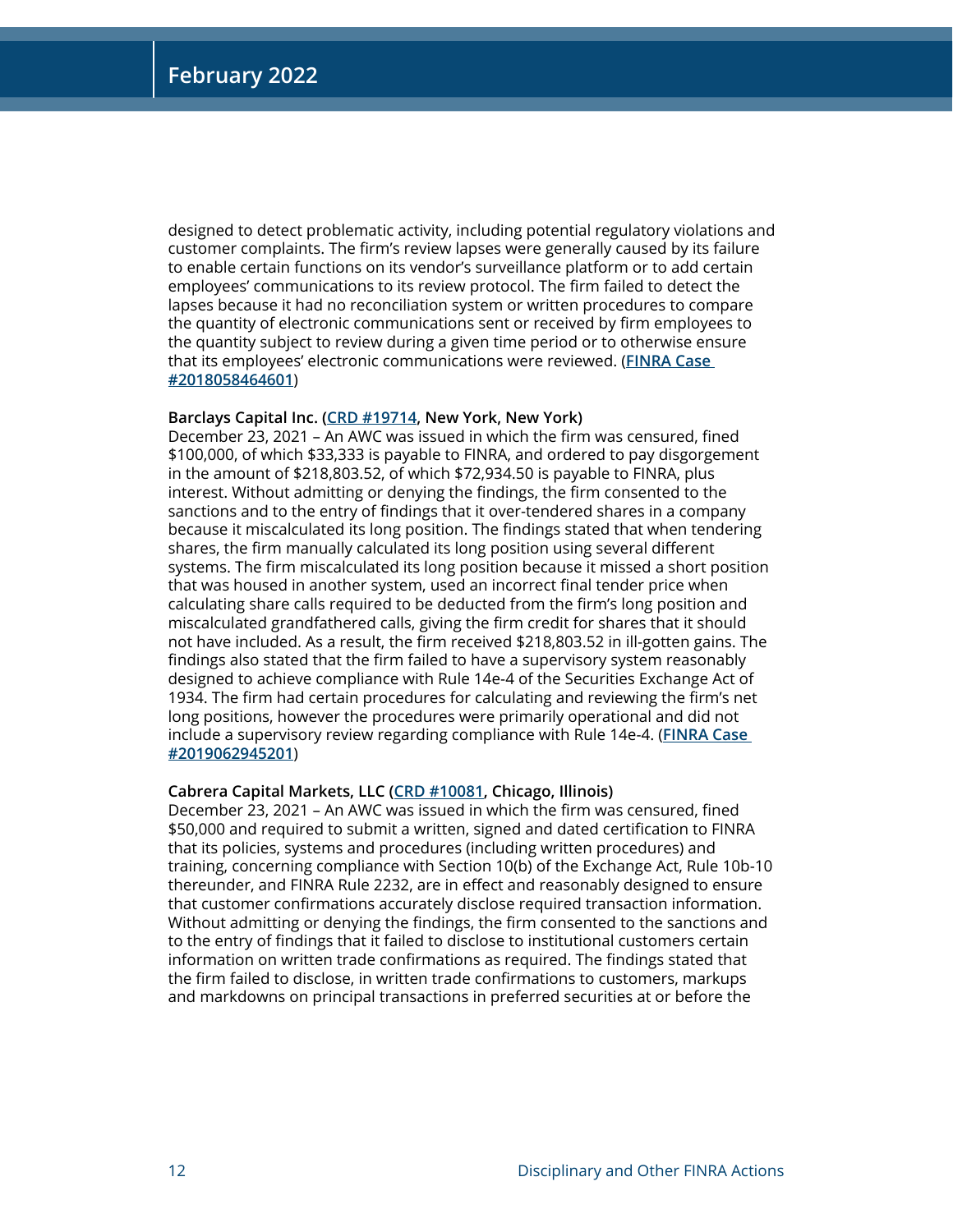designed to detect problematic activity, including potential regulatory violations and customer complaints. The firm's review lapses were generally caused by its failure to enable certain functions on its vendor's surveillance platform or to add certain employees' communications to its review protocol. The firm failed to detect the lapses because it had no reconciliation system or written procedures to compare the quantity of electronic communications sent or received by firm employees to the quantity subject to review during a given time period or to otherwise ensure that its employees' electronic communications were reviewed. (**FINRA Case #2018058464601**)

**Barclays Capital Inc. (CRD #19714, New York, New York)**
December 23, 2021 – An AWC was issued in which the firm was censured, fined $100,000, of which $33,333 is payable to FINRA, and ordered to pay disgorgement in the amount of $218,803.52, of which $72,934.50 is payable to FINRA, plus interest. Without admitting or denying the findings, the firm consented to the sanctions and to the entry of findings that it over-tendered shares in a company because it miscalculated its long position. The findings stated that when tendering shares, the firm manually calculated its long position using several different systems. The firm miscalculated its long position because it missed a short position that was housed in another system, used an incorrect final tender price when calculating share calls required to be deducted from the firm's long position and miscalculated grandfathered calls, giving the firm credit for shares that it should not have included. As a result, the firm received $218,803.52 in ill-gotten gains. The findings also stated that the firm failed to have a supervisory system reasonably designed to achieve compliance with Rule 14e-4 of the Securities Exchange Act of 1934. The firm had certain procedures for calculating and reviewing the firm's net long positions, however the procedures were primarily operational and did not include a supervisory review regarding compliance with Rule 14e-4. (**FINRA Case #2019062945201**)

**Cabrera Capital Markets, LLC (CRD #10081, Chicago, Illinois)**
December 23, 2021 – An AWC was issued in which the firm was censured, fined $50,000 and required to submit a written, signed and dated certification to FINRA that its policies, systems and procedures (including written procedures) and training, concerning compliance with Section 10(b) of the Exchange Act, Rule 10b-10 thereunder, and FINRA Rule 2232, are in effect and reasonably designed to ensure that customer confirmations accurately disclose required transaction information. Without admitting or denying the findings, the firm consented to the sanctions and to the entry of findings that it failed to disclose to institutional customers certain information on written trade confirmations as required. The findings stated that the firm failed to disclose, in written trade confirmations to customers, markups and markdowns on principal transactions in preferred securities at or before the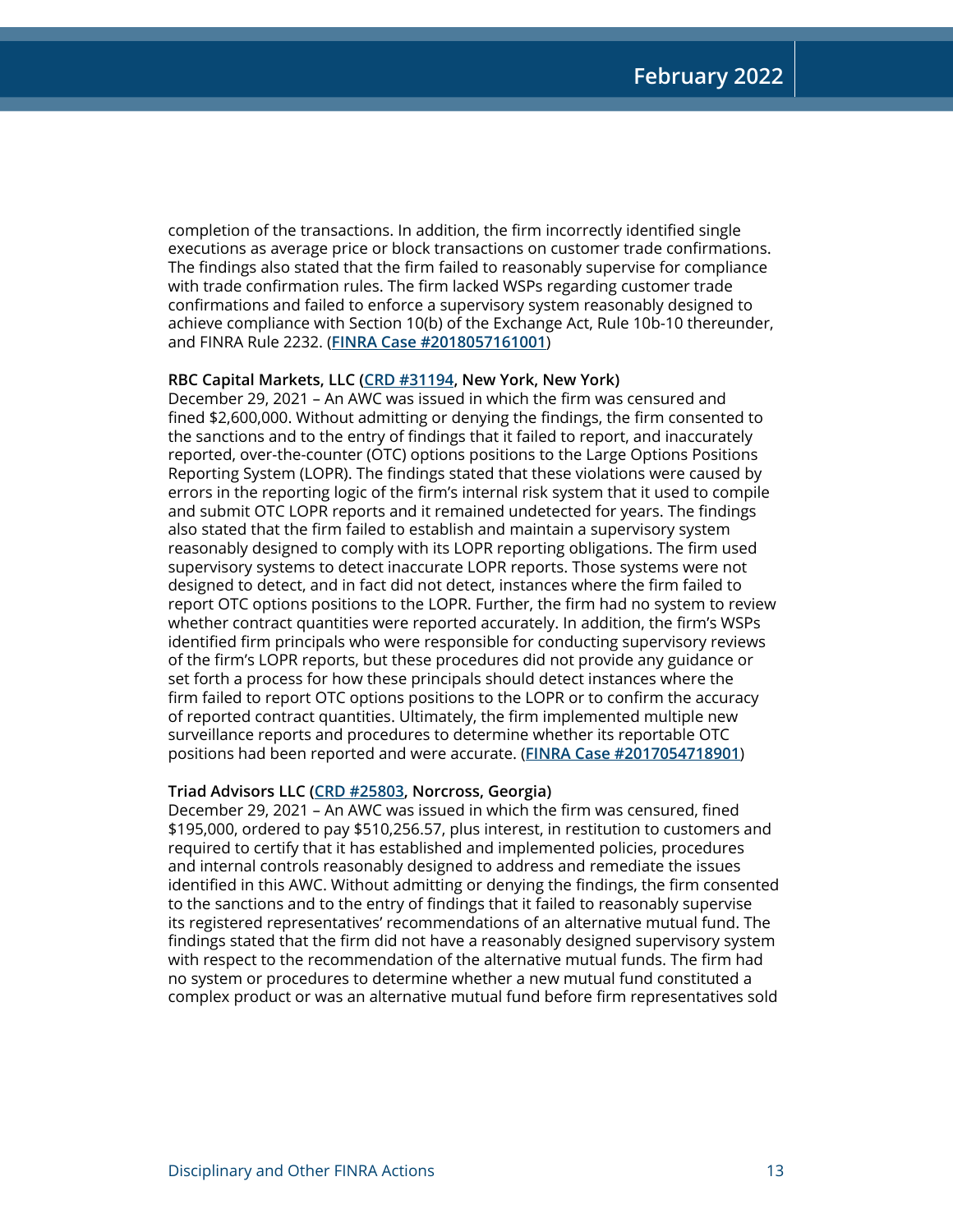completion of the transactions. In addition, the firm incorrectly identified single executions as average price or block transactions on customer trade confirmations. The findings also stated that the firm failed to reasonably supervise for compliance with trade confirmation rules. The firm lacked WSPs regarding customer trade confirmations and failed to enforce a supervisory system reasonably designed to achieve compliance with Section 10(b) of the Exchange Act, Rule 10b-10 thereunder, and FINRA Rule 2232. (**FINRA Case #2018057161001**)

**RBC Capital Markets, LLC (CRD #31194, New York, New York)**
December 29, 2021 – An AWC was issued in which the firm was censured and fined $2,600,000. Without admitting or denying the findings, the firm consented to the sanctions and to the entry of findings that it failed to report, and inaccurately reported, over-the-counter (OTC) options positions to the Large Options Positions Reporting System (LOPR). The findings stated that these violations were caused by errors in the reporting logic of the firm's internal risk system that it used to compile and submit OTC LOPR reports and it remained undetected for years. The findings also stated that the firm failed to establish and maintain a supervisory system reasonably designed to comply with its LOPR reporting obligations. The firm used supervisory systems to detect inaccurate LOPR reports. Those systems were not designed to detect, and in fact did not detect, instances where the firm failed to report OTC options positions to the LOPR. Further, the firm had no system to review whether contract quantities were reported accurately. In addition, the firm's WSPs identified firm principals who were responsible for conducting supervisory reviews of the firm's LOPR reports, but these procedures did not provide any guidance or set forth a process for how these principals should detect instances where the firm failed to report OTC options positions to the LOPR or to confirm the accuracy of reported contract quantities. Ultimately, the firm implemented multiple new surveillance reports and procedures to determine whether its reportable OTC positions had been reported and were accurate. (**FINRA Case #2017054718901**)

**Triad Advisors LLC (CRD #25803, Norcross, Georgia)**
December 29, 2021 – An AWC was issued in which the firm was censured, fined $195,000, ordered to pay $510,256.57, plus interest, in restitution to customers and required to certify that it has established and implemented policies, procedures and internal controls reasonably designed to address and remediate the issues identified in this AWC. Without admitting or denying the findings, the firm consented to the sanctions and to the entry of findings that it failed to reasonably supervise its registered representatives' recommendations of an alternative mutual fund. The findings stated that the firm did not have a reasonably designed supervisory system with respect to the recommendation of the alternative mutual funds. The firm had no system or procedures to determine whether a new mutual fund constituted a complex product or was an alternative mutual fund before firm representatives sold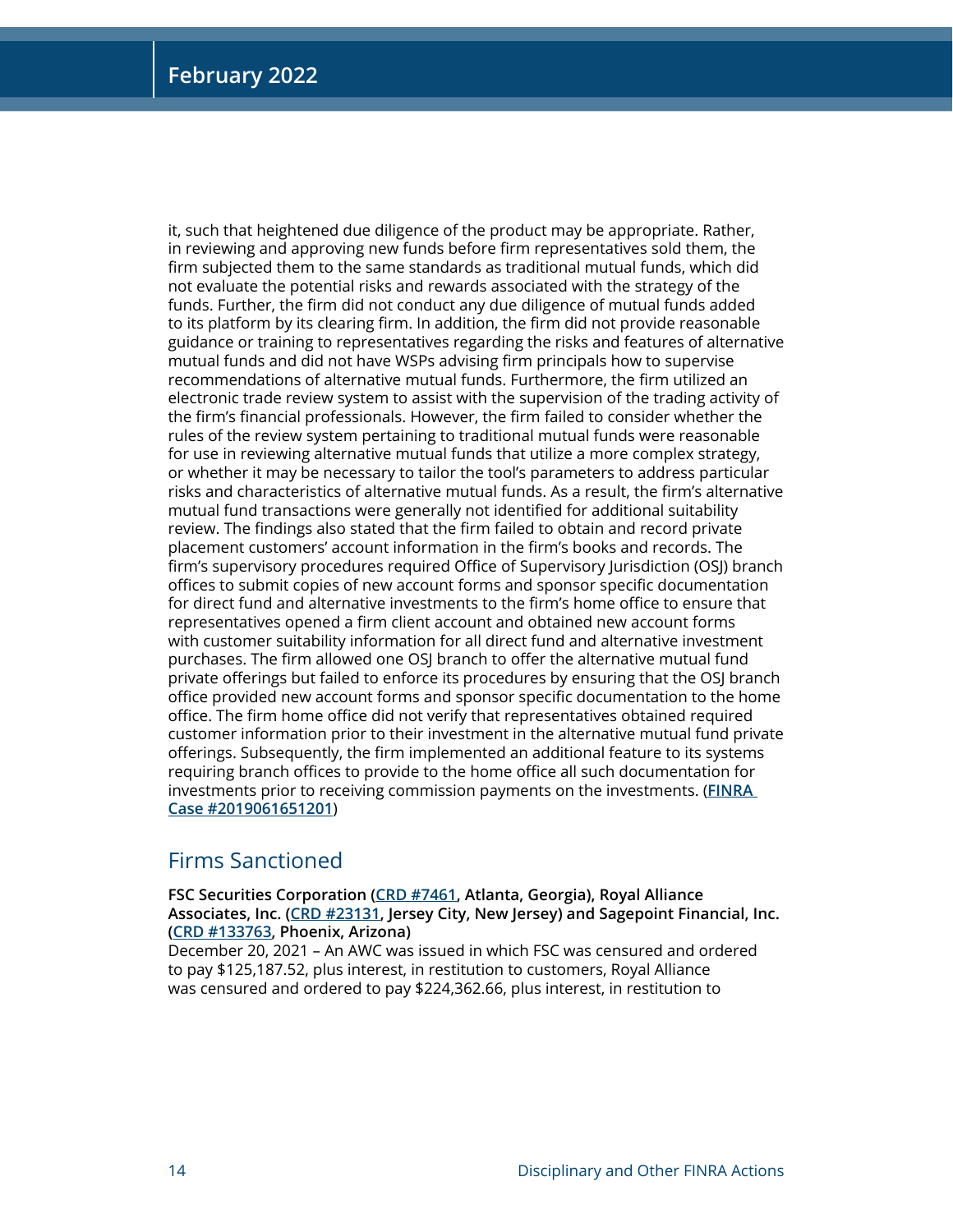it, such that heightened due diligence of the product may be appropriate. Rather, in reviewing and approving new funds before firm representatives sold them, the firm subjected them to the same standards as traditional mutual funds, which did not evaluate the potential risks and rewards associated with the strategy of the funds. Further, the firm did not conduct any due diligence of mutual funds added to its platform by its clearing firm. In addition, the firm did not provide reasonable guidance or training to representatives regarding the risks and features of alternative mutual funds and did not have WSPs advising firm principals how to supervise recommendations of alternative mutual funds. Furthermore, the firm utilized an electronic trade review system to assist with the supervision of the trading activity of the firm's financial professionals. However, the firm failed to consider whether the rules of the review system pertaining to traditional mutual funds were reasonable for use in reviewing alternative mutual funds that utilize a more complex strategy, or whether it may be necessary to tailor the tool's parameters to address particular risks and characteristics of alternative mutual funds. As a result, the firm's alternative mutual fund transactions were generally not identified for additional suitability review. The findings also stated that the firm failed to obtain and record private placement customers' account information in the firm's books and records. The firm's supervisory procedures required Office of Supervisory Jurisdiction (OSJ) branch offices to submit copies of new account forms and sponsor specific documentation for direct fund and alternative investments to the firm's home office to ensure that representatives opened a firm client account and obtained new account forms with customer suitability information for all direct fund and alternative investment purchases. The firm allowed one OSJ branch to offer the alternative mutual fund private offerings but failed to enforce its procedures by ensuring that the OSJ branch office provided new account forms and sponsor specific documentation to the home office. The firm home office did not verify that representatives obtained required customer information prior to their investment in the alternative mutual fund private offerings. Subsequently, the firm implemented an additional feature to its systems requiring branch offices to provide to the home office all such documentation for investments prior to receiving commission payments on the investments. (**FINRA Case #2019061651201**)

## Firms Sanctioned

**FSC Securities Corporation (CRD #7461, Atlanta, Georgia), Royal Alliance Associates, Inc. (CRD #23131, Jersey City, New Jersey) and Sagepoint Financial, Inc. (CRD #133763, Phoenix, Arizona)**
December 20, 2021 – An AWC was issued in which FSC was censured and ordered to pay $125,187.52, plus interest, in restitution to customers, Royal Alliance was censured and ordered to pay $224,362.66, plus interest, in restitution to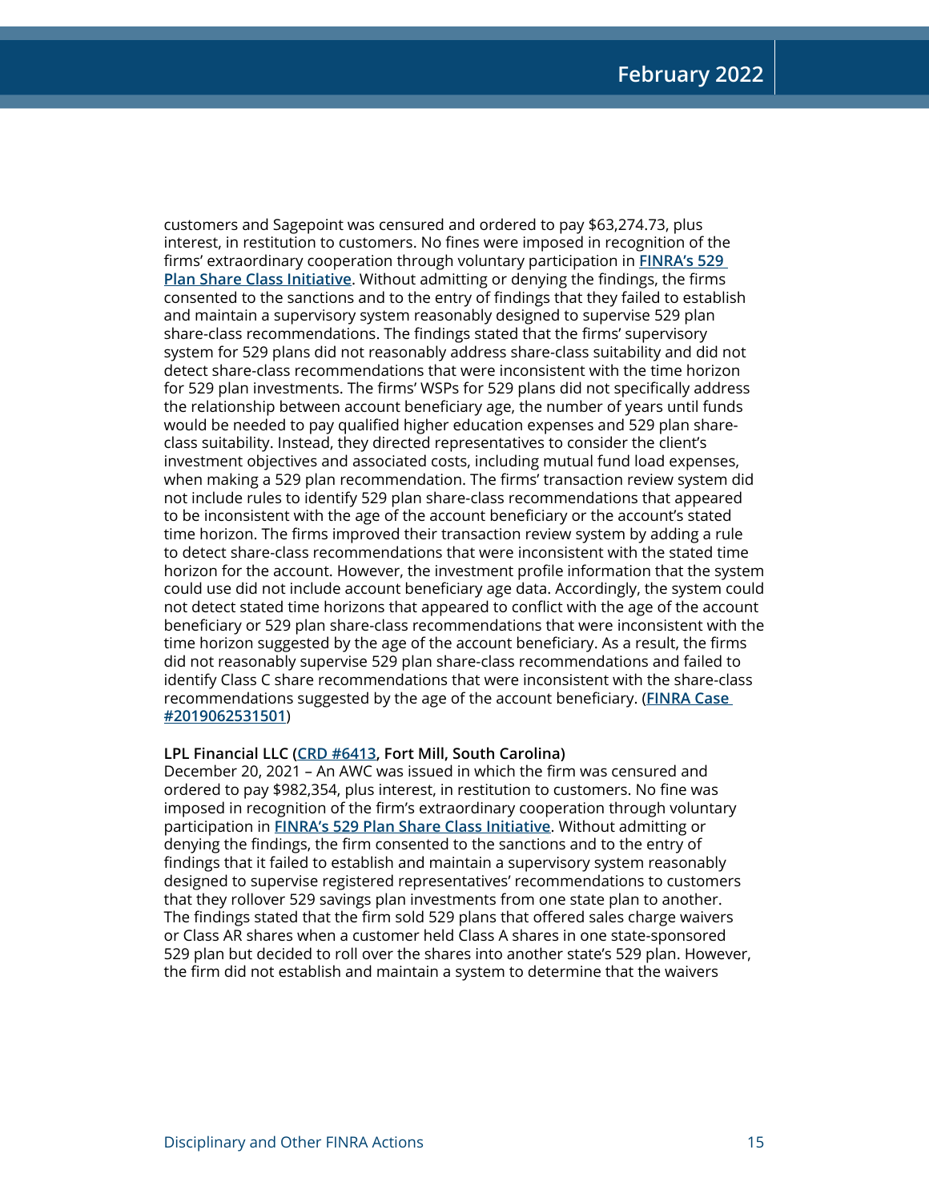customers and Sagepoint was censured and ordered to pay $63,274.73, plus interest, in restitution to customers. No fines were imposed in recognition of the firms' extraordinary cooperation through voluntary participation in **[FINRA's 529 Plan Share Class Initiative](#)**. Without admitting or denying the findings, the firms consented to the sanctions and to the entry of findings that they failed to establish and maintain a supervisory system reasonably designed to supervise 529 plan share-class recommendations. The findings stated that the firms' supervisory system for 529 plans did not reasonably address share-class suitability and did not detect share-class recommendations that were inconsistent with the time horizon for 529 plan investments. The firms' WSPs for 529 plans did not specifically address the relationship between account beneficiary age, the number of years until funds would be needed to pay qualified higher education expenses and 529 plan share-class suitability. Instead, they directed representatives to consider the client's investment objectives and associated costs, including mutual fund load expenses, when making a 529 plan recommendation. The firms' transaction review system did not include rules to identify 529 plan share-class recommendations that appeared to be inconsistent with the age of the account beneficiary or the account's stated time horizon. The firms improved their transaction review system by adding a rule to detect share-class recommendations that were inconsistent with the stated time horizon for the account. However, the investment profile information that the system could use did not include account beneficiary age data. Accordingly, the system could not detect stated time horizons that appeared to conflict with the age of the account beneficiary or 529 plan share-class recommendations that were inconsistent with the time horizon suggested by the age of the account beneficiary. As a result, the firms did not reasonably supervise 529 plan share-class recommendations and failed to identify Class C share recommendations that were inconsistent with the share-class recommendations suggested by the age of the account beneficiary. (**[FINRA Case #2019062531501](#)**)

**LPL Financial LLC ([CRD #6413](#), Fort Mill, South Carolina)**
December 20, 2021 – An AWC was issued in which the firm was censured and ordered to pay $982,354, plus interest, in restitution to customers. No fine was imposed in recognition of the firm's extraordinary cooperation through voluntary participation in **[FINRA's 529 Plan Share Class Initiative](#)**. Without admitting or denying the findings, the firm consented to the sanctions and to the entry of findings that it failed to establish and maintain a supervisory system reasonably designed to supervise registered representatives' recommendations to customers that they rollover 529 savings plan investments from one state plan to another. The findings stated that the firm sold 529 plans that offered sales charge waivers or Class AR shares when a customer held Class A shares in one state-sponsored 529 plan but decided to roll over the shares into another state's 529 plan. However, the firm did not establish and maintain a system to determine that the waivers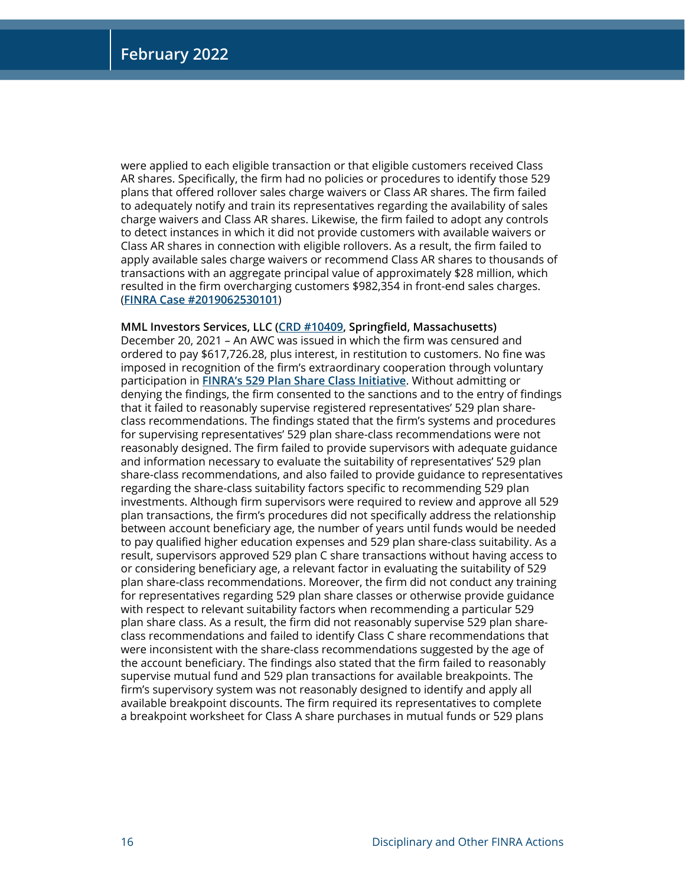were applied to each eligible transaction or that eligible customers received Class AR shares. Specifically, the firm had no policies or procedures to identify those 529 plans that offered rollover sales charge waivers or Class AR shares. The firm failed to adequately notify and train its representatives regarding the availability of sales charge waivers and Class AR shares. Likewise, the firm failed to adopt any controls to detect instances in which it did not provide customers with available waivers or Class AR shares in connection with eligible rollovers. As a result, the firm failed to apply available sales charge waivers or recommend Class AR shares to thousands of transactions with an aggregate principal value of approximately $28 million, which resulted in the firm overcharging customers $982,354 in front-end sales charges. (**FINRA Case #2019062530101**)

**MML Investors Services, LLC (CRD #10409, Springfield, Massachusetts)**
December 20, 2021 – An AWC was issued in which the firm was censured and ordered to pay $617,726.28, plus interest, in restitution to customers. No fine was imposed in recognition of the firm's extraordinary cooperation through voluntary participation in **FINRA's 529 Plan Share Class Initiative**. Without admitting or denying the findings, the firm consented to the sanctions and to the entry of findings that it failed to reasonably supervise registered representatives' 529 plan share-class recommendations. The findings stated that the firm's systems and procedures for supervising representatives' 529 plan share-class recommendations were not reasonably designed. The firm failed to provide supervisors with adequate guidance and information necessary to evaluate the suitability of representatives' 529 plan share-class recommendations, and also failed to provide guidance to representatives regarding the share-class suitability factors specific to recommending 529 plan investments. Although firm supervisors were required to review and approve all 529 plan transactions, the firm's procedures did not specifically address the relationship between account beneficiary age, the number of years until funds would be needed to pay qualified higher education expenses and 529 plan share-class suitability. As a result, supervisors approved 529 plan C share transactions without having access to or considering beneficiary age, a relevant factor in evaluating the suitability of 529 plan share-class recommendations. Moreover, the firm did not conduct any training for representatives regarding 529 plan share classes or otherwise provide guidance with respect to relevant suitability factors when recommending a particular 529 plan share class. As a result, the firm did not reasonably supervise 529 plan share-class recommendations and failed to identify Class C share recommendations that were inconsistent with the share-class recommendations suggested by the age of the account beneficiary. The findings also stated that the firm failed to reasonably supervise mutual fund and 529 plan transactions for available breakpoints. The firm's supervisory system was not reasonably designed to identify and apply all available breakpoint discounts. The firm required its representatives to complete a breakpoint worksheet for Class A share purchases in mutual funds or 529 plans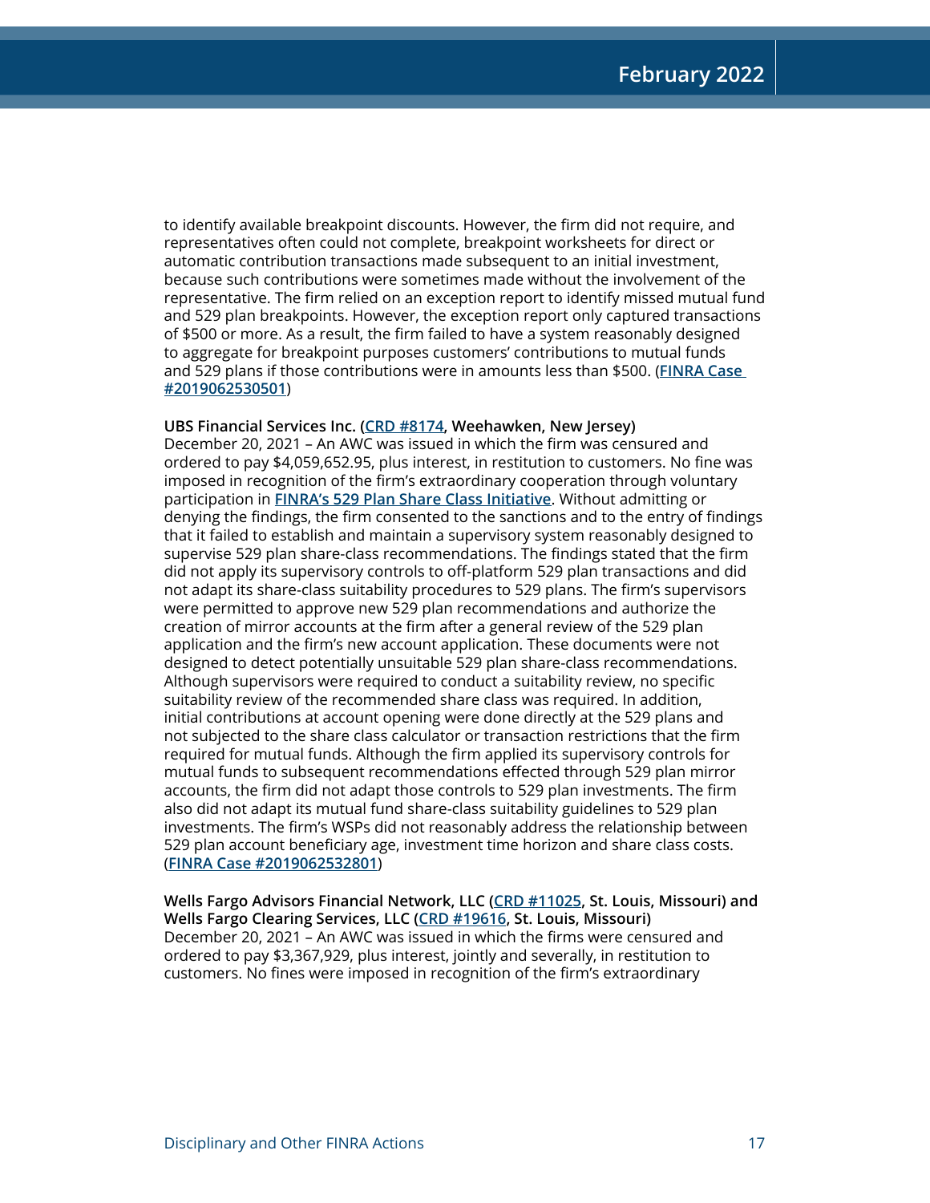to identify available breakpoint discounts. However, the firm did not require, and representatives often could not complete, breakpoint worksheets for direct or automatic contribution transactions made subsequent to an initial investment, because such contributions were sometimes made without the involvement of the representative. The firm relied on an exception report to identify missed mutual fund and 529 plan breakpoints. However, the exception report only captured transactions of $500 or more. As a result, the firm failed to have a system reasonably designed to aggregate for breakpoint purposes customers' contributions to mutual funds and 529 plans if those contributions were in amounts less than $500. (**FINRA Case #2019062530501**)

**UBS Financial Services Inc. (CRD #8174, Weehawken, New Jersey)**
December 20, 2021 – An AWC was issued in which the firm was censured and ordered to pay $4,059,652.95, plus interest, in restitution to customers. No fine was imposed in recognition of the firm's extraordinary cooperation through voluntary participation in **FINRA's 529 Plan Share Class Initiative**. Without admitting or denying the findings, the firm consented to the sanctions and to the entry of findings that it failed to establish and maintain a supervisory system reasonably designed to supervise 529 plan share-class recommendations. The findings stated that the firm did not apply its supervisory controls to off-platform 529 plan transactions and did not adapt its share-class suitability procedures to 529 plans. The firm's supervisors were permitted to approve new 529 plan recommendations and authorize the creation of mirror accounts at the firm after a general review of the 529 plan application and the firm's new account application. These documents were not designed to detect potentially unsuitable 529 plan share-class recommendations. Although supervisors were required to conduct a suitability review, no specific suitability review of the recommended share class was required. In addition, initial contributions at account opening were done directly at the 529 plans and not subjected to the share class calculator or transaction restrictions that the firm required for mutual funds. Although the firm applied its supervisory controls for mutual funds to subsequent recommendations effected through 529 plan mirror accounts, the firm did not adapt those controls to 529 plan investments. The firm also did not adapt its mutual fund share-class suitability guidelines to 529 plan investments. The firm's WSPs did not reasonably address the relationship between 529 plan account beneficiary age, investment time horizon and share class costs. (**FINRA Case #2019062532801**)

**Wells Fargo Advisors Financial Network, LLC (CRD #11025, St. Louis, Missouri) and Wells Fargo Clearing Services, LLC (CRD #19616, St. Louis, Missouri)**
December 20, 2021 – An AWC was issued in which the firms were censured and ordered to pay $3,367,929, plus interest, jointly and severally, in restitution to customers. No fines were imposed in recognition of the firm's extraordinary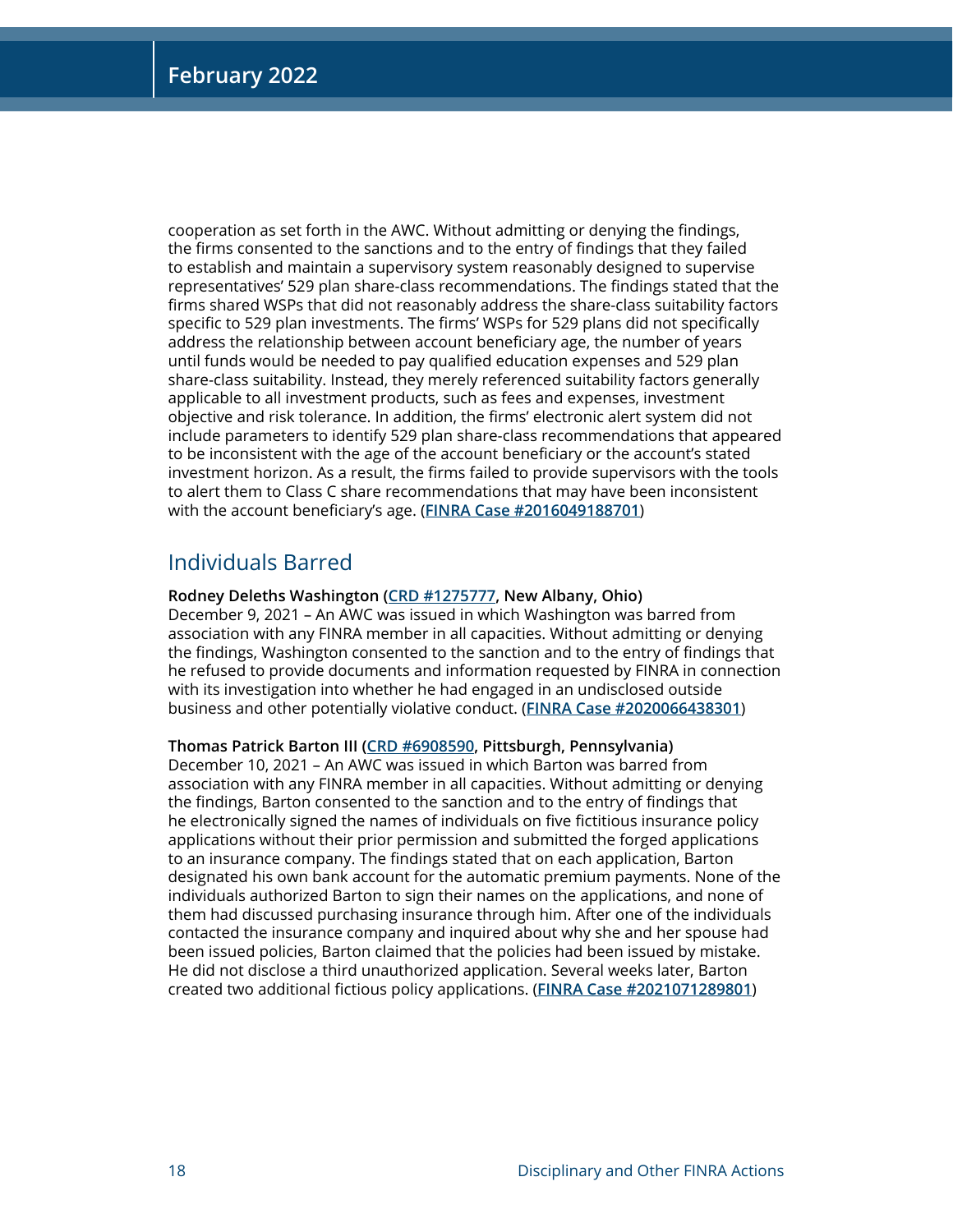cooperation as set forth in the AWC. Without admitting or denying the findings, the firms consented to the sanctions and to the entry of findings that they failed to establish and maintain a supervisory system reasonably designed to supervise representatives' 529 plan share-class recommendations. The findings stated that the firms shared WSPs that did not reasonably address the share-class suitability factors specific to 529 plan investments. The firms' WSPs for 529 plans did not specifically address the relationship between account beneficiary age, the number of years until funds would be needed to pay qualified education expenses and 529 plan share-class suitability. Instead, they merely referenced suitability factors generally applicable to all investment products, such as fees and expenses, investment objective and risk tolerance. In addition, the firms' electronic alert system did not include parameters to identify 529 plan share-class recommendations that appeared to be inconsistent with the age of the account beneficiary or the account's stated investment horizon. As a result, the firms failed to provide supervisors with the tools to alert them to Class C share recommendations that may have been inconsistent with the account beneficiary's age. (**FINRA Case #2016049188701**)

## Individuals Barred

**Rodney Deleths Washington (CRD #1275777, New Albany, Ohio)**
December 9, 2021 – An AWC was issued in which Washington was barred from association with any FINRA member in all capacities. Without admitting or denying the findings, Washington consented to the sanction and to the entry of findings that he refused to provide documents and information requested by FINRA in connection with its investigation into whether he had engaged in an undisclosed outside business and other potentially violative conduct. (**FINRA Case #2020066438301**)

**Thomas Patrick Barton III (CRD #6908590, Pittsburgh, Pennsylvania)**
December 10, 2021 – An AWC was issued in which Barton was barred from association with any FINRA member in all capacities. Without admitting or denying the findings, Barton consented to the sanction and to the entry of findings that he electronically signed the names of individuals on five fictitious insurance policy applications without their prior permission and submitted the forged applications to an insurance company. The findings stated that on each application, Barton designated his own bank account for the automatic premium payments. None of the individuals authorized Barton to sign their names on the applications, and none of them had discussed purchasing insurance through him. After one of the individuals contacted the insurance company and inquired about why she and her spouse had been issued policies, Barton claimed that the policies had been issued by mistake. He did not disclose a third unauthorized application. Several weeks later, Barton created two additional fictious policy applications. (**FINRA Case #2021071289801**)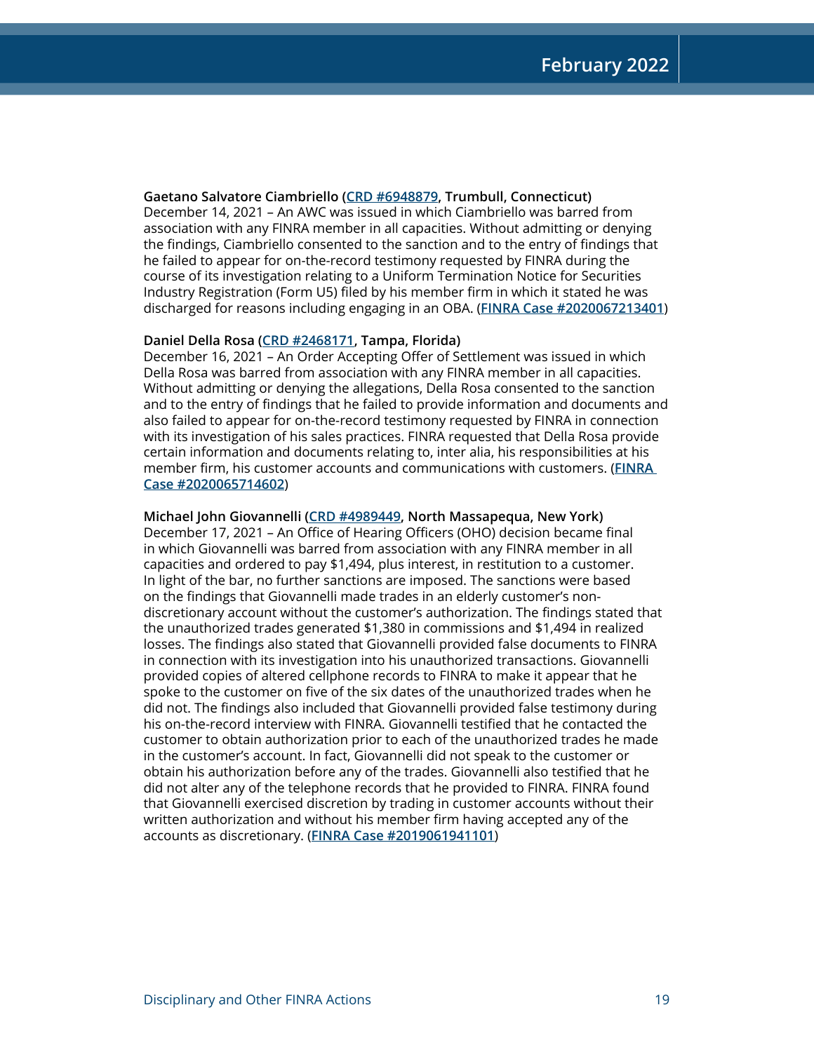**Gaetano Salvatore Ciambriello (CRD #6948879, Trumbull, Connecticut)**
December 14, 2021 – An AWC was issued in which Ciambriello was barred from association with any FINRA member in all capacities. Without admitting or denying the findings, Ciambriello consented to the sanction and to the entry of findings that he failed to appear for on-the-record testimony requested by FINRA during the course of its investigation relating to a Uniform Termination Notice for Securities Industry Registration (Form U5) filed by his member firm in which it stated he was discharged for reasons including engaging in an OBA. (FINRA Case #2020067213401)

**Daniel Della Rosa (CRD #2468171, Tampa, Florida)**
December 16, 2021 – An Order Accepting Offer of Settlement was issued in which Della Rosa was barred from association with any FINRA member in all capacities. Without admitting or denying the allegations, Della Rosa consented to the sanction and to the entry of findings that he failed to provide information and documents and also failed to appear for on-the-record testimony requested by FINRA in connection with its investigation of his sales practices. FINRA requested that Della Rosa provide certain information and documents relating to, inter alia, his responsibilities at his member firm, his customer accounts and communications with customers. (FINRA Case #2020065714602)

**Michael John Giovannelli (CRD #4989449, North Massapequa, New York)**
December 17, 2021 – An Office of Hearing Officers (OHO) decision became final in which Giovannelli was barred from association with any FINRA member in all capacities and ordered to pay $1,494, plus interest, in restitution to a customer. In light of the bar, no further sanctions are imposed. The sanctions were based on the findings that Giovannelli made trades in an elderly customer's non-discretionary account without the customer's authorization. The findings stated that the unauthorized trades generated $1,380 in commissions and $1,494 in realized losses. The findings also stated that Giovannelli provided false documents to FINRA in connection with its investigation into his unauthorized transactions. Giovannelli provided copies of altered cellphone records to FINRA to make it appear that he spoke to the customer on five of the six dates of the unauthorized trades when he did not. The findings also included that Giovannelli provided false testimony during his on-the-record interview with FINRA. Giovannelli testified that he contacted the customer to obtain authorization prior to each of the unauthorized trades he made in the customer's account. In fact, Giovannelli did not speak to the customer or obtain his authorization before any of the trades. Giovannelli also testified that he did not alter any of the telephone records that he provided to FINRA. FINRA found that Giovannelli exercised discretion by trading in customer accounts without their written authorization and without his member firm having accepted any of the accounts as discretionary. (FINRA Case #2019061941101)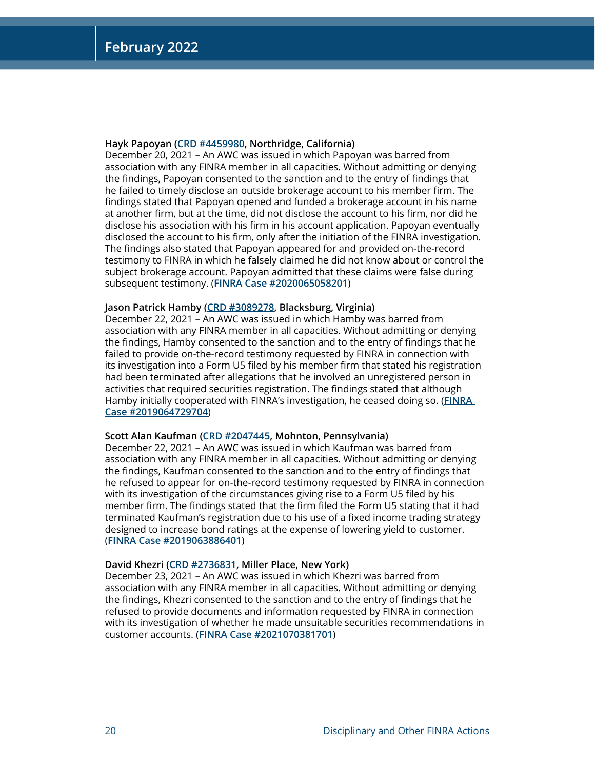**Hayk Papoyan (CRD #4459980, Northridge, California)**
December 20, 2021 – An AWC was issued in which Papoyan was barred from association with any FINRA member in all capacities. Without admitting or denying the findings, Papoyan consented to the sanction and to the entry of findings that he failed to timely disclose an outside brokerage account to his member firm. The findings stated that Papoyan opened and funded a brokerage account in his name at another firm, but at the time, did not disclose the account to his firm, nor did he disclose his association with his firm in his account application. Papoyan eventually disclosed the account to his firm, only after the initiation of the FINRA investigation. The findings also stated that Papoyan appeared for and provided on-the-record testimony to FINRA in which he falsely claimed he did not know about or control the subject brokerage account. Papoyan admitted that these claims were false during subsequent testimony. (**FINRA Case #2020065058201**)

**Jason Patrick Hamby (CRD #3089278, Blacksburg, Virginia)**
December 22, 2021 – An AWC was issued in which Hamby was barred from association with any FINRA member in all capacities. Without admitting or denying the findings, Hamby consented to the sanction and to the entry of findings that he failed to provide on-the-record testimony requested by FINRA in connection with its investigation into a Form U5 filed by his member firm that stated his registration had been terminated after allegations that he involved an unregistered person in activities that required securities registration. The findings stated that although Hamby initially cooperated with FINRA's investigation, he ceased doing so. (**FINRA Case #2019064729704**)

**Scott Alan Kaufman (CRD #2047445, Mohnton, Pennsylvania)**
December 22, 2021 – An AWC was issued in which Kaufman was barred from association with any FINRA member in all capacities. Without admitting or denying the findings, Kaufman consented to the sanction and to the entry of findings that he refused to appear for on-the-record testimony requested by FINRA in connection with its investigation of the circumstances giving rise to a Form U5 filed by his member firm. The findings stated that the firm filed the Form U5 stating that it had terminated Kaufman's registration due to his use of a fixed income trading strategy designed to increase bond ratings at the expense of lowering yield to customer. (**FINRA Case #2019063886401**)

**David Khezri (CRD #2736831, Miller Place, New York)**
December 23, 2021 – An AWC was issued in which Khezri was barred from association with any FINRA member in all capacities. Without admitting or denying the findings, Khezri consented to the sanction and to the entry of findings that he refused to provide documents and information requested by FINRA in connection with its investigation of whether he made unsuitable securities recommendations in customer accounts. (**FINRA Case #2021070381701**)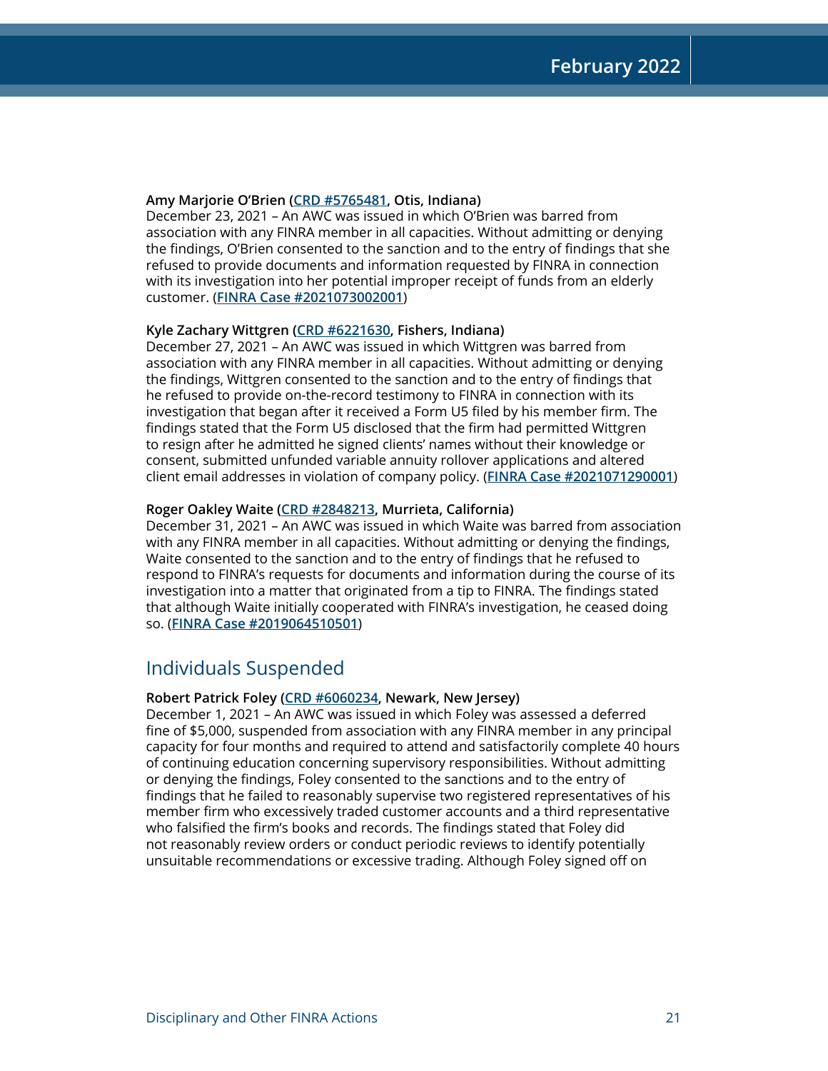**Amy Marjorie O'Brien (CRD #5765481, Otis, Indiana)**
December 23, 2021 – An AWC was issued in which O'Brien was barred from association with any FINRA member in all capacities. Without admitting or denying the findings, O'Brien consented to the sanction and to the entry of findings that she refused to provide documents and information requested by FINRA in connection with its investigation into her potential improper receipt of funds from an elderly customer. (**FINRA Case #2021073002001**)

**Kyle Zachary Wittgren (CRD #6221630, Fishers, Indiana)**
December 27, 2021 – An AWC was issued in which Wittgren was barred from association with any FINRA member in all capacities. Without admitting or denying the findings, Wittgren consented to the sanction and to the entry of findings that he refused to provide on-the-record testimony to FINRA in connection with its investigation that began after it received a Form U5 filed by his member firm. The findings stated that the Form U5 disclosed that the firm had permitted Wittgren to resign after he admitted he signed clients' names without their knowledge or consent, submitted unfunded variable annuity rollover applications and altered client email addresses in violation of company policy. (**FINRA Case #2021071290001**)

**Roger Oakley Waite (CRD #2848213, Murrieta, California)**
December 31, 2021 – An AWC was issued in which Waite was barred from association with any FINRA member in all capacities. Without admitting or denying the findings, Waite consented to the sanction and to the entry of findings that he refused to respond to FINRA's requests for documents and information during the course of its investigation into a matter that originated from a tip to FINRA. The findings stated that although Waite initially cooperated with FINRA's investigation, he ceased doing so. (**FINRA Case #2019064510501**)

## Individuals Suspended

**Robert Patrick Foley (CRD #6060234, Newark, New Jersey)**
December 1, 2021 – An AWC was issued in which Foley was assessed a deferred fine of $5,000, suspended from association with any FINRA member in any principal capacity for four months and required to attend and satisfactorily complete 40 hours of continuing education concerning supervisory responsibilities. Without admitting or denying the findings, Foley consented to the sanctions and to the entry of findings that he failed to reasonably supervise two registered representatives of his member firm who excessively traded customer accounts and a third representative who falsified the firm's books and records. The findings stated that Foley did not reasonably review orders or conduct periodic reviews to identify potentially unsuitable recommendations or excessive trading. Although Foley signed off on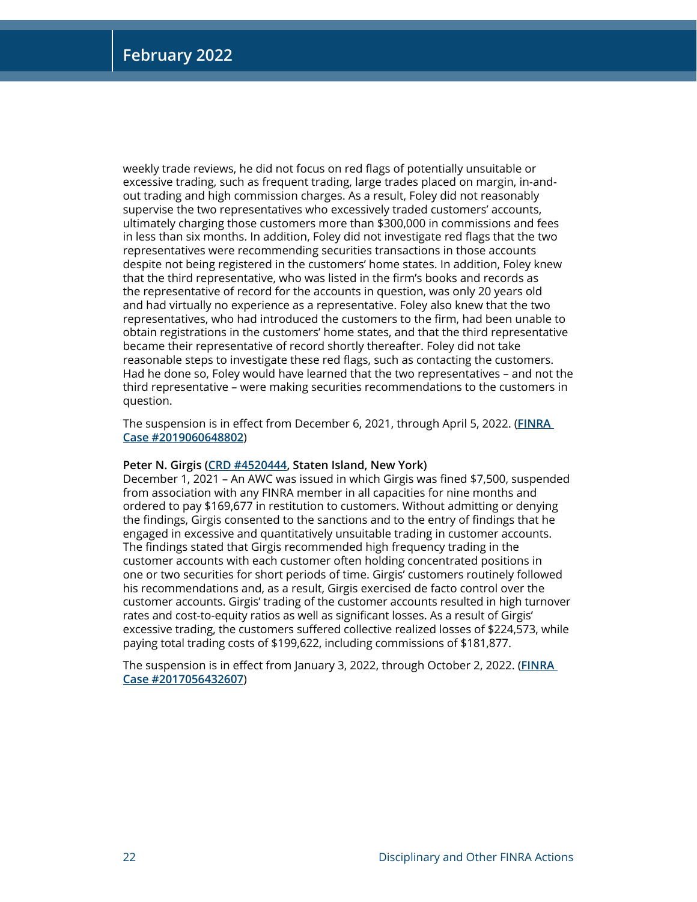weekly trade reviews, he did not focus on red flags of potentially unsuitable or excessive trading, such as frequent trading, large trades placed on margin, in-and-out trading and high commission charges. As a result, Foley did not reasonably supervise the two representatives who excessively traded customers' accounts, ultimately charging those customers more than $300,000 in commissions and fees in less than six months. In addition, Foley did not investigate red flags that the two representatives were recommending securities transactions in those accounts despite not being registered in the customers' home states. In addition, Foley knew that the third representative, who was listed in the firm's books and records as the representative of record for the accounts in question, was only 20 years old and had virtually no experience as a representative. Foley also knew that the two representatives, who had introduced the customers to the firm, had been unable to obtain registrations in the customers' home states, and that the third representative became their representative of record shortly thereafter. Foley did not take reasonable steps to investigate these red flags, such as contacting the customers. Had he done so, Foley would have learned that the two representatives – and not the third representative – were making securities recommendations to the customers in question.

The suspension is in effect from December 6, 2021, through April 5, 2022. (**FINRA Case #2019060648802**)

**Peter N. Girgis (CRD #4520444, Staten Island, New York)**
December 1, 2021 – An AWC was issued in which Girgis was fined $7,500, suspended from association with any FINRA member in all capacities for nine months and ordered to pay $169,677 in restitution to customers. Without admitting or denying the findings, Girgis consented to the sanctions and to the entry of findings that he engaged in excessive and quantitatively unsuitable trading in customer accounts. The findings stated that Girgis recommended high frequency trading in the customer accounts with each customer often holding concentrated positions in one or two securities for short periods of time. Girgis' customers routinely followed his recommendations and, as a result, Girgis exercised de facto control over the customer accounts. Girgis' trading of the customer accounts resulted in high turnover rates and cost-to-equity ratios as well as significant losses. As a result of Girgis' excessive trading, the customers suffered collective realized losses of $224,573, while paying total trading costs of $199,622, including commissions of $181,877.

The suspension is in effect from January 3, 2022, through October 2, 2022. (**FINRA Case #2017056432607**)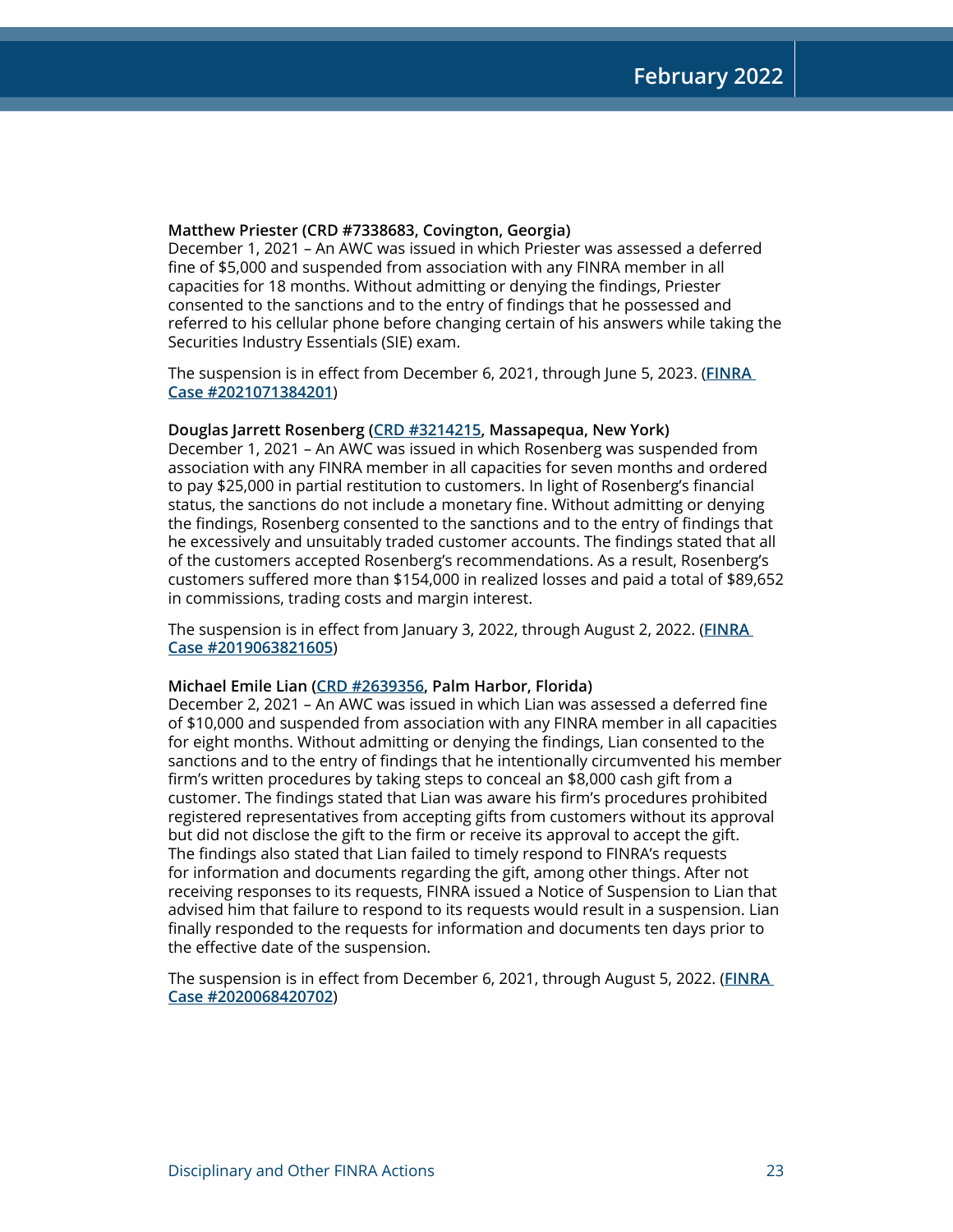**Matthew Priester (CRD #7338683, Covington, Georgia)**
December 1, 2021 – An AWC was issued in which Priester was assessed a deferred fine of $5,000 and suspended from association with any FINRA member in all capacities for 18 months. Without admitting or denying the findings, Priester consented to the sanctions and to the entry of findings that he possessed and referred to his cellular phone before changing certain of his answers while taking the Securities Industry Essentials (SIE) exam.

The suspension is in effect from December 6, 2021, through June 5, 2023. (**FINRA Case #2021071384201**)

**Douglas Jarrett Rosenberg (CRD #3214215, Massapequa, New York)**
December 1, 2021 – An AWC was issued in which Rosenberg was suspended from association with any FINRA member in all capacities for seven months and ordered to pay $25,000 in partial restitution to customers. In light of Rosenberg's financial status, the sanctions do not include a monetary fine. Without admitting or denying the findings, Rosenberg consented to the sanctions and to the entry of findings that he excessively and unsuitably traded customer accounts. The findings stated that all of the customers accepted Rosenberg's recommendations. As a result, Rosenberg's customers suffered more than $154,000 in realized losses and paid a total of $89,652 in commissions, trading costs and margin interest.

The suspension is in effect from January 3, 2022, through August 2, 2022. (**FINRA Case #2019063821605**)

**Michael Emile Lian (CRD #2639356, Palm Harbor, Florida)**
December 2, 2021 – An AWC was issued in which Lian was assessed a deferred fine of $10,000 and suspended from association with any FINRA member in all capacities for eight months. Without admitting or denying the findings, Lian consented to the sanctions and to the entry of findings that he intentionally circumvented his member firm's written procedures by taking steps to conceal an $8,000 cash gift from a customer. The findings stated that Lian was aware his firm's procedures prohibited registered representatives from accepting gifts from customers without its approval but did not disclose the gift to the firm or receive its approval to accept the gift. The findings also stated that Lian failed to timely respond to FINRA's requests for information and documents regarding the gift, among other things. After not receiving responses to its requests, FINRA issued a Notice of Suspension to Lian that advised him that failure to respond to its requests would result in a suspension. Lian finally responded to the requests for information and documents ten days prior to the effective date of the suspension.

The suspension is in effect from December 6, 2021, through August 5, 2022. (**FINRA Case #2020068420702**)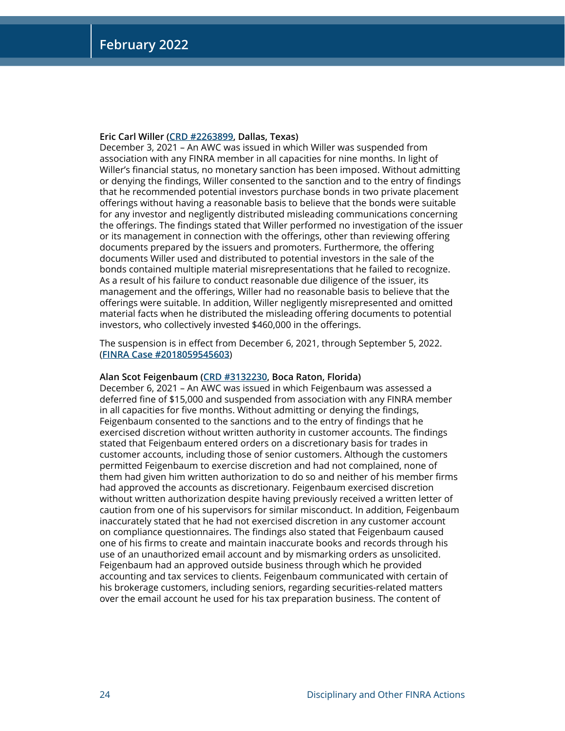**Eric Carl Willer (CRD #2263899, Dallas, Texas)**
December 3, 2021 – An AWC was issued in which Willer was suspended from association with any FINRA member in all capacities for nine months. In light of Willer's financial status, no monetary sanction has been imposed. Without admitting or denying the findings, Willer consented to the sanction and to the entry of findings that he recommended potential investors purchase bonds in two private placement offerings without having a reasonable basis to believe that the bonds were suitable for any investor and negligently distributed misleading communications concerning the offerings. The findings stated that Willer performed no investigation of the issuer or its management in connection with the offerings, other than reviewing offering documents prepared by the issuers and promoters. Furthermore, the offering documents Willer used and distributed to potential investors in the sale of the bonds contained multiple material misrepresentations that he failed to recognize. As a result of his failure to conduct reasonable due diligence of the issuer, its management and the offerings, Willer had no reasonable basis to believe that the offerings were suitable. In addition, Willer negligently misrepresented and omitted material facts when he distributed the misleading offering documents to potential investors, who collectively invested $460,000 in the offerings.

The suspension is in effect from December 6, 2021, through September 5, 2022. (FINRA Case #2018059545603)

**Alan Scot Feigenbaum (CRD #3132230, Boca Raton, Florida)**
December 6, 2021 – An AWC was issued in which Feigenbaum was assessed a deferred fine of $15,000 and suspended from association with any FINRA member in all capacities for five months. Without admitting or denying the findings, Feigenbaum consented to the sanctions and to the entry of findings that he exercised discretion without written authority in customer accounts. The findings stated that Feigenbaum entered orders on a discretionary basis for trades in customer accounts, including those of senior customers. Although the customers permitted Feigenbaum to exercise discretion and had not complained, none of them had given him written authorization to do so and neither of his member firms had approved the accounts as discretionary. Feigenbaum exercised discretion without written authorization despite having previously received a written letter of caution from one of his supervisors for similar misconduct. In addition, Feigenbaum inaccurately stated that he had not exercised discretion in any customer account on compliance questionnaires. The findings also stated that Feigenbaum caused one of his firms to create and maintain inaccurate books and records through his use of an unauthorized email account and by mismarking orders as unsolicited. Feigenbaum had an approved outside business through which he provided accounting and tax services to clients. Feigenbaum communicated with certain of his brokerage customers, including seniors, regarding securities-related matters over the email account he used for his tax preparation business. The content of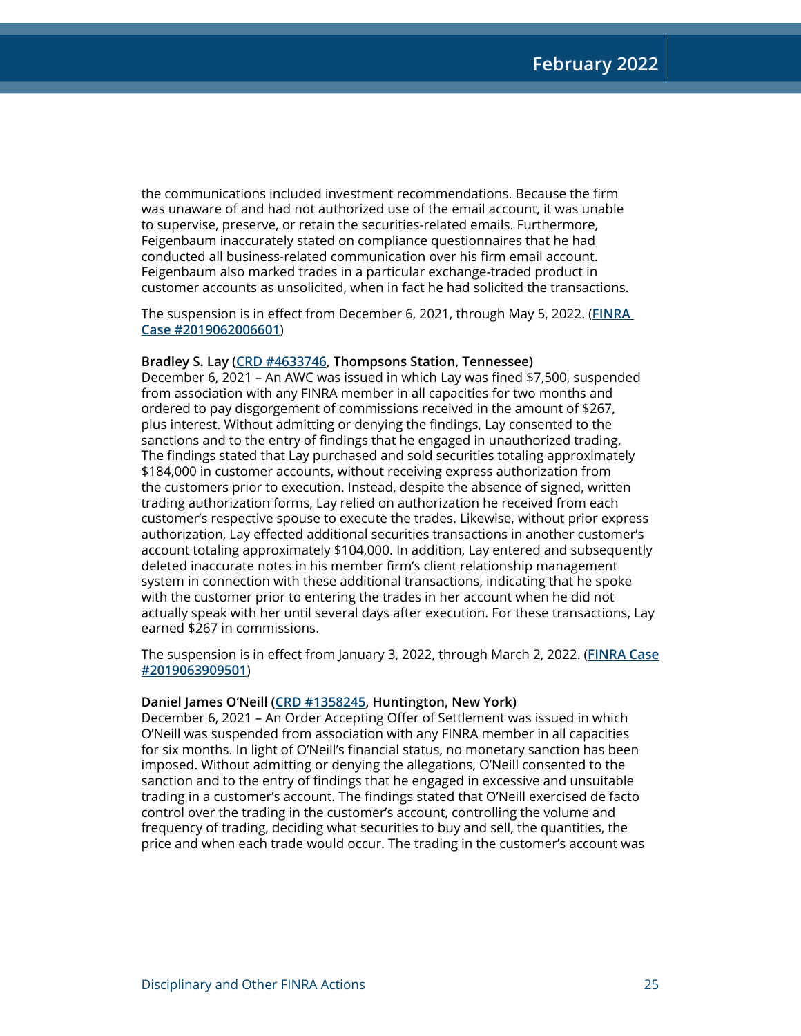the communications included investment recommendations. Because the firm was unaware of and had not authorized use of the email account, it was unable to supervise, preserve, or retain the securities-related emails. Furthermore, Feigenbaum inaccurately stated on compliance questionnaires that he had conducted all business-related communication over his firm email account. Feigenbaum also marked trades in a particular exchange-traded product in customer accounts as unsolicited, when in fact he had solicited the transactions.

The suspension is in effect from December 6, 2021, through May 5, 2022. (**FINRA Case #2019062006601**)

**Bradley S. Lay (CRD #4633746, Thompsons Station, Tennessee)**
December 6, 2021 – An AWC was issued in which Lay was fined $7,500, suspended from association with any FINRA member in all capacities for two months and ordered to pay disgorgement of commissions received in the amount of $267, plus interest. Without admitting or denying the findings, Lay consented to the sanctions and to the entry of findings that he engaged in unauthorized trading. The findings stated that Lay purchased and sold securities totaling approximately $184,000 in customer accounts, without receiving express authorization from the customers prior to execution. Instead, despite the absence of signed, written trading authorization forms, Lay relied on authorization he received from each customer's respective spouse to execute the trades. Likewise, without prior express authorization, Lay effected additional securities transactions in another customer's account totaling approximately $104,000. In addition, Lay entered and subsequently deleted inaccurate notes in his member firm's client relationship management system in connection with these additional transactions, indicating that he spoke with the customer prior to entering the trades in her account when he did not actually speak with her until several days after execution. For these transactions, Lay earned $267 in commissions.

The suspension is in effect from January 3, 2022, through March 2, 2022. (**FINRA Case #2019063909501**)

**Daniel James O'Neill (CRD #1358245, Huntington, New York)**
December 6, 2021 – An Order Accepting Offer of Settlement was issued in which O'Neill was suspended from association with any FINRA member in all capacities for six months. In light of O'Neill's financial status, no monetary sanction has been imposed. Without admitting or denying the allegations, O'Neill consented to the sanction and to the entry of findings that he engaged in excessive and unsuitable trading in a customer's account. The findings stated that O'Neill exercised de facto control over the trading in the customer's account, controlling the volume and frequency of trading, deciding what securities to buy and sell, the quantities, the price and when each trade would occur. The trading in the customer's account was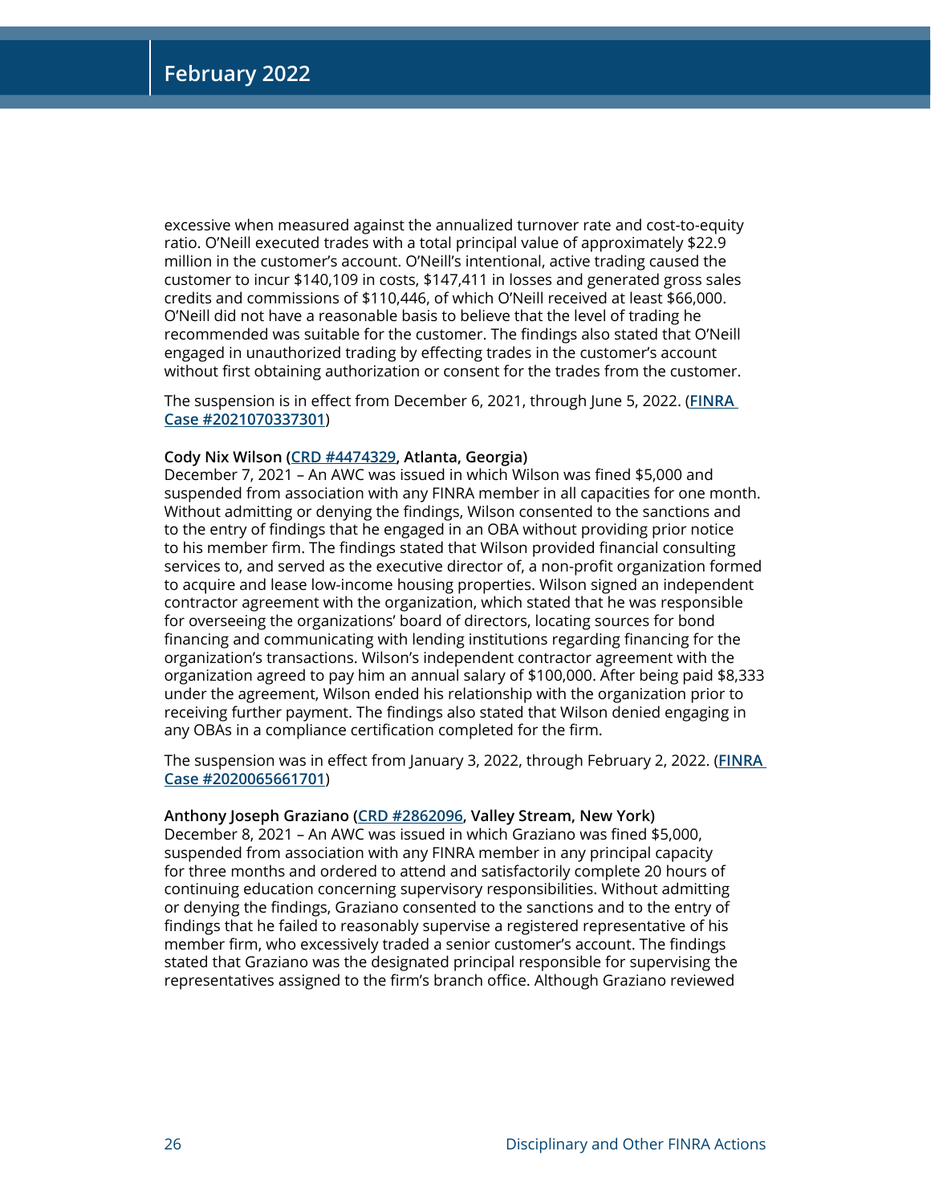excessive when measured against the annualized turnover rate and cost-to-equity ratio. O'Neill executed trades with a total principal value of approximately $22.9 million in the customer's account. O'Neill's intentional, active trading caused the customer to incur $140,109 in costs, $147,411 in losses and generated gross sales credits and commissions of $110,446, of which O'Neill received at least $66,000. O'Neill did not have a reasonable basis to believe that the level of trading he recommended was suitable for the customer. The findings also stated that O'Neill engaged in unauthorized trading by effecting trades in the customer's account without first obtaining authorization or consent for the trades from the customer.

The suspension is in effect from December 6, 2021, through June 5, 2022. (**FINRA Case #2021070337301**)

**Cody Nix Wilson (CRD #4474329, Atlanta, Georgia)**
December 7, 2021 – An AWC was issued in which Wilson was fined $5,000 and suspended from association with any FINRA member in all capacities for one month. Without admitting or denying the findings, Wilson consented to the sanctions and to the entry of findings that he engaged in an OBA without providing prior notice to his member firm. The findings stated that Wilson provided financial consulting services to, and served as the executive director of, a non-profit organization formed to acquire and lease low-income housing properties. Wilson signed an independent contractor agreement with the organization, which stated that he was responsible for overseeing the organizations' board of directors, locating sources for bond financing and communicating with lending institutions regarding financing for the organization's transactions. Wilson's independent contractor agreement with the organization agreed to pay him an annual salary of $100,000. After being paid $8,333 under the agreement, Wilson ended his relationship with the organization prior to receiving further payment. The findings also stated that Wilson denied engaging in any OBAs in a compliance certification completed for the firm.

The suspension was in effect from January 3, 2022, through February 2, 2022. (**FINRA Case #2020065661701**)

**Anthony Joseph Graziano (CRD #2862096, Valley Stream, New York)**
December 8, 2021 – An AWC was issued in which Graziano was fined $5,000, suspended from association with any FINRA member in any principal capacity for three months and ordered to attend and satisfactorily complete 20 hours of continuing education concerning supervisory responsibilities. Without admitting or denying the findings, Graziano consented to the sanctions and to the entry of findings that he failed to reasonably supervise a registered representative of his member firm, who excessively traded a senior customer's account. The findings stated that Graziano was the designated principal responsible for supervising the representatives assigned to the firm's branch office. Although Graziano reviewed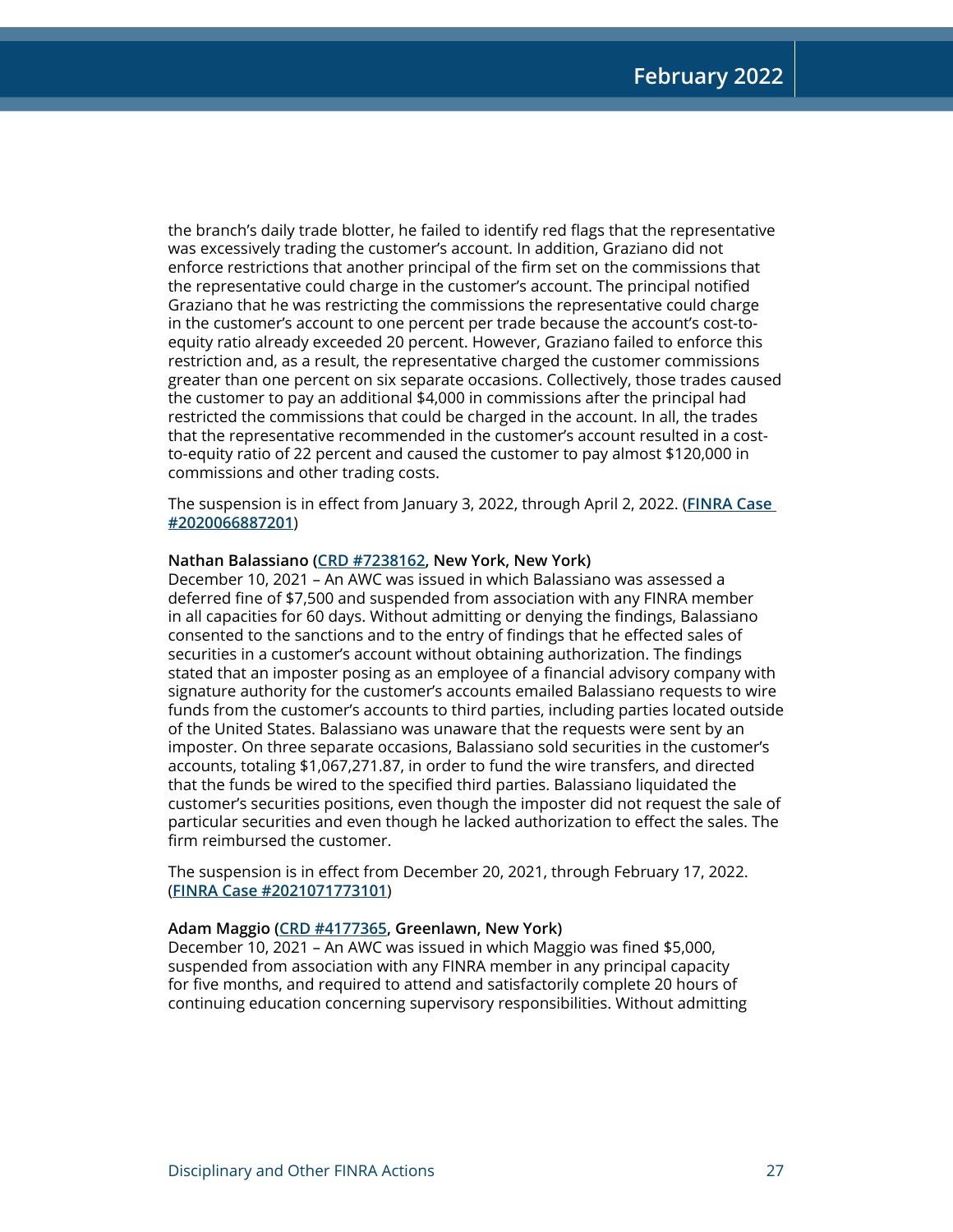the branch's daily trade blotter, he failed to identify red flags that the representative was excessively trading the customer's account. In addition, Graziano did not enforce restrictions that another principal of the firm set on the commissions that the representative could charge in the customer's account. The principal notified Graziano that he was restricting the commissions the representative could charge in the customer's account to one percent per trade because the account's cost-to-equity ratio already exceeded 20 percent. However, Graziano failed to enforce this restriction and, as a result, the representative charged the customer commissions greater than one percent on six separate occasions. Collectively, those trades caused the customer to pay an additional $4,000 in commissions after the principal had restricted the commissions that could be charged in the account. In all, the trades that the representative recommended in the customer's account resulted in a cost-to-equity ratio of 22 percent and caused the customer to pay almost $120,000 in commissions and other trading costs.

The suspension is in effect from January 3, 2022, through April 2, 2022. (**FINRA Case #2020066887201**)

**Nathan Balassiano (CRD #7238162, New York, New York)**
December 10, 2021 – An AWC was issued in which Balassiano was assessed a deferred fine of $7,500 and suspended from association with any FINRA member in all capacities for 60 days. Without admitting or denying the findings, Balassiano consented to the sanctions and to the entry of findings that he effected sales of securities in a customer's account without obtaining authorization. The findings stated that an imposter posing as an employee of a financial advisory company with signature authority for the customer's accounts emailed Balassiano requests to wire funds from the customer's accounts to third parties, including parties located outside of the United States. Balassiano was unaware that the requests were sent by an imposter. On three separate occasions, Balassiano sold securities in the customer's accounts, totaling $1,067,271.87, in order to fund the wire transfers, and directed that the funds be wired to the specified third parties. Balassiano liquidated the customer's securities positions, even though the imposter did not request the sale of particular securities and even though he lacked authorization to effect the sales. The firm reimbursed the customer.

The suspension is in effect from December 20, 2021, through February 17, 2022. (**FINRA Case #2021071773101**)

**Adam Maggio (CRD #4177365, Greenlawn, New York)**
December 10, 2021 – An AWC was issued in which Maggio was fined $5,000, suspended from association with any FINRA member in any principal capacity for five months, and required to attend and satisfactorily complete 20 hours of continuing education concerning supervisory responsibilities. Without admitting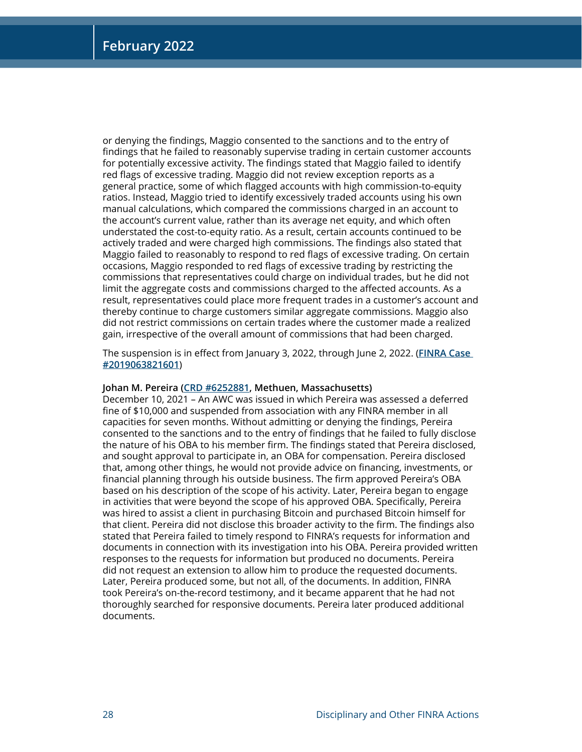or denying the findings, Maggio consented to the sanctions and to the entry of findings that he failed to reasonably supervise trading in certain customer accounts for potentially excessive activity. The findings stated that Maggio failed to identify red flags of excessive trading. Maggio did not review exception reports as a general practice, some of which flagged accounts with high commission-to-equity ratios. Instead, Maggio tried to identify excessively traded accounts using his own manual calculations, which compared the commissions charged in an account to the account's current value, rather than its average net equity, and which often understated the cost-to-equity ratio. As a result, certain accounts continued to be actively traded and were charged high commissions. The findings also stated that Maggio failed to reasonably to respond to red flags of excessive trading. On certain occasions, Maggio responded to red flags of excessive trading by restricting the commissions that representatives could charge on individual trades, but he did not limit the aggregate costs and commissions charged to the affected accounts. As a result, representatives could place more frequent trades in a customer's account and thereby continue to charge customers similar aggregate commissions. Maggio also did not restrict commissions on certain trades where the customer made a realized gain, irrespective of the overall amount of commissions that had been charged.

The suspension is in effect from January 3, 2022, through June 2, 2022. (**FINRA Case #2019063821601**)

**Johan M. Pereira (CRD #6252881, Methuen, Massachusetts)**
December 10, 2021 – An AWC was issued in which Pereira was assessed a deferred fine of $10,000 and suspended from association with any FINRA member in all capacities for seven months. Without admitting or denying the findings, Pereira consented to the sanctions and to the entry of findings that he failed to fully disclose the nature of his OBA to his member firm. The findings stated that Pereira disclosed, and sought approval to participate in, an OBA for compensation. Pereira disclosed that, among other things, he would not provide advice on financing, investments, or financial planning through his outside business. The firm approved Pereira's OBA based on his description of the scope of his activity. Later, Pereira began to engage in activities that were beyond the scope of his approved OBA. Specifically, Pereira was hired to assist a client in purchasing Bitcoin and purchased Bitcoin himself for that client. Pereira did not disclose this broader activity to the firm. The findings also stated that Pereira failed to timely respond to FINRA's requests for information and documents in connection with its investigation into his OBA. Pereira provided written responses to the requests for information but produced no documents. Pereira did not request an extension to allow him to produce the requested documents. Later, Pereira produced some, but not all, of the documents. In addition, FINRA took Pereira's on-the-record testimony, and it became apparent that he had not thoroughly searched for responsive documents. Pereira later produced additional documents.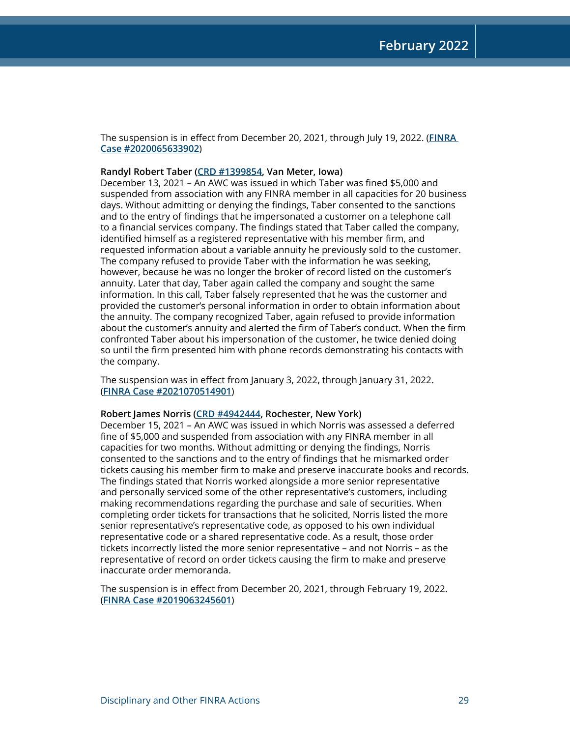The suspension is in effect from December 20, 2021, through July 19, 2022. (FINRA Case #2020065633902)

**Randyl Robert Taber (CRD #1399854, Van Meter, Iowa)**
December 13, 2021 – An AWC was issued in which Taber was fined $5,000 and suspended from association with any FINRA member in all capacities for 20 business days. Without admitting or denying the findings, Taber consented to the sanctions and to the entry of findings that he impersonated a customer on a telephone call to a financial services company. The findings stated that Taber called the company, identified himself as a registered representative with his member firm, and requested information about a variable annuity he previously sold to the customer. The company refused to provide Taber with the information he was seeking, however, because he was no longer the broker of record listed on the customer's annuity. Later that day, Taber again called the company and sought the same information. In this call, Taber falsely represented that he was the customer and provided the customer's personal information in order to obtain information about the annuity. The company recognized Taber, again refused to provide information about the customer's annuity and alerted the firm of Taber's conduct. When the firm confronted Taber about his impersonation of the customer, he twice denied doing so until the firm presented him with phone records demonstrating his contacts with the company.

The suspension was in effect from January 3, 2022, through January 31, 2022. (FINRA Case #2021070514901)

**Robert James Norris (CRD #4942444, Rochester, New York)**
December 15, 2021 – An AWC was issued in which Norris was assessed a deferred fine of $5,000 and suspended from association with any FINRA member in all capacities for two months. Without admitting or denying the findings, Norris consented to the sanctions and to the entry of findings that he mismarked order tickets causing his member firm to make and preserve inaccurate books and records. The findings stated that Norris worked alongside a more senior representative and personally serviced some of the other representative's customers, including making recommendations regarding the purchase and sale of securities. When completing order tickets for transactions that he solicited, Norris listed the more senior representative's representative code, as opposed to his own individual representative code or a shared representative code. As a result, those order tickets incorrectly listed the more senior representative – and not Norris – as the representative of record on order tickets causing the firm to make and preserve inaccurate order memoranda.

The suspension is in effect from December 20, 2021, through February 19, 2022. (FINRA Case #2019063245601)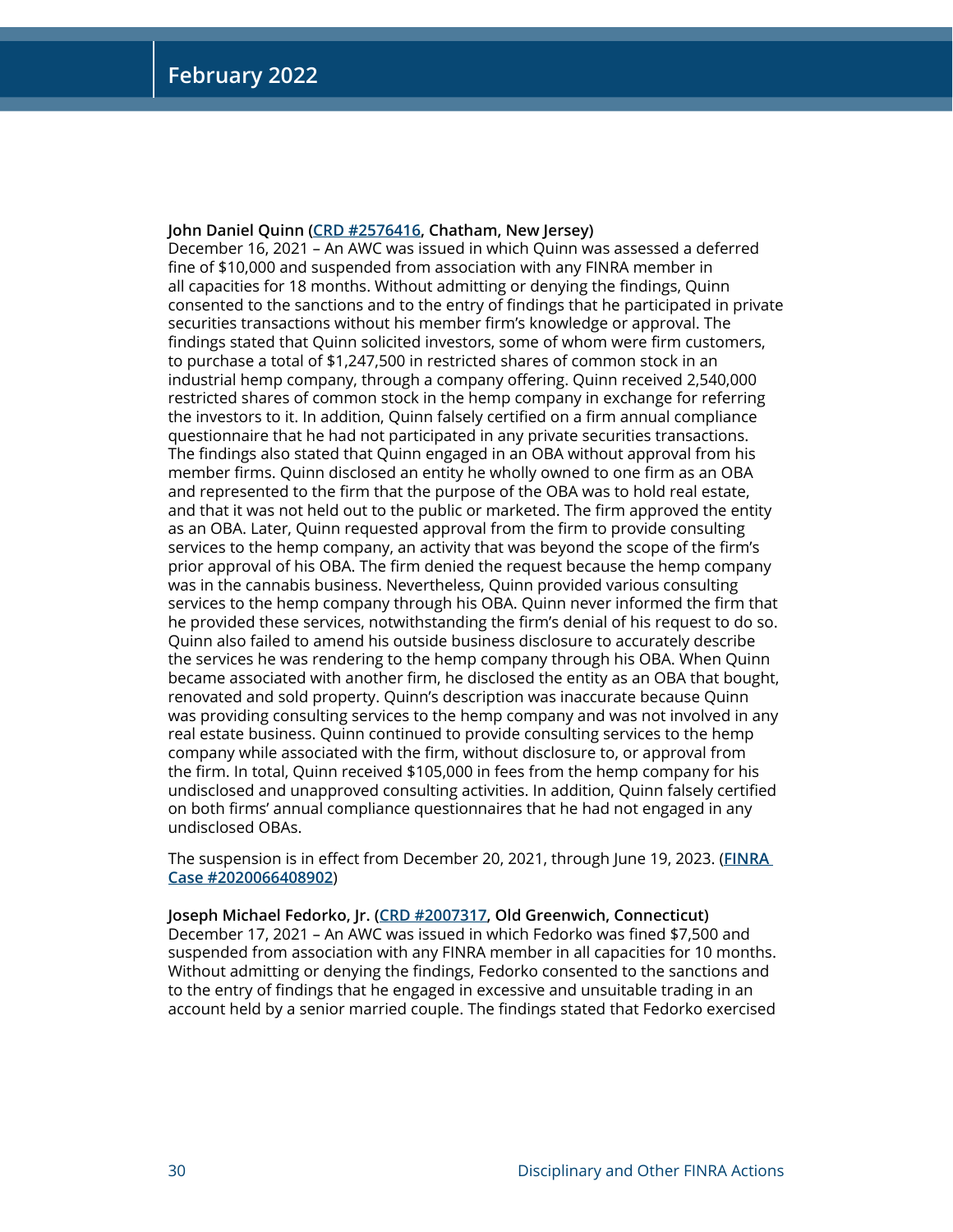**John Daniel Quinn (CRD #2576416, Chatham, New Jersey)**
December 16, 2021 – An AWC was issued in which Quinn was assessed a deferred fine of $10,000 and suspended from association with any FINRA member in all capacities for 18 months. Without admitting or denying the findings, Quinn consented to the sanctions and to the entry of findings that he participated in private securities transactions without his member firm's knowledge or approval. The findings stated that Quinn solicited investors, some of whom were firm customers, to purchase a total of $1,247,500 in restricted shares of common stock in an industrial hemp company, through a company offering. Quinn received 2,540,000 restricted shares of common stock in the hemp company in exchange for referring the investors to it. In addition, Quinn falsely certified on a firm annual compliance questionnaire that he had not participated in any private securities transactions. The findings also stated that Quinn engaged in an OBA without approval from his member firms. Quinn disclosed an entity he wholly owned to one firm as an OBA and represented to the firm that the purpose of the OBA was to hold real estate, and that it was not held out to the public or marketed. The firm approved the entity as an OBA. Later, Quinn requested approval from the firm to provide consulting services to the hemp company, an activity that was beyond the scope of the firm's prior approval of his OBA. The firm denied the request because the hemp company was in the cannabis business. Nevertheless, Quinn provided various consulting services to the hemp company through his OBA. Quinn never informed the firm that he provided these services, notwithstanding the firm's denial of his request to do so. Quinn also failed to amend his outside business disclosure to accurately describe the services he was rendering to the hemp company through his OBA. When Quinn became associated with another firm, he disclosed the entity as an OBA that bought, renovated and sold property. Quinn's description was inaccurate because Quinn was providing consulting services to the hemp company and was not involved in any real estate business. Quinn continued to provide consulting services to the hemp company while associated with the firm, without disclosure to, or approval from the firm. In total, Quinn received $105,000 in fees from the hemp company for his undisclosed and unapproved consulting activities. In addition, Quinn falsely certified on both firms' annual compliance questionnaires that he had not engaged in any undisclosed OBAs.

The suspension is in effect from December 20, 2021, through June 19, 2023. (FINRA Case #2020066408902)

**Joseph Michael Fedorko, Jr. (CRD #2007317, Old Greenwich, Connecticut)**
December 17, 2021 – An AWC was issued in which Fedorko was fined $7,500 and suspended from association with any FINRA member in all capacities for 10 months. Without admitting or denying the findings, Fedorko consented to the sanctions and to the entry of findings that he engaged in excessive and unsuitable trading in an account held by a senior married couple. The findings stated that Fedorko exercised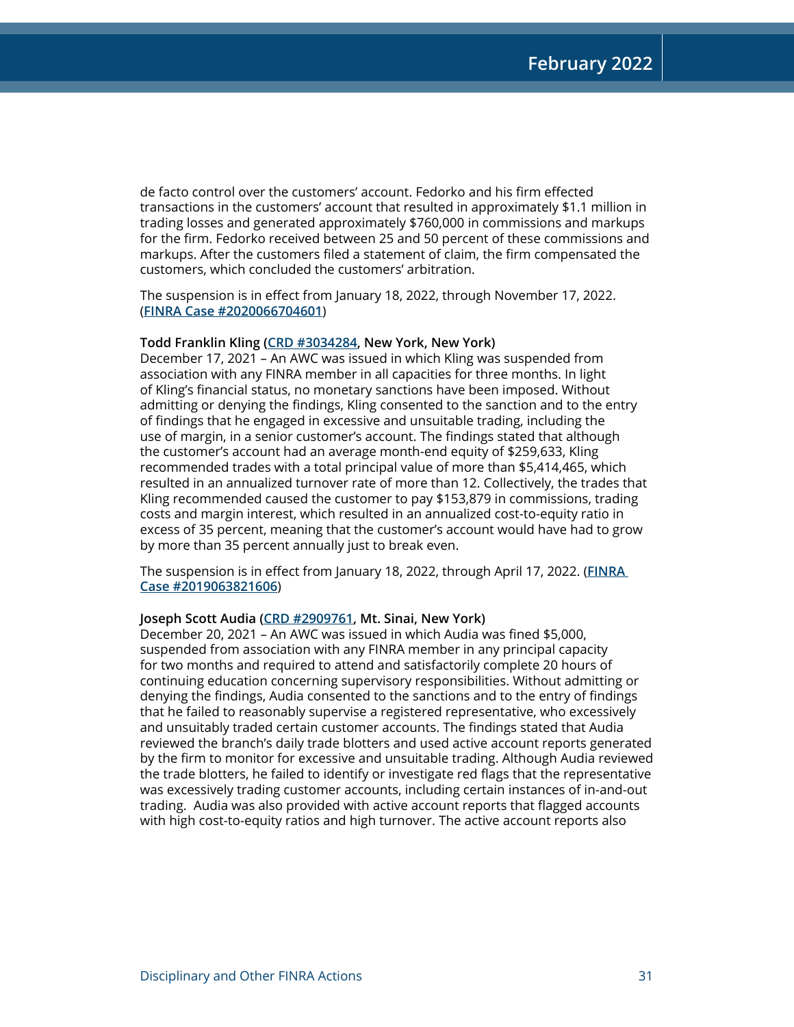de facto control over the customers' account. Fedorko and his firm effected transactions in the customers' account that resulted in approximately $1.1 million in trading losses and generated approximately $760,000 in commissions and markups for the firm. Fedorko received between 25 and 50 percent of these commissions and markups. After the customers filed a statement of claim, the firm compensated the customers, which concluded the customers' arbitration.

The suspension is in effect from January 18, 2022, through November 17, 2022. (**FINRA Case #2020066704601**)

**Todd Franklin Kling (CRD #3034284, New York, New York)**
December 17, 2021 – An AWC was issued in which Kling was suspended from association with any FINRA member in all capacities for three months. In light of Kling's financial status, no monetary sanctions have been imposed. Without admitting or denying the findings, Kling consented to the sanction and to the entry of findings that he engaged in excessive and unsuitable trading, including the use of margin, in a senior customer's account. The findings stated that although the customer's account had an average month-end equity of $259,633, Kling recommended trades with a total principal value of more than $5,414,465, which resulted in an annualized turnover rate of more than 12. Collectively, the trades that Kling recommended caused the customer to pay $153,879 in commissions, trading costs and margin interest, which resulted in an annualized cost-to-equity ratio in excess of 35 percent, meaning that the customer's account would have had to grow by more than 35 percent annually just to break even.

The suspension is in effect from January 18, 2022, through April 17, 2022. (**FINRA Case #2019063821606**)

**Joseph Scott Audia (CRD #2909761, Mt. Sinai, New York)**
December 20, 2021 – An AWC was issued in which Audia was fined $5,000, suspended from association with any FINRA member in any principal capacity for two months and required to attend and satisfactorily complete 20 hours of continuing education concerning supervisory responsibilities. Without admitting or denying the findings, Audia consented to the sanctions and to the entry of findings that he failed to reasonably supervise a registered representative, who excessively and unsuitably traded certain customer accounts. The findings stated that Audia reviewed the branch's daily trade blotters and used active account reports generated by the firm to monitor for excessive and unsuitable trading. Although Audia reviewed the trade blotters, he failed to identify or investigate red flags that the representative was excessively trading customer accounts, including certain instances of in-and-out trading. Audia was also provided with active account reports that flagged accounts with high cost-to-equity ratios and high turnover. The active account reports also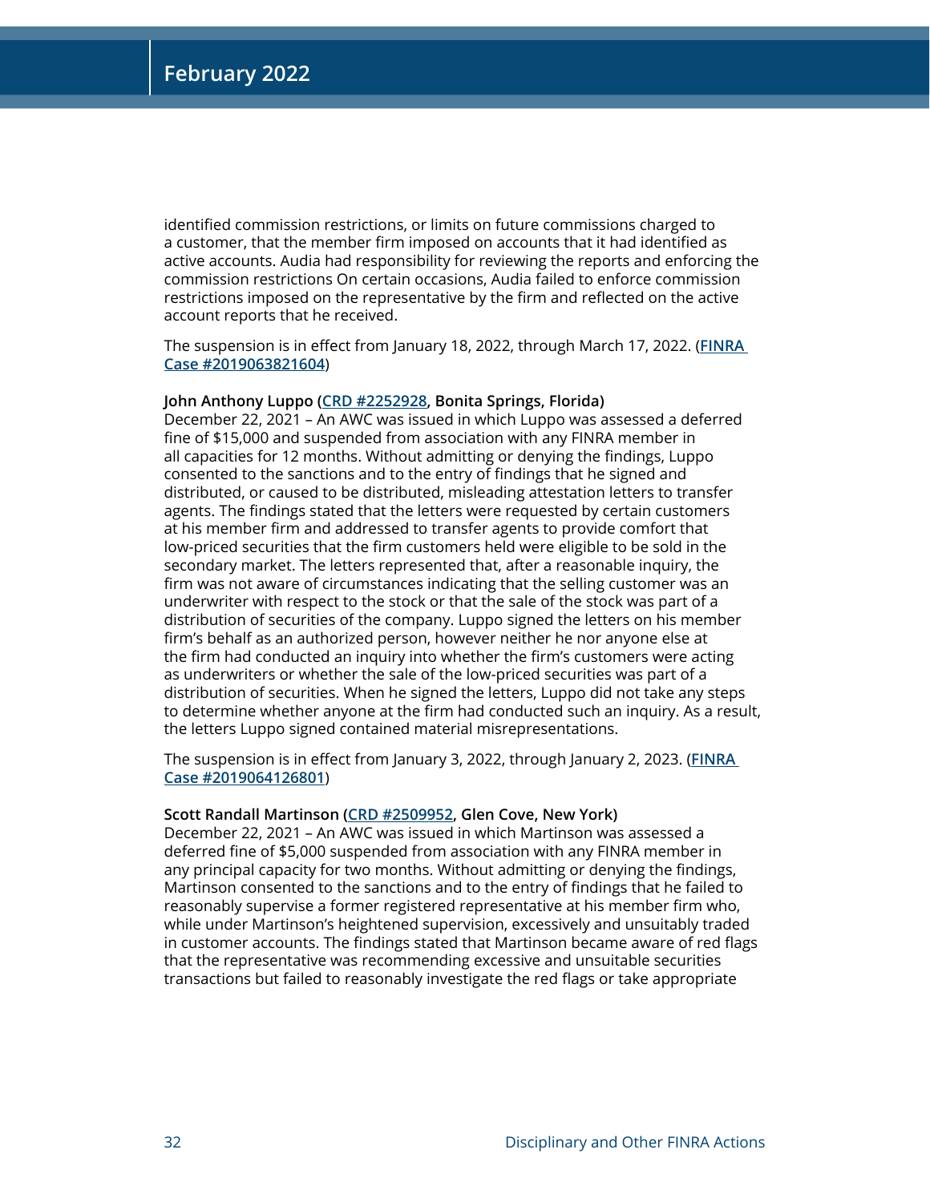identified commission restrictions, or limits on future commissions charged to a customer, that the member firm imposed on accounts that it had identified as active accounts. Audia had responsibility for reviewing the reports and enforcing the commission restrictions On certain occasions, Audia failed to enforce commission restrictions imposed on the representative by the firm and reflected on the active account reports that he received.

The suspension is in effect from January 18, 2022, through March 17, 2022. (**FINRA Case #2019063821604**)

**John Anthony Luppo (CRD #2252928, Bonita Springs, Florida)**
December 22, 2021 – An AWC was issued in which Luppo was assessed a deferred fine of $15,000 and suspended from association with any FINRA member in all capacities for 12 months. Without admitting or denying the findings, Luppo consented to the sanctions and to the entry of findings that he signed and distributed, or caused to be distributed, misleading attestation letters to transfer agents. The findings stated that the letters were requested by certain customers at his member firm and addressed to transfer agents to provide comfort that low-priced securities that the firm customers held were eligible to be sold in the secondary market. The letters represented that, after a reasonable inquiry, the firm was not aware of circumstances indicating that the selling customer was an underwriter with respect to the stock or that the sale of the stock was part of a distribution of securities of the company. Luppo signed the letters on his member firm's behalf as an authorized person, however neither he nor anyone else at the firm had conducted an inquiry into whether the firm's customers were acting as underwriters or whether the sale of the low-priced securities was part of a distribution of securities. When he signed the letters, Luppo did not take any steps to determine whether anyone at the firm had conducted such an inquiry. As a result, the letters Luppo signed contained material misrepresentations.

The suspension is in effect from January 3, 2022, through January 2, 2023. (**FINRA Case #2019064126801**)

**Scott Randall Martinson (CRD #2509952, Glen Cove, New York)**
December 22, 2021 – An AWC was issued in which Martinson was assessed a deferred fine of $5,000 suspended from association with any FINRA member in any principal capacity for two months. Without admitting or denying the findings, Martinson consented to the sanctions and to the entry of findings that he failed to reasonably supervise a former registered representative at his member firm who, while under Martinson's heightened supervision, excessively and unsuitably traded in customer accounts. The findings stated that Martinson became aware of red flags that the representative was recommending excessive and unsuitable securities transactions but failed to reasonably investigate the red flags or take appropriate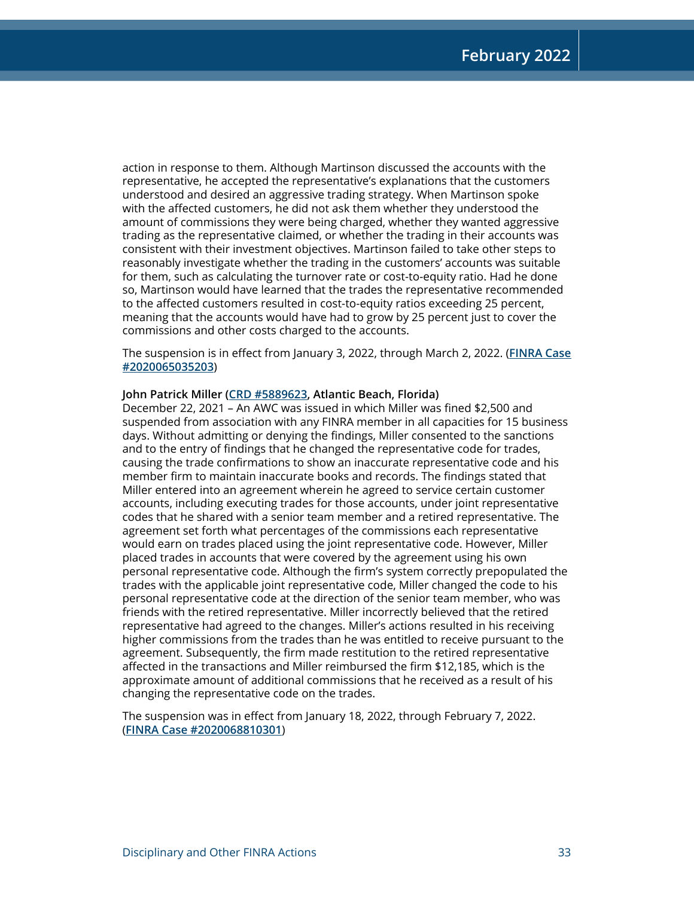action in response to them. Although Martinson discussed the accounts with the representative, he accepted the representative's explanations that the customers understood and desired an aggressive trading strategy. When Martinson spoke with the affected customers, he did not ask them whether they understood the amount of commissions they were being charged, whether they wanted aggressive trading as the representative claimed, or whether the trading in their accounts was consistent with their investment objectives. Martinson failed to take other steps to reasonably investigate whether the trading in the customers' accounts was suitable for them, such as calculating the turnover rate or cost-to-equity ratio. Had he done so, Martinson would have learned that the trades the representative recommended to the affected customers resulted in cost-to-equity ratios exceeding 25 percent, meaning that the accounts would have had to grow by 25 percent just to cover the commissions and other costs charged to the accounts.

The suspension is in effect from January 3, 2022, through March 2, 2022. (**FINRA Case #2020065035203**)

**John Patrick Miller (CRD #5889623, Atlantic Beach, Florida)**
December 22, 2021 – An AWC was issued in which Miller was fined $2,500 and suspended from association with any FINRA member in all capacities for 15 business days. Without admitting or denying the findings, Miller consented to the sanctions and to the entry of findings that he changed the representative code for trades, causing the trade confirmations to show an inaccurate representative code and his member firm to maintain inaccurate books and records. The findings stated that Miller entered into an agreement wherein he agreed to service certain customer accounts, including executing trades for those accounts, under joint representative codes that he shared with a senior team member and a retired representative. The agreement set forth what percentages of the commissions each representative would earn on trades placed using the joint representative code. However, Miller placed trades in accounts that were covered by the agreement using his own personal representative code. Although the firm's system correctly prepopulated the trades with the applicable joint representative code, Miller changed the code to his personal representative code at the direction of the senior team member, who was friends with the retired representative. Miller incorrectly believed that the retired representative had agreed to the changes. Miller's actions resulted in his receiving higher commissions from the trades than he was entitled to receive pursuant to the agreement. Subsequently, the firm made restitution to the retired representative affected in the transactions and Miller reimbursed the firm $12,185, which is the approximate amount of additional commissions that he received as a result of his changing the representative code on the trades.

The suspension was in effect from January 18, 2022, through February 7, 2022. (**FINRA Case #2020068810301**)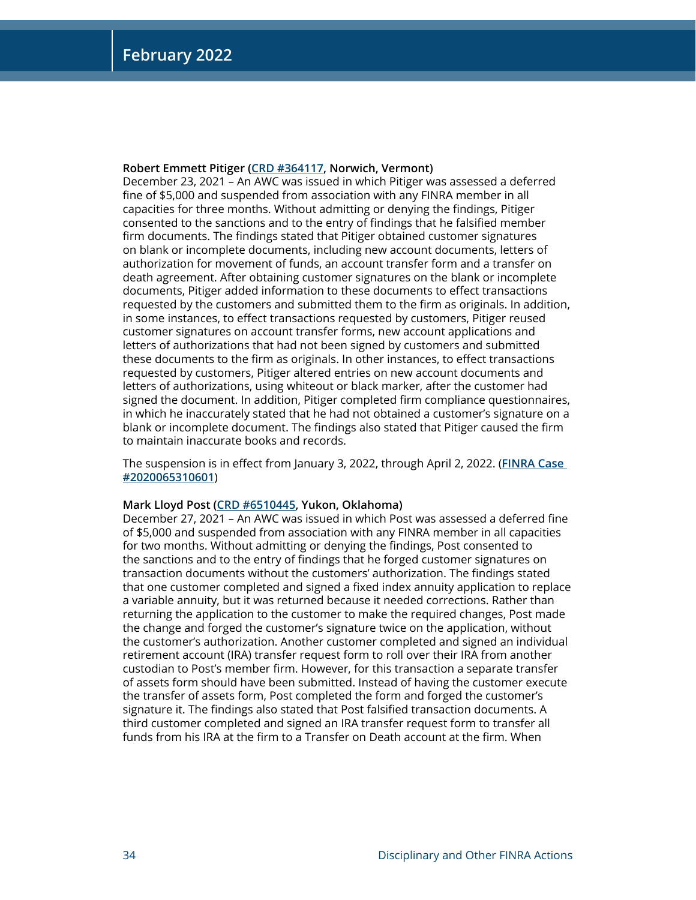**Robert Emmett Pitiger (CRD #364117, Norwich, Vermont)**
December 23, 2021 – An AWC was issued in which Pitiger was assessed a deferred fine of $5,000 and suspended from association with any FINRA member in all capacities for three months. Without admitting or denying the findings, Pitiger consented to the sanctions and to the entry of findings that he falsified member firm documents. The findings stated that Pitiger obtained customer signatures on blank or incomplete documents, including new account documents, letters of authorization for movement of funds, an account transfer form and a transfer on death agreement. After obtaining customer signatures on the blank or incomplete documents, Pitiger added information to these documents to effect transactions requested by the customers and submitted them to the firm as originals. In addition, in some instances, to effect transactions requested by customers, Pitiger reused customer signatures on account transfer forms, new account applications and letters of authorizations that had not been signed by customers and submitted these documents to the firm as originals. In other instances, to effect transactions requested by customers, Pitiger altered entries on new account documents and letters of authorizations, using whiteout or black marker, after the customer had signed the document. In addition, Pitiger completed firm compliance questionnaires, in which he inaccurately stated that he had not obtained a customer's signature on a blank or incomplete document. The findings also stated that Pitiger caused the firm to maintain inaccurate books and records.

The suspension is in effect from January 3, 2022, through April 2, 2022. (**FINRA Case #2020065310601**)

**Mark Lloyd Post (CRD #6510445, Yukon, Oklahoma)**
December 27, 2021 – An AWC was issued in which Post was assessed a deferred fine of $5,000 and suspended from association with any FINRA member in all capacities for two months. Without admitting or denying the findings, Post consented to the sanctions and to the entry of findings that he forged customer signatures on transaction documents without the customers' authorization. The findings stated that one customer completed and signed a fixed index annuity application to replace a variable annuity, but it was returned because it needed corrections. Rather than returning the application to the customer to make the required changes, Post made the change and forged the customer's signature twice on the application, without the customer's authorization. Another customer completed and signed an individual retirement account (IRA) transfer request form to roll over their IRA from another custodian to Post's member firm. However, for this transaction a separate transfer of assets form should have been submitted. Instead of having the customer execute the transfer of assets form, Post completed the form and forged the customer's signature it. The findings also stated that Post falsified transaction documents. A third customer completed and signed an IRA transfer request form to transfer all funds from his IRA at the firm to a Transfer on Death account at the firm. When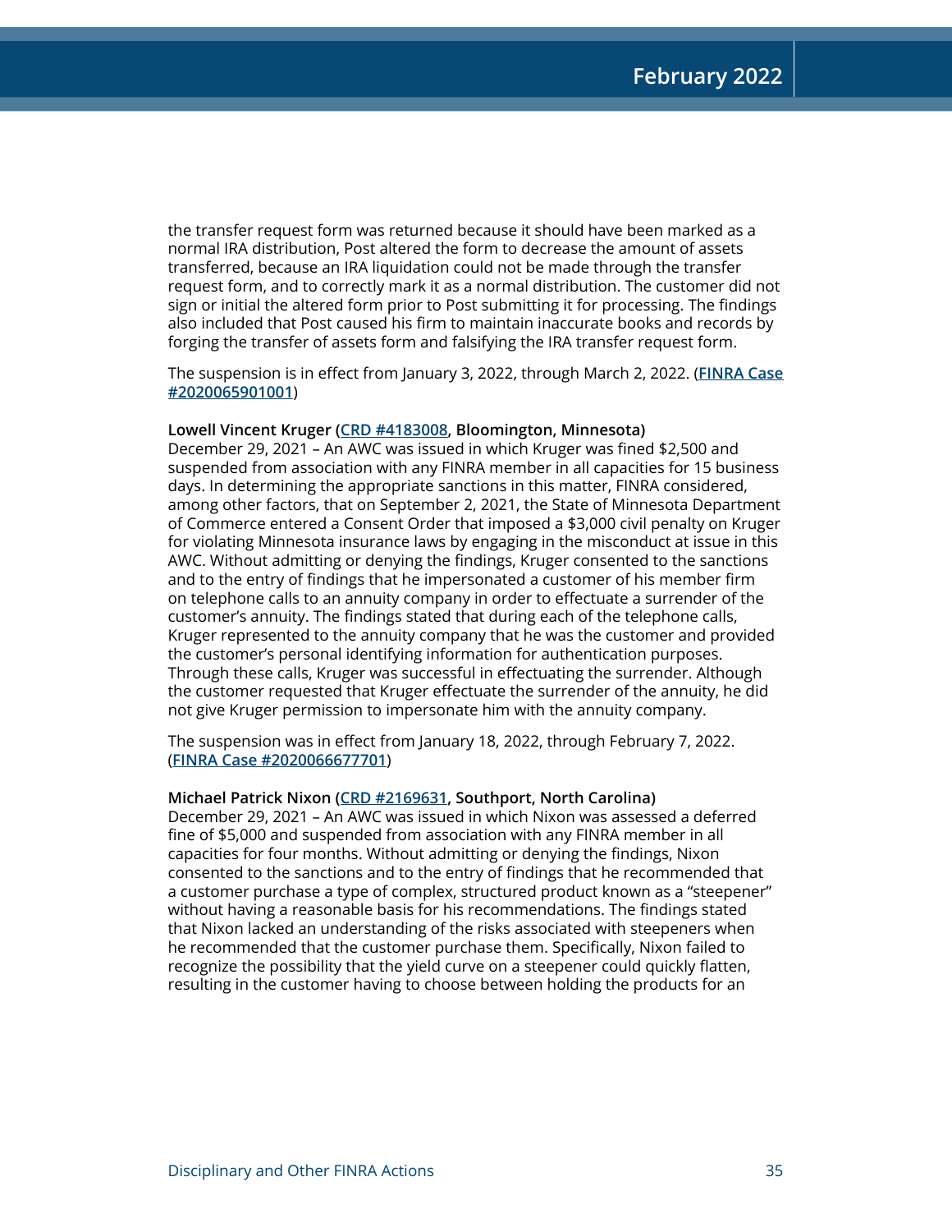the transfer request form was returned because it should have been marked as a normal IRA distribution, Post altered the form to decrease the amount of assets transferred, because an IRA liquidation could not be made through the transfer request form, and to correctly mark it as a normal distribution. The customer did not sign or initial the altered form prior to Post submitting it for processing. The findings also included that Post caused his firm to maintain inaccurate books and records by forging the transfer of assets form and falsifying the IRA transfer request form.

The suspension is in effect from January 3, 2022, through March 2, 2022. (**FINRA Case #2020065901001**)

**Lowell Vincent Kruger (CRD #4183008, Bloomington, Minnesota)**
December 29, 2021 – An AWC was issued in which Kruger was fined $2,500 and suspended from association with any FINRA member in all capacities for 15 business days. In determining the appropriate sanctions in this matter, FINRA considered, among other factors, that on September 2, 2021, the State of Minnesota Department of Commerce entered a Consent Order that imposed a $3,000 civil penalty on Kruger for violating Minnesota insurance laws by engaging in the misconduct at issue in this AWC. Without admitting or denying the findings, Kruger consented to the sanctions and to the entry of findings that he impersonated a customer of his member firm on telephone calls to an annuity company in order to effectuate a surrender of the customer's annuity. The findings stated that during each of the telephone calls, Kruger represented to the annuity company that he was the customer and provided the customer's personal identifying information for authentication purposes. Through these calls, Kruger was successful in effectuating the surrender. Although the customer requested that Kruger effectuate the surrender of the annuity, he did not give Kruger permission to impersonate him with the annuity company.

The suspension was in effect from January 18, 2022, through February 7, 2022. (**FINRA Case #2020066677701**)

**Michael Patrick Nixon (CRD #2169631, Southport, North Carolina)**
December 29, 2021 – An AWC was issued in which Nixon was assessed a deferred fine of $5,000 and suspended from association with any FINRA member in all capacities for four months. Without admitting or denying the findings, Nixon consented to the sanctions and to the entry of findings that he recommended that a customer purchase a type of complex, structured product known as a "steepener" without having a reasonable basis for his recommendations. The findings stated that Nixon lacked an understanding of the risks associated with steepeners when he recommended that the customer purchase them. Specifically, Nixon failed to recognize the possibility that the yield curve on a steepener could quickly flatten, resulting in the customer having to choose between holding the products for an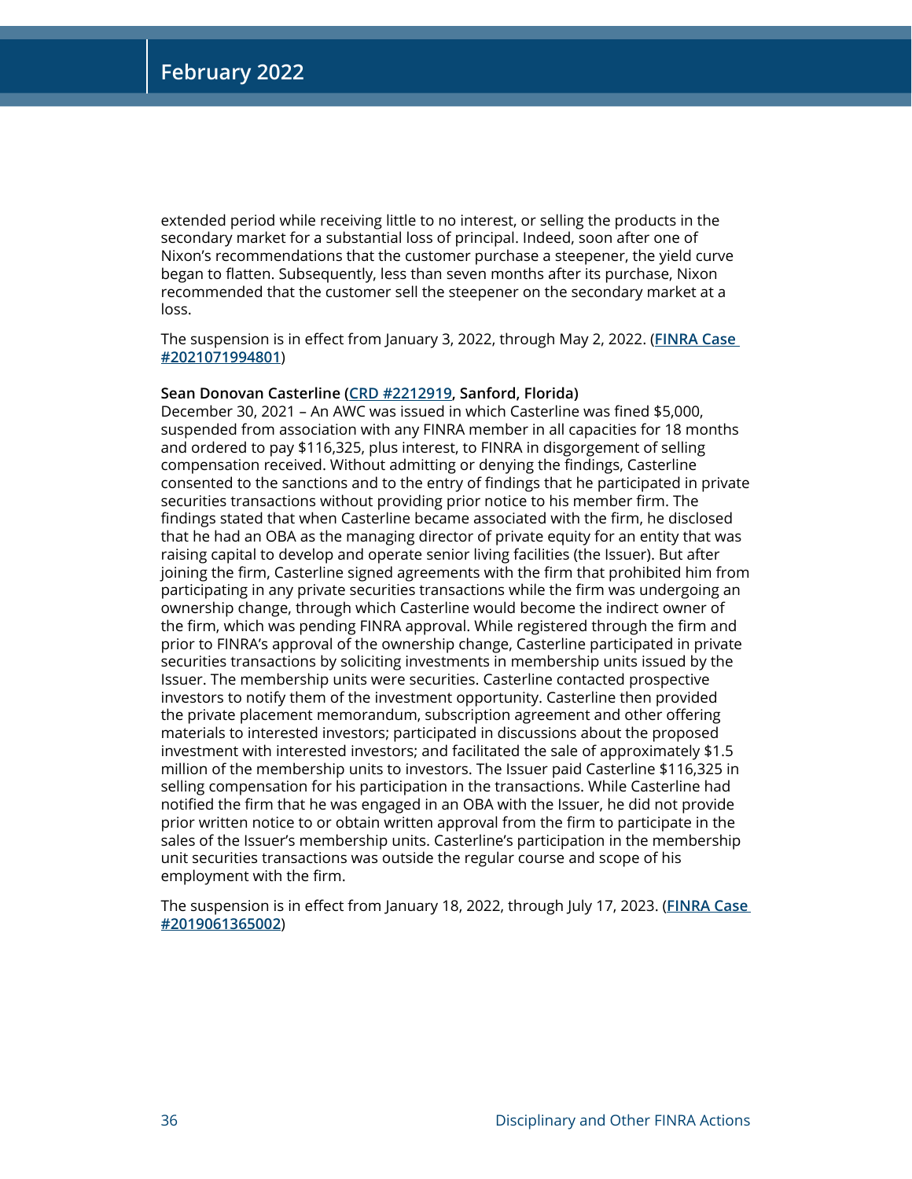extended period while receiving little to no interest, or selling the products in the secondary market for a substantial loss of principal. Indeed, soon after one of Nixon's recommendations that the customer purchase a steepener, the yield curve began to flatten. Subsequently, less than seven months after its purchase, Nixon recommended that the customer sell the steepener on the secondary market at a loss.

The suspension is in effect from January 3, 2022, through May 2, 2022. (**FINRA Case #2021071994801**)

**Sean Donovan Casterline (CRD #2212919, Sanford, Florida)**
December 30, 2021 – An AWC was issued in which Casterline was fined $5,000, suspended from association with any FINRA member in all capacities for 18 months and ordered to pay $116,325, plus interest, to FINRA in disgorgement of selling compensation received. Without admitting or denying the findings, Casterline consented to the sanctions and to the entry of findings that he participated in private securities transactions without providing prior notice to his member firm. The findings stated that when Casterline became associated with the firm, he disclosed that he had an OBA as the managing director of private equity for an entity that was raising capital to develop and operate senior living facilities (the Issuer). But after joining the firm, Casterline signed agreements with the firm that prohibited him from participating in any private securities transactions while the firm was undergoing an ownership change, through which Casterline would become the indirect owner of the firm, which was pending FINRA approval. While registered through the firm and prior to FINRA's approval of the ownership change, Casterline participated in private securities transactions by soliciting investments in membership units issued by the Issuer. The membership units were securities. Casterline contacted prospective investors to notify them of the investment opportunity. Casterline then provided the private placement memorandum, subscription agreement and other offering materials to interested investors; participated in discussions about the proposed investment with interested investors; and facilitated the sale of approximately $1.5 million of the membership units to investors. The Issuer paid Casterline $116,325 in selling compensation for his participation in the transactions. While Casterline had notified the firm that he was engaged in an OBA with the Issuer, he did not provide prior written notice to or obtain written approval from the firm to participate in the sales of the Issuer's membership units. Casterline's participation in the membership unit securities transactions was outside the regular course and scope of his employment with the firm.

The suspension is in effect from January 18, 2022, through July 17, 2023. (**FINRA Case #2019061365002**)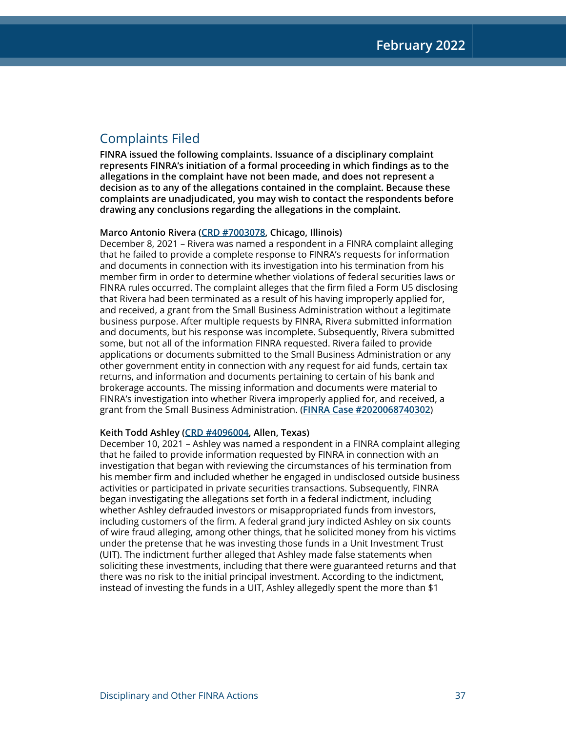## Complaints Filed

**FINRA issued the following complaints. Issuance of a disciplinary complaint represents FINRA's initiation of a formal proceeding in which findings as to the allegations in the complaint have not been made, and does not represent a decision as to any of the allegations contained in the complaint. Because these complaints are unadjudicated, you may wish to contact the respondents before drawing any conclusions regarding the allegations in the complaint.**

**Marco Antonio Rivera (CRD #7003078, Chicago, Illinois)**
December 8, 2021 – Rivera was named a respondent in a FINRA complaint alleging that he failed to provide a complete response to FINRA's requests for information and documents in connection with its investigation into his termination from his member firm in order to determine whether violations of federal securities laws or FINRA rules occurred. The complaint alleges that the firm filed a Form U5 disclosing that Rivera had been terminated as a result of his having improperly applied for, and received, a grant from the Small Business Administration without a legitimate business purpose. After multiple requests by FINRA, Rivera submitted information and documents, but his response was incomplete. Subsequently, Rivera submitted some, but not all of the information FINRA requested. Rivera failed to provide applications or documents submitted to the Small Business Administration or any other government entity in connection with any request for aid funds, certain tax returns, and information and documents pertaining to certain of his bank and brokerage accounts. The missing information and documents were material to FINRA's investigation into whether Rivera improperly applied for, and received, a grant from the Small Business Administration. (FINRA Case #2020068740302)

**Keith Todd Ashley (CRD #4096004, Allen, Texas)**
December 10, 2021 – Ashley was named a respondent in a FINRA complaint alleging that he failed to provide information requested by FINRA in connection with an investigation that began with reviewing the circumstances of his termination from his member firm and included whether he engaged in undisclosed outside business activities or participated in private securities transactions. Subsequently, FINRA began investigating the allegations set forth in a federal indictment, including whether Ashley defrauded investors or misappropriated funds from investors, including customers of the firm. A federal grand jury indicted Ashley on six counts of wire fraud alleging, among other things, that he solicited money from his victims under the pretense that he was investing those funds in a Unit Investment Trust (UIT). The indictment further alleged that Ashley made false statements when soliciting these investments, including that there were guaranteed returns and that there was no risk to the initial principal investment. According to the indictment, instead of investing the funds in a UIT, Ashley allegedly spent the more than $1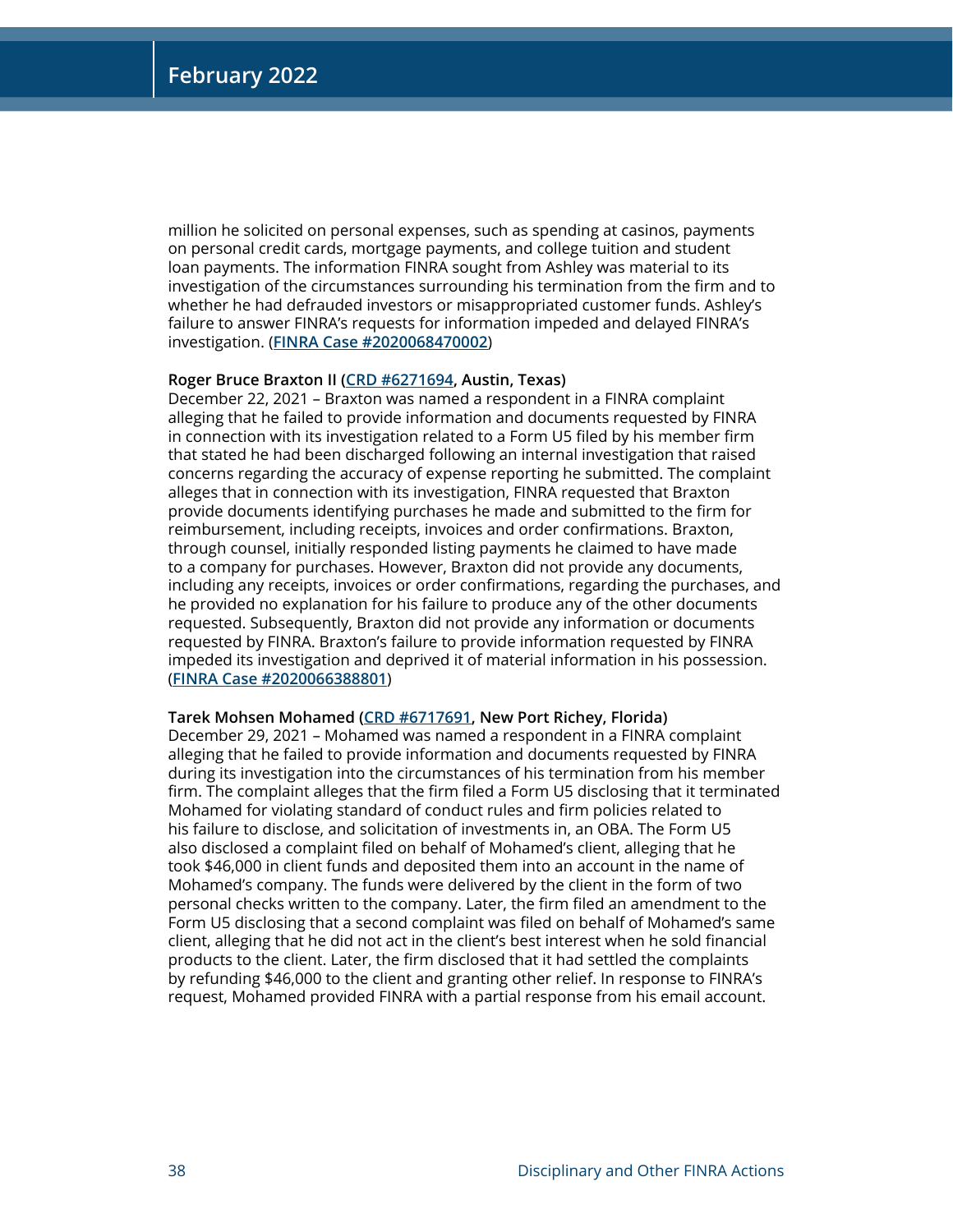million he solicited on personal expenses, such as spending at casinos, payments on personal credit cards, mortgage payments, and college tuition and student loan payments. The information FINRA sought from Ashley was material to its investigation of the circumstances surrounding his termination from the firm and to whether he had defrauded investors or misappropriated customer funds. Ashley's failure to answer FINRA's requests for information impeded and delayed FINRA's investigation. (**FINRA Case #2020068470002**)

**Roger Bruce Braxton II (CRD #6271694, Austin, Texas)**
December 22, 2021 – Braxton was named a respondent in a FINRA complaint alleging that he failed to provide information and documents requested by FINRA in connection with its investigation related to a Form U5 filed by his member firm that stated he had been discharged following an internal investigation that raised concerns regarding the accuracy of expense reporting he submitted. The complaint alleges that in connection with its investigation, FINRA requested that Braxton provide documents identifying purchases he made and submitted to the firm for reimbursement, including receipts, invoices and order confirmations. Braxton, through counsel, initially responded listing payments he claimed to have made to a company for purchases. However, Braxton did not provide any documents, including any receipts, invoices or order confirmations, regarding the purchases, and he provided no explanation for his failure to produce any of the other documents requested. Subsequently, Braxton did not provide any information or documents requested by FINRA. Braxton's failure to provide information requested by FINRA impeded its investigation and deprived it of material information in his possession. (**FINRA Case #2020066388801**)

**Tarek Mohsen Mohamed (CRD #6717691, New Port Richey, Florida)**
December 29, 2021 – Mohamed was named a respondent in a FINRA complaint alleging that he failed to provide information and documents requested by FINRA during its investigation into the circumstances of his termination from his member firm. The complaint alleges that the firm filed a Form U5 disclosing that it terminated Mohamed for violating standard of conduct rules and firm policies related to his failure to disclose, and solicitation of investments in, an OBA. The Form U5 also disclosed a complaint filed on behalf of Mohamed's client, alleging that he took $46,000 in client funds and deposited them into an account in the name of Mohamed's company. The funds were delivered by the client in the form of two personal checks written to the company. Later, the firm filed an amendment to the Form U5 disclosing that a second complaint was filed on behalf of Mohamed's same client, alleging that he did not act in the client's best interest when he sold financial products to the client. Later, the firm disclosed that it had settled the complaints by refunding $46,000 to the client and granting other relief. In response to FINRA's request, Mohamed provided FINRA with a partial response from his email account.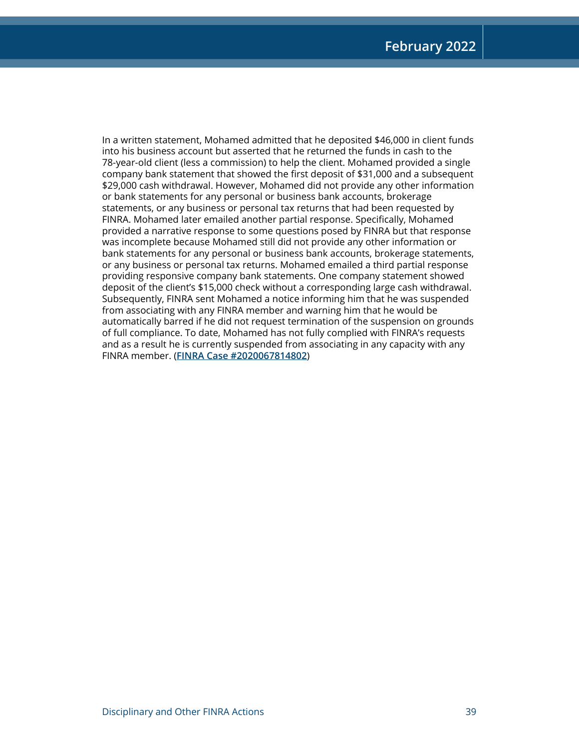In a written statement, Mohamed admitted that he deposited $46,000 in client funds into his business account but asserted that he returned the funds in cash to the 78-year-old client (less a commission) to help the client. Mohamed provided a single company bank statement that showed the first deposit of $31,000 and a subsequent $29,000 cash withdrawal. However, Mohamed did not provide any other information or bank statements for any personal or business bank accounts, brokerage statements, or any business or personal tax returns that had been requested by FINRA. Mohamed later emailed another partial response. Specifically, Mohamed provided a narrative response to some questions posed by FINRA but that response was incomplete because Mohamed still did not provide any other information or bank statements for any personal or business bank accounts, brokerage statements, or any business or personal tax returns. Mohamed emailed a third partial response providing responsive company bank statements. One company statement showed deposit of the client's $15,000 check without a corresponding large cash withdrawal. Subsequently, FINRA sent Mohamed a notice informing him that he was suspended from associating with any FINRA member and warning him that he would be automatically barred if he did not request termination of the suspension on grounds of full compliance. To date, Mohamed has not fully complied with FINRA's requests and as a result he is currently suspended from associating in any capacity with any FINRA member. (**FINRA Case #2020067814802**)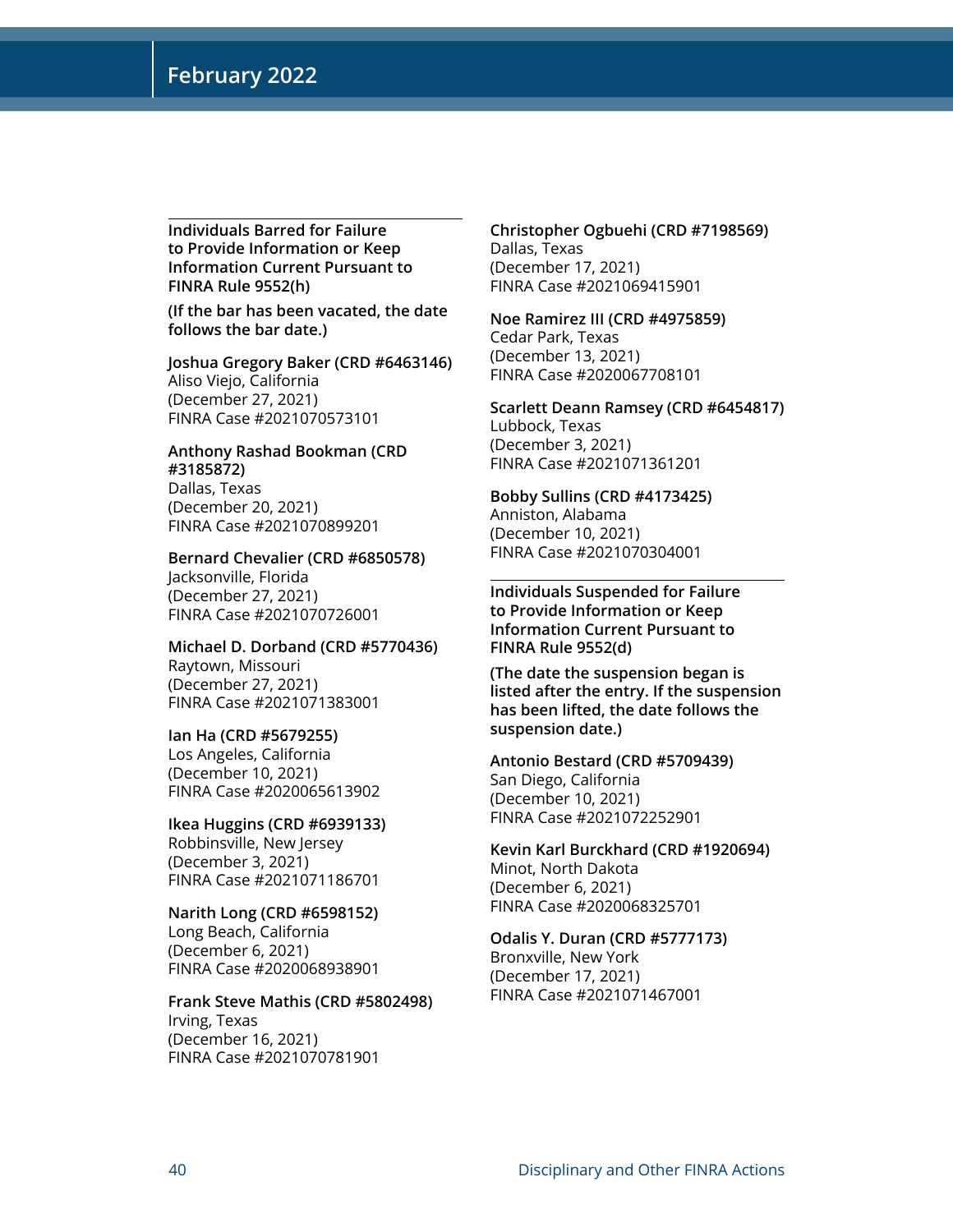### Individuals Barred for Failure to Provide Information or Keep Information Current Pursuant to FINRA Rule 9552(h)

**(If the bar has been vacated, the date follows the bar date.)**

**Joshua Gregory Baker (CRD #6463146)**
Aliso Viejo, California
(December 27, 2021)
FINRA Case #2021070573101

**Anthony Rashad Bookman (CRD #3185872)**
Dallas, Texas
(December 20, 2021)
FINRA Case #2021070899201

**Bernard Chevalier (CRD #6850578)**
Jacksonville, Florida
(December 27, 2021)
FINRA Case #2021070726001

**Michael D. Dorband (CRD #5770436)**
Raytown, Missouri
(December 27, 2021)
FINRA Case #2021071383001

**Ian Ha (CRD #5679255)**
Los Angeles, California
(December 10, 2021)
FINRA Case #2020065613902

**Ikea Huggins (CRD #6939133)**
Robbinsville, New Jersey
(December 3, 2021)
FINRA Case #2021071186701

**Narith Long (CRD #6598152)**
Long Beach, California
(December 6, 2021)
FINRA Case #2020068938901

**Frank Steve Mathis (CRD #5802498)**
Irving, Texas
(December 16, 2021)
FINRA Case #2021070781901

**Christopher Ogbuehi (CRD #7198569)**
Dallas, Texas
(December 17, 2021)
FINRA Case #2021069415901

**Noe Ramirez III (CRD #4975859)**
Cedar Park, Texas
(December 13, 2021)
FINRA Case #2020067708101

**Scarlett Deann Ramsey (CRD #6454817)**
Lubbock, Texas
(December 3, 2021)
FINRA Case #2021071361201

**Bobby Sullins (CRD #4173425)**
Anniston, Alabama
(December 10, 2021)
FINRA Case #2021070304001

### Individuals Suspended for Failure to Provide Information or Keep Information Current Pursuant to FINRA Rule 9552(d)

**(The date the suspension began is listed after the entry. If the suspension has been lifted, the date follows the suspension date.)**

**Antonio Bestard (CRD #5709439)**
San Diego, California
(December 10, 2021)
FINRA Case #2021072252901

**Kevin Karl Burckhard (CRD #1920694)**
Minot, North Dakota
(December 6, 2021)
FINRA Case #2020068325701

**Odalis Y. Duran (CRD #5777173)**
Bronxville, New York
(December 17, 2021)
FINRA Case #2021071467001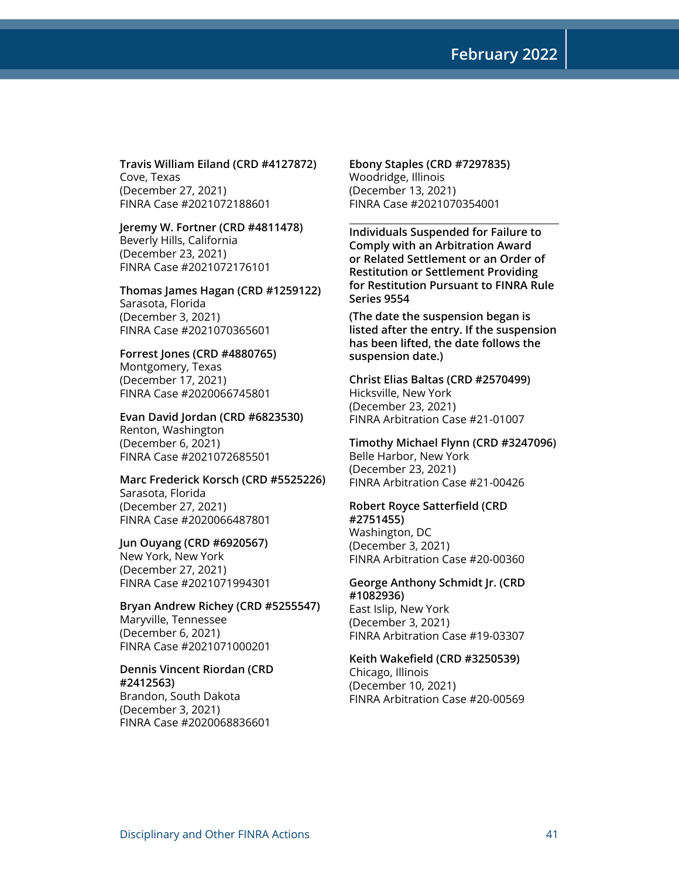**Travis William Eiland (CRD #4127872)**
Cove, Texas
(December 27, 2021)
FINRA Case #2021072188601

**Jeremy W. Fortner (CRD #4811478)**
Beverly Hills, California
(December 23, 2021)
FINRA Case #2021072176101

**Thomas James Hagan (CRD #1259122)**
Sarasota, Florida
(December 3, 2021)
FINRA Case #2021070365601

**Forrest Jones (CRD #4880765)**
Montgomery, Texas
(December 17, 2021)
FINRA Case #2020066745801

**Evan David Jordan (CRD #6823530)**
Renton, Washington
(December 6, 2021)
FINRA Case #2021072685501

**Marc Frederick Korsch (CRD #5525226)**
Sarasota, Florida
(December 27, 2021)
FINRA Case #2020066487801

**Jun Ouyang (CRD #6920567)**
New York, New York
(December 27, 2021)
FINRA Case #2021071994301

**Bryan Andrew Richey (CRD #5255547)**
Maryville, Tennessee
(December 6, 2021)
FINRA Case #2021071000201

**Dennis Vincent Riordan (CRD #2412563)**
Brandon, South Dakota
(December 3, 2021)
FINRA Case #2020068836601

**Ebony Staples (CRD #7297835)**
Woodridge, Illinois
(December 13, 2021)
FINRA Case #2021070354001

## Individuals Suspended for Failure to Comply with an Arbitration Award or Related Settlement or an Order of Restitution or Settlement Providing for Restitution Pursuant to FINRA Rule Series 9554

**(The date the suspension began is listed after the entry. If the suspension has been lifted, the date follows the suspension date.)**

**Christ Elias Baltas (CRD #2570499)**
Hicksville, New York
(December 23, 2021)
FINRA Arbitration Case #21-01007

**Timothy Michael Flynn (CRD #3247096)**
Belle Harbor, New York
(December 23, 2021)
FINRA Arbitration Case #21-00426

**Robert Royce Satterfield (CRD #2751455)**
Washington, DC
(December 3, 2021)
FINRA Arbitration Case #20-00360

**George Anthony Schmidt Jr. (CRD #1082936)**
East Islip, New York
(December 3, 2021)
FINRA Arbitration Case #19-03307

**Keith Wakefield (CRD #3250539)**
Chicago, Illinois
(December 10, 2021)
FINRA Arbitration Case #20-00569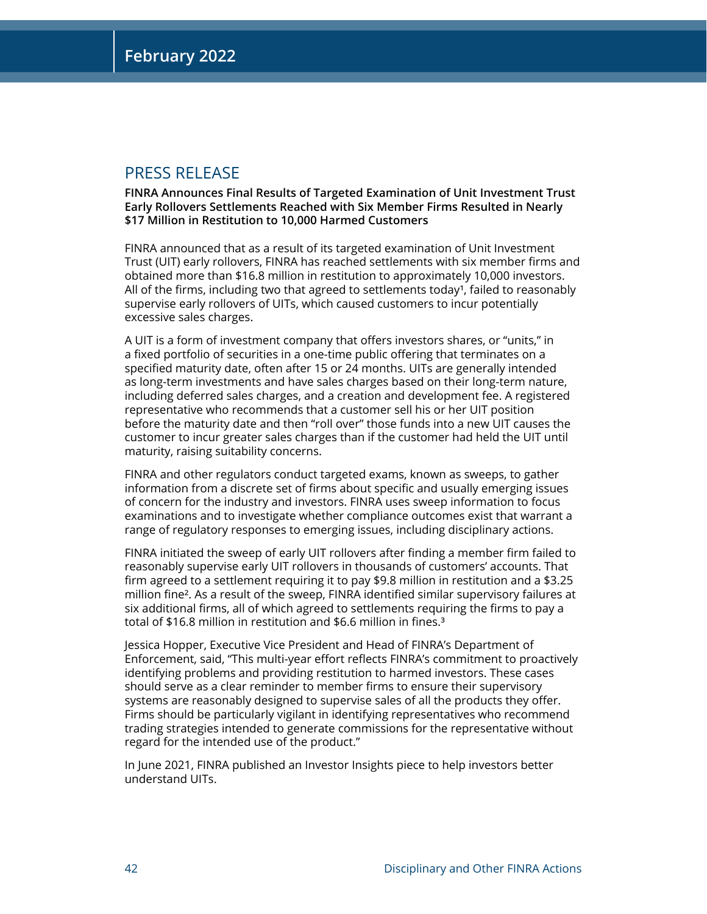# PRESS RELEASE

**FINRA Announces Final Results of Targeted Examination of Unit Investment Trust Early Rollovers Settlements Reached with Six Member Firms Resulted in Nearly $17 Million in Restitution to 10,000 Harmed Customers**

FINRA announced that as a result of its targeted examination of Unit Investment Trust (UIT) early rollovers, FINRA has reached settlements with six member firms and obtained more than $16.8 million in restitution to approximately 10,000 investors. All of the firms, including two that agreed to settlements today[1], failed to reasonably supervise early rollovers of UITs, which caused customers to incur potentially excessive sales charges.

A UIT is a form of investment company that offers investors shares, or "units," in a fixed portfolio of securities in a one-time public offering that terminates on a specified maturity date, often after 15 or 24 months. UITs are generally intended as long-term investments and have sales charges based on their long-term nature, including deferred sales charges, and a creation and development fee. A registered representative who recommends that a customer sell his or her UIT position before the maturity date and then "roll over" those funds into a new UIT causes the customer to incur greater sales charges than if the customer had held the UIT until maturity, raising suitability concerns.

FINRA and other regulators conduct targeted exams, known as sweeps, to gather information from a discrete set of firms about specific and usually emerging issues of concern for the industry and investors. FINRA uses sweep information to focus examinations and to investigate whether compliance outcomes exist that warrant a range of regulatory responses to emerging issues, including disciplinary actions.

FINRA initiated the sweep of early UIT rollovers after finding a member firm failed to reasonably supervise early UIT rollovers in thousands of customers' accounts. That firm agreed to a settlement requiring it to pay $9.8 million in restitution and a $3.25 million fine[2]. As a result of the sweep, FINRA identified similar supervisory failures at six additional firms, all of which agreed to settlements requiring the firms to pay a total of $16.8 million in restitution and $6.6 million in fines.[3]

Jessica Hopper, Executive Vice President and Head of FINRA's Department of Enforcement, said, "This multi-year effort reflects FINRA's commitment to proactively identifying problems and providing restitution to harmed investors. These cases should serve as a clear reminder to member firms to ensure their supervisory systems are reasonably designed to supervise sales of all the products they offer. Firms should be particularly vigilant in identifying representatives who recommend trading strategies intended to generate commissions for the representative without regard for the intended use of the product."

In June 2021, FINRA published an Investor Insights piece to help investors better understand UITs.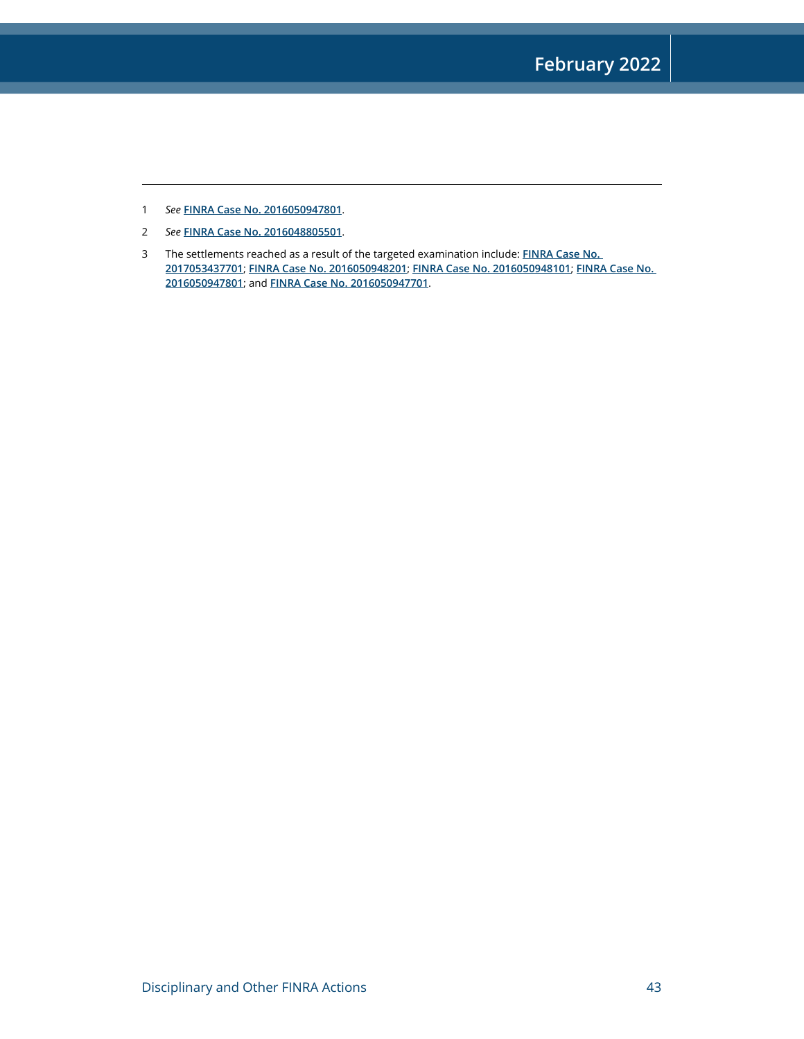---

1 *See* **FINRA Case No. 2016050947801**.

2 *See* **FINRA Case No. 2016048805501**.

3 The settlements reached as a result of the targeted examination include: **FINRA Case No. 2017053437701**; **FINRA Case No. 2016050948201**; **FINRA Case No. 2016050948101**; **FINRA Case No. 2016050947801**; and **FINRA Case No. 2016050947701**.